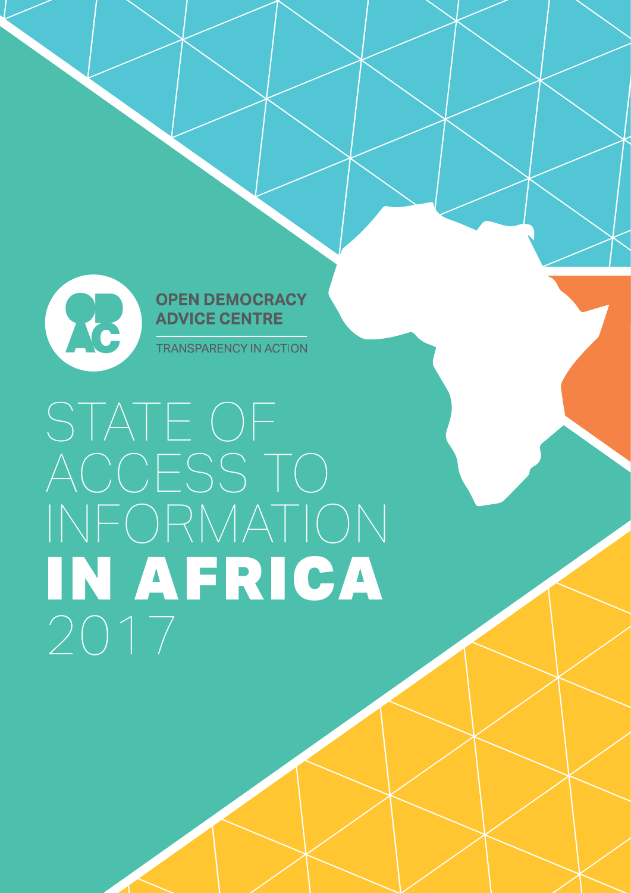OPEN DEMOCRACY
ADVICE CENTRE

TRANSPARENCY IN ACTION

# STATE OF ACCESS TO INFORMATION IN AFRICA 2017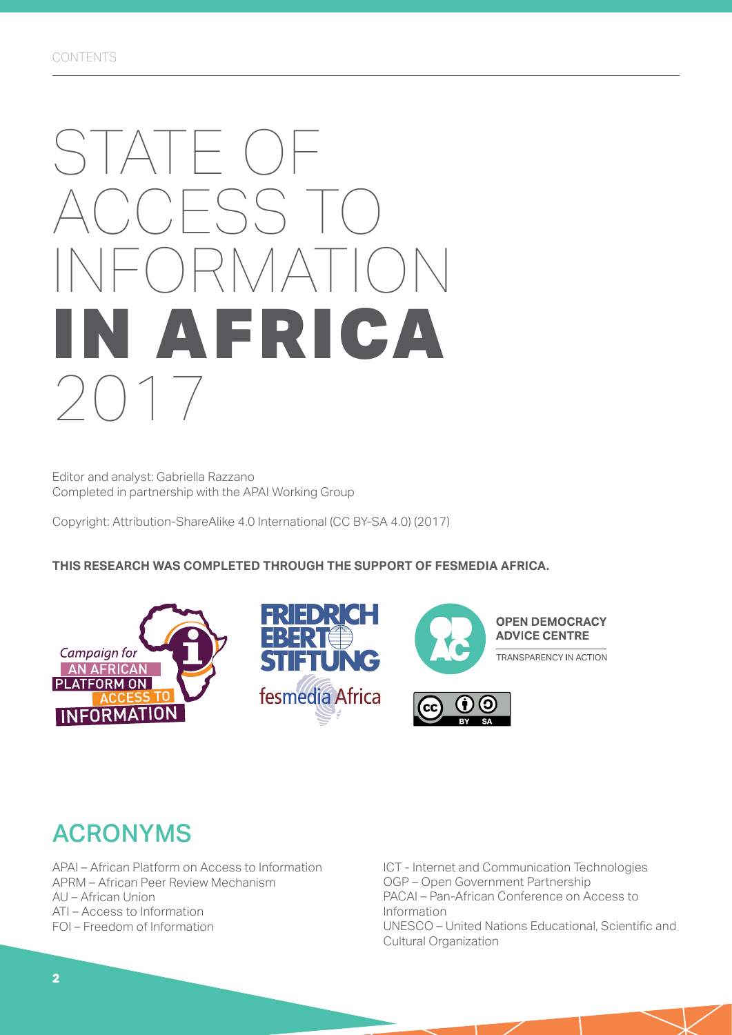# STATE OF ACCESS TO INFORMATION **IN AFRICA** 2017

Editor and analyst: Gabriella Razzano
Completed in partnership with the APAI Working Group

Copyright: Attribution-ShareAlike 4.0 International (CC BY-SA 4.0) (2017)

**THIS RESEARCH WAS COMPLETED THROUGH THE SUPPORT OF FESMEDIA AFRICA.**

## ACRONYMS

APAI – African Platform on Access to Information
APRM – African Peer Review Mechanism
AU – African Union
ATI – Access to Information
FOI – Freedom of Information
ICT - Internet and Communication Technologies
OGP – Open Government Partnership
PACAI – Pan-African Conference on Access to Information
UNESCO – United Nations Educational, Scientific and Cultural Organization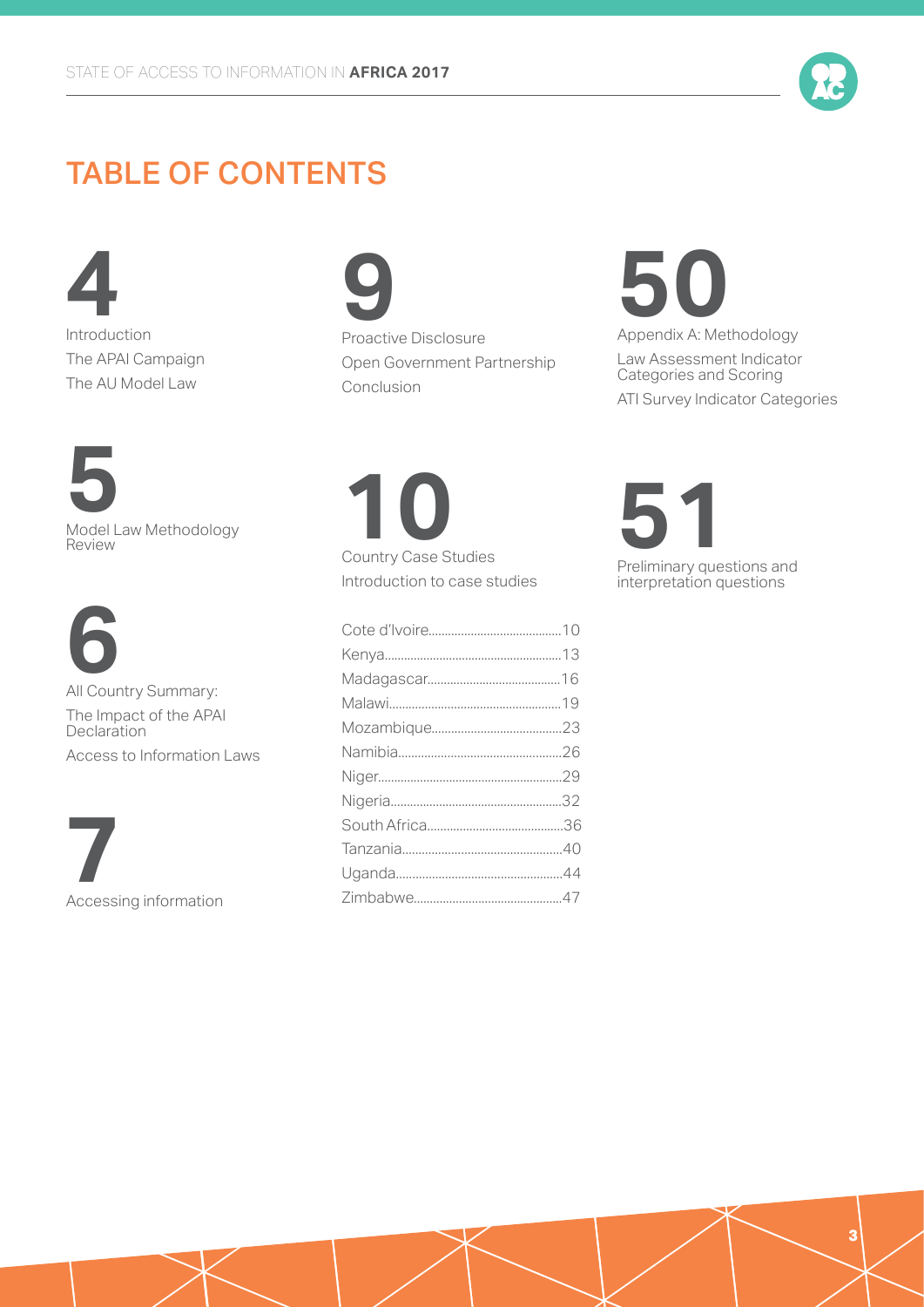# TABLE OF CONTENTS

**4**

Introduction

The APAI Campaign

The AU Model Law

**5**

Model Law Methodology Review

**6**

All Country Summary:

The Impact of the APAI Declaration

Access to Information Laws

**7**

Accessing information

**9**

Proactive Disclosure

Open Government Partnership

Conclusion

**10**

Country Case Studies

Introduction to case studies

- Cote d'Ivoire........................................10
- Kenya.....................................................13
- Madagascar........................................16
- Malawi...................................................19
- Mozambique........................................23
- Namibia.................................................26
- Niger......................................................29
- Nigeria...................................................32
- South Africa.........................................36
- Tanzania...............................................40
- Uganda..................................................44
- Zimbabwe............................................47

**50**

Appendix A: Methodology

Law Assessment Indicator Categories and Scoring

ATI Survey Indicator Categories

**51**

Preliminary questions and interpretation questions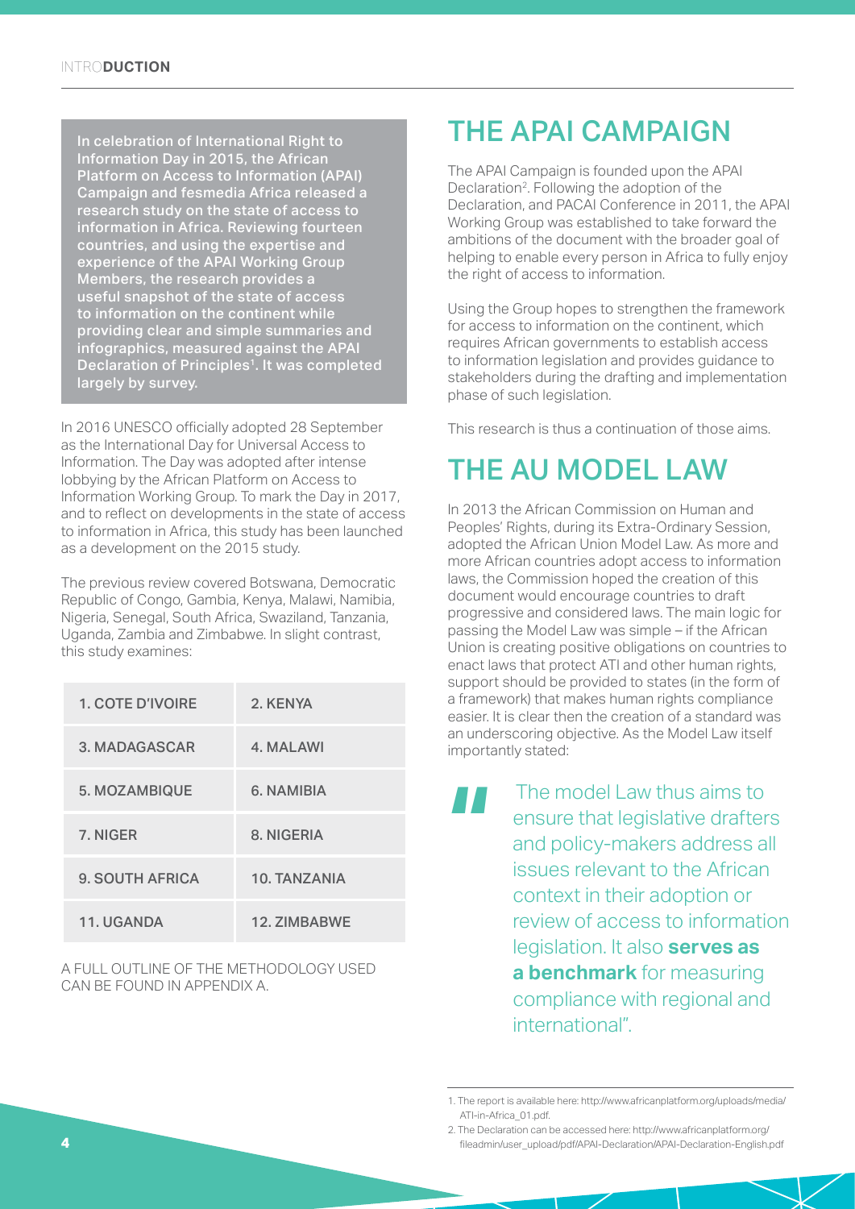In celebration of International Right to Information Day in 2015, the African Platform on Access to Information (APAI) Campaign and fesmedia Africa released a research study on the state of access to information in Africa. Reviewing fourteen countries, and using the expertise and experience of the APAI Working Group Members, the research provides a useful snapshot of the state of access to information on the continent while providing clear and simple summaries and infographics, measured against the APAI Declaration of Principles[1]. It was completed largely by survey.

In 2016 UNESCO officially adopted 28 September as the International Day for Universal Access to Information. The Day was adopted after intense lobbying by the African Platform on Access to Information Working Group. To mark the Day in 2017, and to reflect on developments in the state of access to information in Africa, this study has been launched as a development on the 2015 study.

The previous review covered Botswana, Democratic Republic of Congo, Gambia, Kenya, Malawi, Namibia, Nigeria, Senegal, South Africa, Swaziland, Tanzania, Uganda, Zambia and Zimbabwe. In slight contrast, this study examines:

| | |
|---|---|
| 1. COTE D'IVOIRE | 2. KENYA |
| 3. MADAGASCAR | 4. MALAWI |
| 5. MOZAMBIQUE | 6. NAMIBIA |
| 7. NIGER | 8. NIGERIA |
| 9. SOUTH AFRICA | 10. TANZANIA |
| 11. UGANDA | 12. ZIMBABWE |

A FULL OUTLINE OF THE METHODOLOGY USED CAN BE FOUND IN APPENDIX A.

# THE APAI CAMPAIGN

The APAI Campaign is founded upon the APAI Declaration[2]. Following the adoption of the Declaration, and PACAI Conference in 2011, the APAI Working Group was established to take forward the ambitions of the document with the broader goal of helping to enable every person in Africa to fully enjoy the right of access to information.

Using the Group hopes to strengthen the framework for access to information on the continent, which requires African governments to establish access to information legislation and provides guidance to stakeholders during the drafting and implementation phase of such legislation.

This research is thus a continuation of those aims.

# THE AU MODEL LAW

In 2013 the African Commission on Human and Peoples' Rights, during its Extra-Ordinary Session, adopted the African Union Model Law. As more and more African countries adopt access to information laws, the Commission hoped the creation of this document would encourage countries to draft progressive and considered laws. The main logic for passing the Model Law was simple – if the African Union is creating positive obligations on countries to enact laws that protect ATI and other human rights, support should be provided to states (in the form of a framework) that makes human rights compliance easier. It is clear then the creation of a standard was an underscoring objective. As the Model Law itself importantly stated:

> " The model Law thus aims to ensure that legislative drafters and policy-makers address all issues relevant to the African context in their adoption or review of access to information legislation. It also **serves as a benchmark** for measuring compliance with regional and international".

1. The report is available here: http://www.africanplatform.org/uploads/media/ATI-in-Africa_01.pdf.
2. The Declaration can be accessed here: http://www.africanplatform.org/fileadmin/user_upload/pdf/APAI-Declaration/APAI-Declaration-English.pdf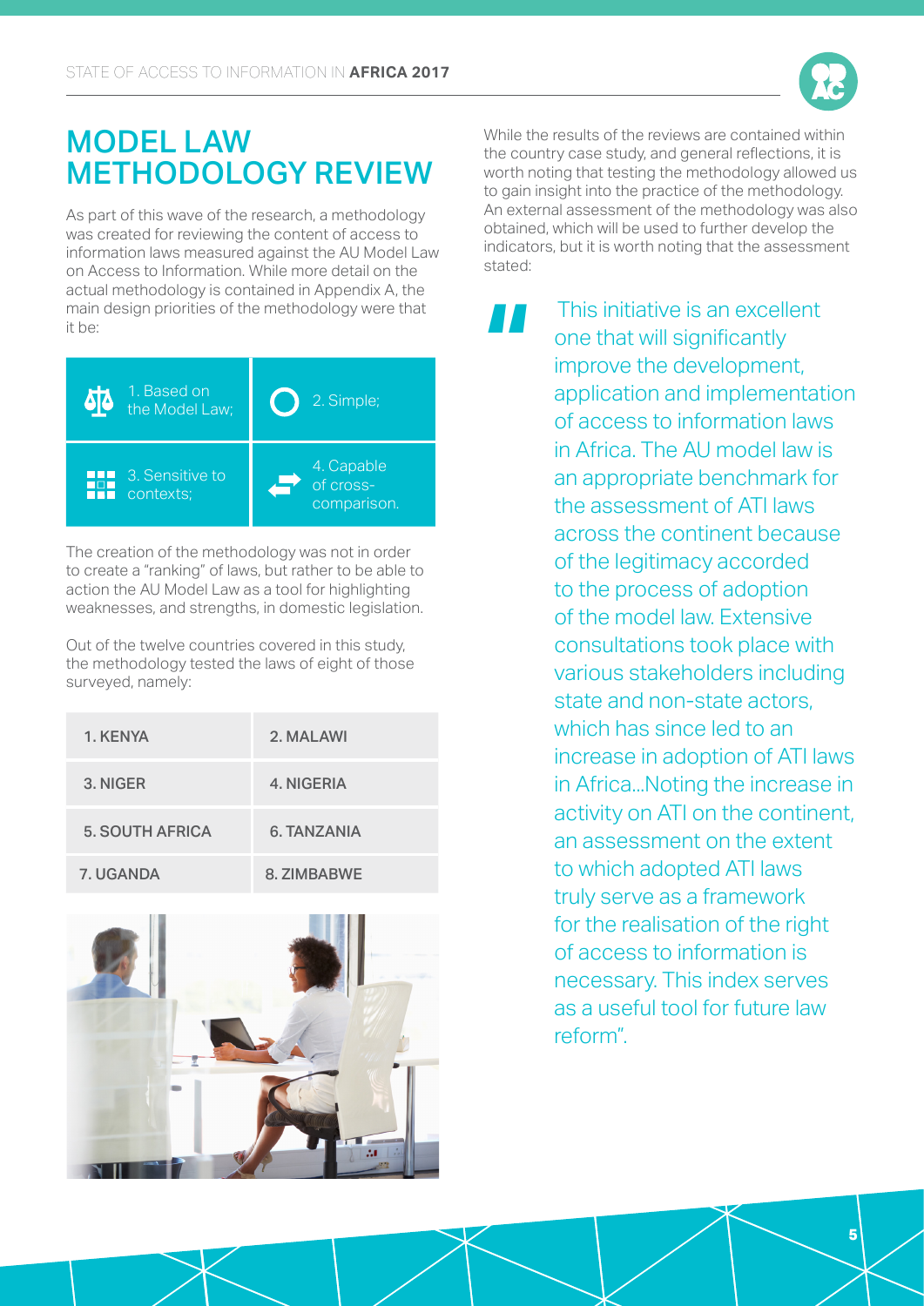# MODEL LAW METHODOLOGY REVIEW

As part of this wave of the research, a methodology was created for reviewing the content of access to information laws measured against the AU Model Law on Access to Information. While more detail on the actual methodology is contained in Appendix A, the main design priorities of the methodology were that it be:

| | |
|---|---|
| 1. Based on the Model Law; | 2. Simple; |
| 3. Sensitive to contexts; | 4. Capable of cross-comparison. |

The creation of the methodology was not in order to create a "ranking" of laws, but rather to be able to action the AU Model Law as a tool for highlighting weaknesses, and strengths, in domestic legislation.

Out of the twelve countries covered in this study, the methodology tested the laws of eight of those surveyed, namely:

| | |
|---|---|
| 1. KENYA | 2. MALAWI |
| 3. NIGER | 4. NIGERIA |
| 5. SOUTH AFRICA | 6. TANZANIA |
| 7. UGANDA | 8. ZIMBABWE |

While the results of the reviews are contained within the country case study, and general reflections, it is worth noting that testing the methodology allowed us to gain insight into the practice of the methodology. An external assessment of the methodology was also obtained, which will be used to further develop the indicators, but it is worth noting that the assessment stated:

> "This initiative is an excellent one that will significantly improve the development, application and implementation of access to information laws in Africa. The AU model law is an appropriate benchmark for the assessment of ATI laws across the continent because of the legitimacy accorded to the process of adoption of the model law. Extensive consultations took place with various stakeholders including state and non-state actors, which has since led to an increase in adoption of ATI laws in Africa...Noting the increase in activity on ATI on the continent, an assessment on the extent to which adopted ATI laws truly serve as a framework for the realisation of the right of access to information is necessary. This index serves as a useful tool for future law reform".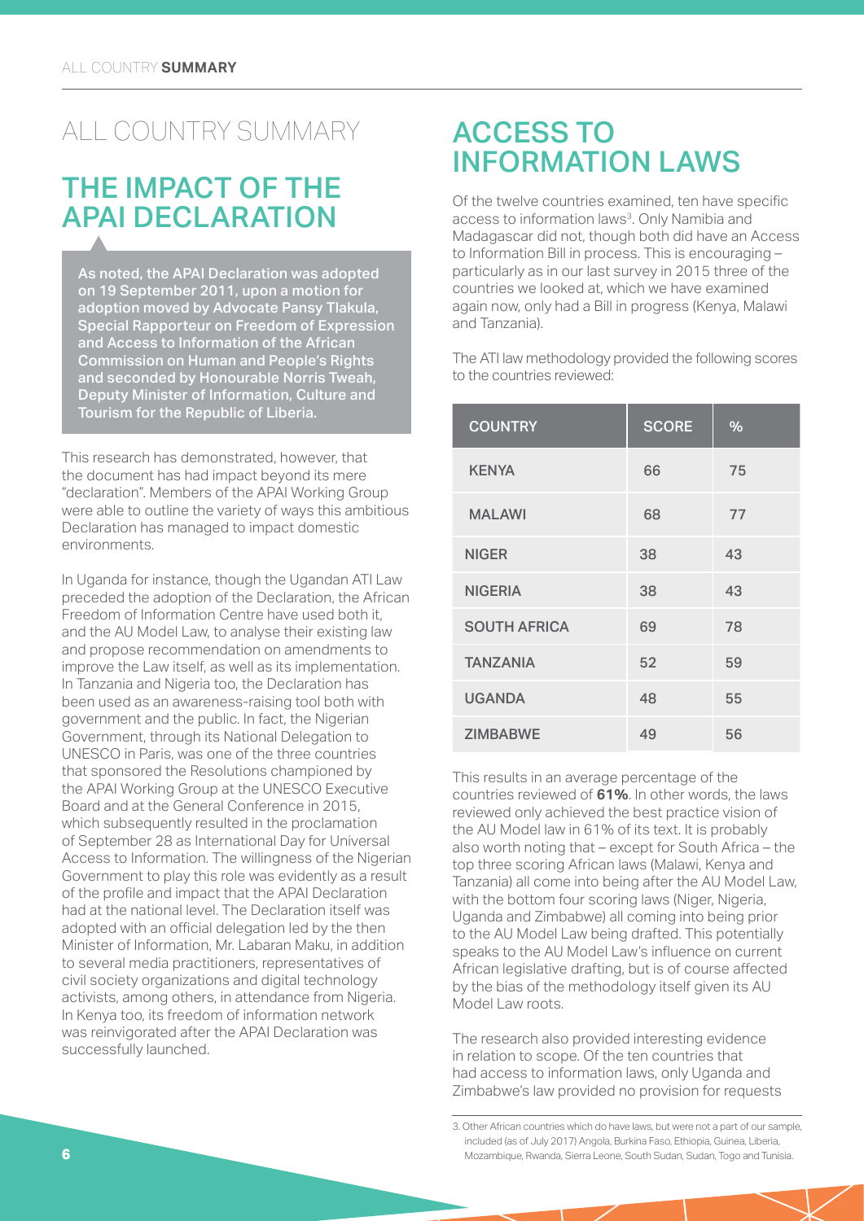# ALL COUNTRY SUMMARY

## THE IMPACT OF THE APAI DECLARATION

**As noted, the APAI Declaration was adopted on 19 September 2011, upon a motion for adoption moved by Advocate Pansy Tlakula, Special Rapporteur on Freedom of Expression and Access to Information of the African Commission on Human and People's Rights and seconded by Honourable Norris Tweah, Deputy Minister of Information, Culture and Tourism for the Republic of Liberia.**

This research has demonstrated, however, that the document has had impact beyond its mere "declaration". Members of the APAI Working Group were able to outline the variety of ways this ambitious Declaration has managed to impact domestic environments.

In Uganda for instance, though the Ugandan ATI Law preceded the adoption of the Declaration, the African Freedom of Information Centre have used both it, and the AU Model Law, to analyse their existing law and propose recommendation on amendments to improve the Law itself, as well as its implementation. In Tanzania and Nigeria too, the Declaration has been used as an awareness-raising tool both with government and the public. In fact, the Nigerian Government, through its National Delegation to UNESCO in Paris, was one of the three countries that sponsored the Resolutions championed by the APAI Working Group at the UNESCO Executive Board and at the General Conference in 2015, which subsequently resulted in the proclamation of September 28 as International Day for Universal Access to Information. The willingness of the Nigerian Government to play this role was evidently as a result of the profile and impact that the APAI Declaration had at the national level. The Declaration itself was adopted with an official delegation led by the then Minister of Information, Mr. Labaran Maku, in addition to several media practitioners, representatives of civil society organizations and digital technology activists, among others, in attendance from Nigeria. In Kenya too, its freedom of information network was reinvigorated after the APAI Declaration was successfully launched.

## ACCESS TO INFORMATION LAWS

Of the twelve countries examined, ten have specific access to information laws[3]. Only Namibia and Madagascar did not, though both did have an Access to Information Bill in process. This is encouraging – particularly as in our last survey in 2015 three of the countries we looked at, which we have examined again now, only had a Bill in progress (Kenya, Malawi and Tanzania).

The ATI law methodology provided the following scores to the countries reviewed:

| COUNTRY | SCORE | % |
|---|---|---|
| KENYA | 66 | 75 |
| MALAWI | 68 | 77 |
| NIGER | 38 | 43 |
| NIGERIA | 38 | 43 |
| SOUTH AFRICA | 69 | 78 |
| TANZANIA | 52 | 59 |
| UGANDA | 48 | 55 |
| ZIMBABWE | 49 | 56 |

This results in an average percentage of the countries reviewed of **61%**. In other words, the laws reviewed only achieved the best practice vision of the AU Model law in 61% of its text. It is probably also worth noting that – except for South Africa – the top three scoring African laws (Malawi, Kenya and Tanzania) all come into being after the AU Model Law, with the bottom four scoring laws (Niger, Nigeria, Uganda and Zimbabwe) all coming into being prior to the AU Model Law being drafted. This potentially speaks to the AU Model Law's influence on current African legislative drafting, but is of course affected by the bias of the methodology itself given its AU Model Law roots.

The research also provided interesting evidence in relation to scope. Of the ten countries that had access to information laws, only Uganda and Zimbabwe's law provided no provision for requests

3. Other African countries which do have laws, but were not a part of our sample, included (as of July 2017) Angola, Burkina Faso, Ethiopia, Guinea, Liberia, Mozambique, Rwanda, Sierra Leone, South Sudan, Sudan, Togo and Tunisia.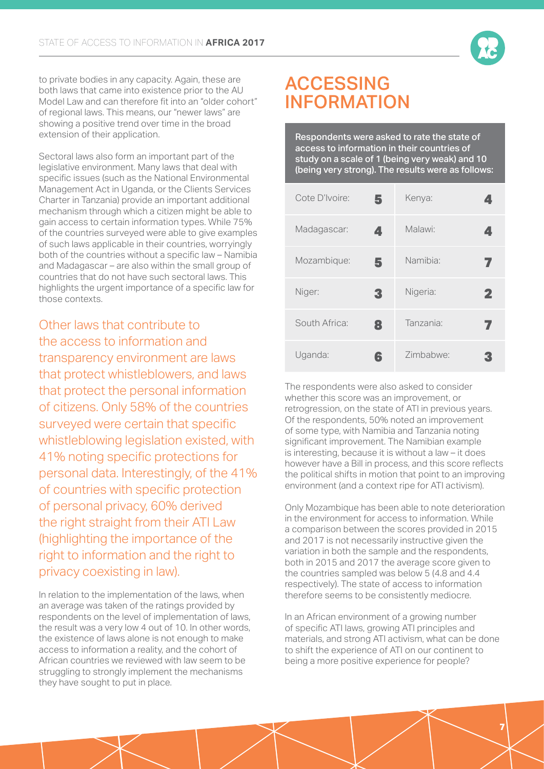to private bodies in any capacity. Again, these are both laws that came into existence prior to the AU Model Law and can therefore fit into an "older cohort" of regional laws. This means, our "newer laws" are showing a positive trend over time in the broad extension of their application.

Sectoral laws also form an important part of the legislative environment. Many laws that deal with specific issues (such as the National Environmental Management Act in Uganda, or the Clients Services Charter in Tanzania) provide an important additional mechanism through which a citizen might be able to gain access to certain information types. While 75% of the countries surveyed were able to give examples of such laws applicable in their countries, worryingly both of the countries without a specific law – Namibia and Madagascar – are also within the small group of countries that do not have such sectoral laws. This highlights the urgent importance of a specific law for those contexts.

Other laws that contribute to the access to information and transparency environment are laws that protect whistleblowers, and laws that protect the personal information of citizens. Only 58% of the countries surveyed were certain that specific whistleblowing legislation existed, with 41% noting specific protections for personal data. Interestingly, of the 41% of countries with specific protection of personal privacy, 60% derived the right straight from their ATI Law (highlighting the importance of the right to information and the right to privacy coexisting in law).

In relation to the implementation of the laws, when an average was taken of the ratings provided by respondents on the level of implementation of laws, the result was a very low 4 out of 10. In other words, the existence of laws alone is not enough to make access to information a reality, and the cohort of African countries we reviewed with law seem to be struggling to strongly implement the mechanisms they have sought to put in place.

# ACCESSING INFORMATION

**Respondents were asked to rate the state of access to information in their countries of study on a scale of 1 (being very weak) and 10 (being very strong). The results were as follows:**

| Country | Score | Country | Score |
|---|---|---|---|
| Cote D'Ivoire: | 5 | Kenya: | 4 |
| Madagascar: | 4 | Malawi: | 4 |
| Mozambique: | 5 | Namibia: | 7 |
| Niger: | 3 | Nigeria: | 2 |
| South Africa: | 8 | Tanzania: | 7 |
| Uganda: | 6 | Zimbabwe: | 3 |

The respondents were also asked to consider whether this score was an improvement, or retrogression, on the state of ATI in previous years. Of the respondents, 50% noted an improvement of some type, with Namibia and Tanzania noting significant improvement. The Namibian example is interesting, because it is without a law – it does however have a Bill in process, and this score reflects the political shifts in motion that point to an improving environment (and a context ripe for ATI activism).

Only Mozambique has been able to note deterioration in the environment for access to information. While a comparison between the scores provided in 2015 and 2017 is not necessarily instructive given the variation in both the sample and the respondents, both in 2015 and 2017 the average score given to the countries sampled was below 5 (4.8 and 4.4 respectively). The state of access to information therefore seems to be consistently mediocre.

In an African environment of a growing number of specific ATI laws, growing ATI principles and materials, and strong ATI activism, what can be done to shift the experience of ATI on our continent to being a more positive experience for people?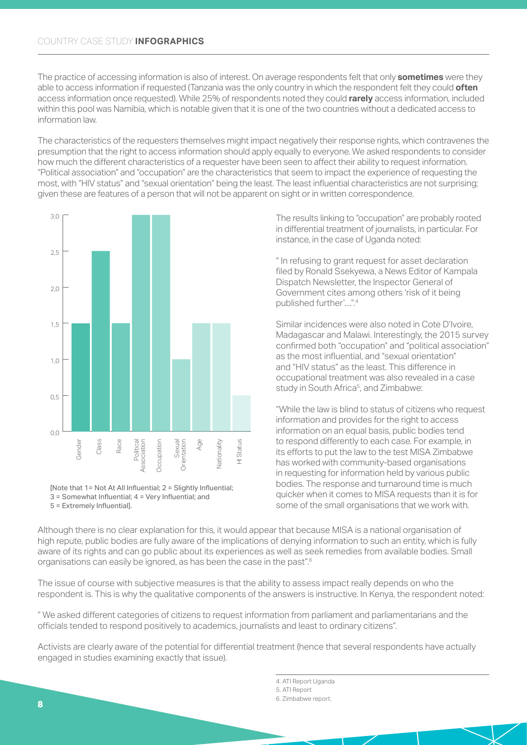The practice of accessing information is also of interest. On average respondents felt that only **sometimes** were they able to access information if requested (Tanzania was the only country in which the respondent felt they could **often** access information once requested). While 25% of respondents noted they could **rarely** access information, included within this pool was Namibia, which is notable given that it is one of the two countries without a dedicated access to information law.

The characteristics of the requesters themselves might impact negatively their response rights, which contravenes the presumption that the right to access information should apply equally to everyone. We asked respondents to consider how much the different characteristics of a requester have been seen to affect their ability to request information. "Political association" and "occupation" are the characteristics that seem to impact the experience of requesting the most, with "HIV status" and "sexual orientation" being the least. The least influential characteristics are not surprising; given these are features of a person that will not be apparent on sight or in written correspondence.

| Characteristic | Value |
| --- | --- |
| Gender | 1,5 |
| Class | 2,5 |
| Race | 1,5 |
| Political Association | 3,0 |
| Occupation | 3,0 |
| Sexual Orientation | 1,0 |
| Age | 1,5 |
| Nationality | 1,5 |
| HI Status | 0,5 |

[Note that 1= Not At All Influential; 2 = Slightly Influential; 3 = Somewhat Influential; 4 = Very Influential; and 5 = Extremely Influential].

The results linking to "occupation" are probably rooted in differential treatment of journalists, in particular. For instance, in the case of Uganda noted:

" In refusing to grant request for asset declaration filed by Ronald Ssekyewa, a News Editor of Kampala Dispatch Newsletter, the Inspector General of Government cites among others 'risk of it being published further'....".[4]

Similar incidences were also noted in Cote D'Ivoire, Madagascar and Malawi. Interestingly, the 2015 survey confirmed both "occupation" and "political association" as the most influential, and "sexual orientation" and "HIV status" as the least. This difference in occupational treatment was also revealed in a case study in South Africa[5], and Zimbabwe:

"While the law is blind to status of citizens who request information and provides for the right to access information on an equal basis, public bodies tend to respond differently to each case. For example, in its efforts to put the law to the test MISA Zimbabwe has worked with community-based organisations in requesting for information held by various public bodies. The response and turnaround time is much quicker when it comes to MISA requests than it is for some of the small organisations that we work with.

Although there is no clear explanation for this, it would appear that because MISA is a national organisation of high repute, public bodies are fully aware of the implications of denying information to such an entity, which is fully aware of its rights and can go public about its experiences as well as seek remedies from available bodies. Small organisations can easily be ignored, as has been the case in the past".[6]

The issue of course with subjective measures is that the ability to assess impact really depends on who the respondent is. This is why the qualitative components of the answers is instructive. In Kenya, the respondent noted:

" We asked different categories of citizens to request information from parliament and parliamentarians and the officials tended to respond positively to academics, journalists and least to ordinary citizens".

Activists are clearly aware of the potential for differential treatment (hence that several respondents have actually engaged in studies examining exactly that issue).

4. ATI Report Uganda
5. ATI Report
6. Zimbabwe report.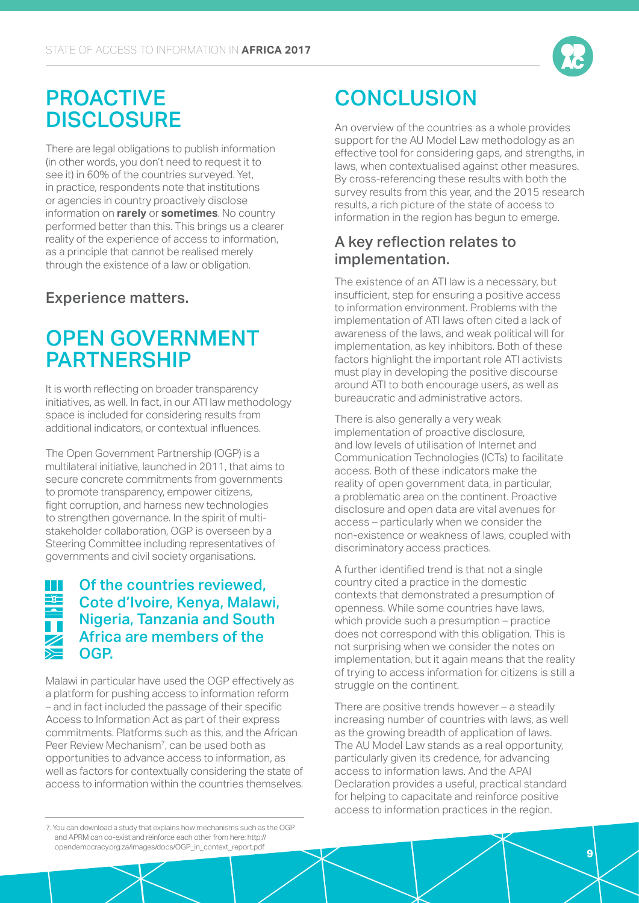## PROACTIVE DISCLOSURE

There are legal obligations to publish information (in other words, you don't need to request it to see it) in 60% of the countries surveyed. Yet, in practice, respondents note that institutions or agencies in country proactively disclose information on **rarely** or **sometimes**. No country performed better than this. This brings us a clearer reality of the experience of access to information, as a principle that cannot be realised merely through the existence of a law or obligation.

### Experience matters.

## OPEN GOVERNMENT PARTNERSHIP

It is worth reflecting on broader transparency initiatives, as well. In fact, in our ATI law methodology space is included for considering results from additional indicators, or contextual influences.

The Open Government Partnership (OGP) is a multilateral initiative, launched in 2011, that aims to secure concrete commitments from governments to promote transparency, empower citizens, fight corruption, and harness new technologies to strengthen governance. In the spirit of multi-stakeholder collaboration, OGP is overseen by a Steering Committee including representatives of governments and civil society organisations.

### Of the countries reviewed, Cote d'Ivoire, Kenya, Malawi, Nigeria, Tanzania and South Africa are members of the OGP.

Malawi in particular have used the OGP effectively as a platform for pushing access to information reform – and in fact included the passage of their specific Access to Information Act as part of their express commitments. Platforms such as this, and the African Peer Review Mechanism[7], can be used both as opportunities to advance access to information, as well as factors for contextually considering the state of access to information within the countries themselves.

[7] You can download a study that explains how mechanisms such as the OGP and APRM can co-exist and reinforce each other from here: http://opendemocracy.org.za/images/docs/OGP_in_context_report.pdf

## CONCLUSION

An overview of the countries as a whole provides support for the AU Model Law methodology as an effective tool for considering gaps, and strengths, in laws, when contextualised against other measures. By cross-referencing these results with both the survey results from this year, and the 2015 research results, a rich picture of the state of access to information in the region has begun to emerge.

### A key reflection relates to implementation.

The existence of an ATI law is a necessary, but insufficient, step for ensuring a positive access to information environment. Problems with the implementation of ATI laws often cited a lack of awareness of the laws, and weak political will for implementation, as key inhibitors. Both of these factors highlight the important role ATI activists must play in developing the positive discourse around ATI to both encourage users, as well as bureaucratic and administrative actors.

There is also generally a very weak implementation of proactive disclosure, and low levels of utilisation of Internet and Communication Technologies (ICTs) to facilitate access. Both of these indicators make the reality of open government data, in particular, a problematic area on the continent. Proactive disclosure and open data are vital avenues for access – particularly when we consider the non-existence or weakness of laws, coupled with discriminatory access practices.

A further identified trend is that not a single country cited a practice in the domestic contexts that demonstrated a presumption of openness. While some countries have laws, which provide such a presumption – practice does not correspond with this obligation. This is not surprising when we consider the notes on implementation, but it again means that the reality of trying to access information for citizens is still a struggle on the continent.

There are positive trends however – a steadily increasing number of countries with laws, as well as the growing breadth of application of laws. The AU Model Law stands as a real opportunity, particularly given its credence, for advancing access to information laws. And the APAI Declaration provides a useful, practical standard for helping to capacitate and reinforce positive access to information practices in the region.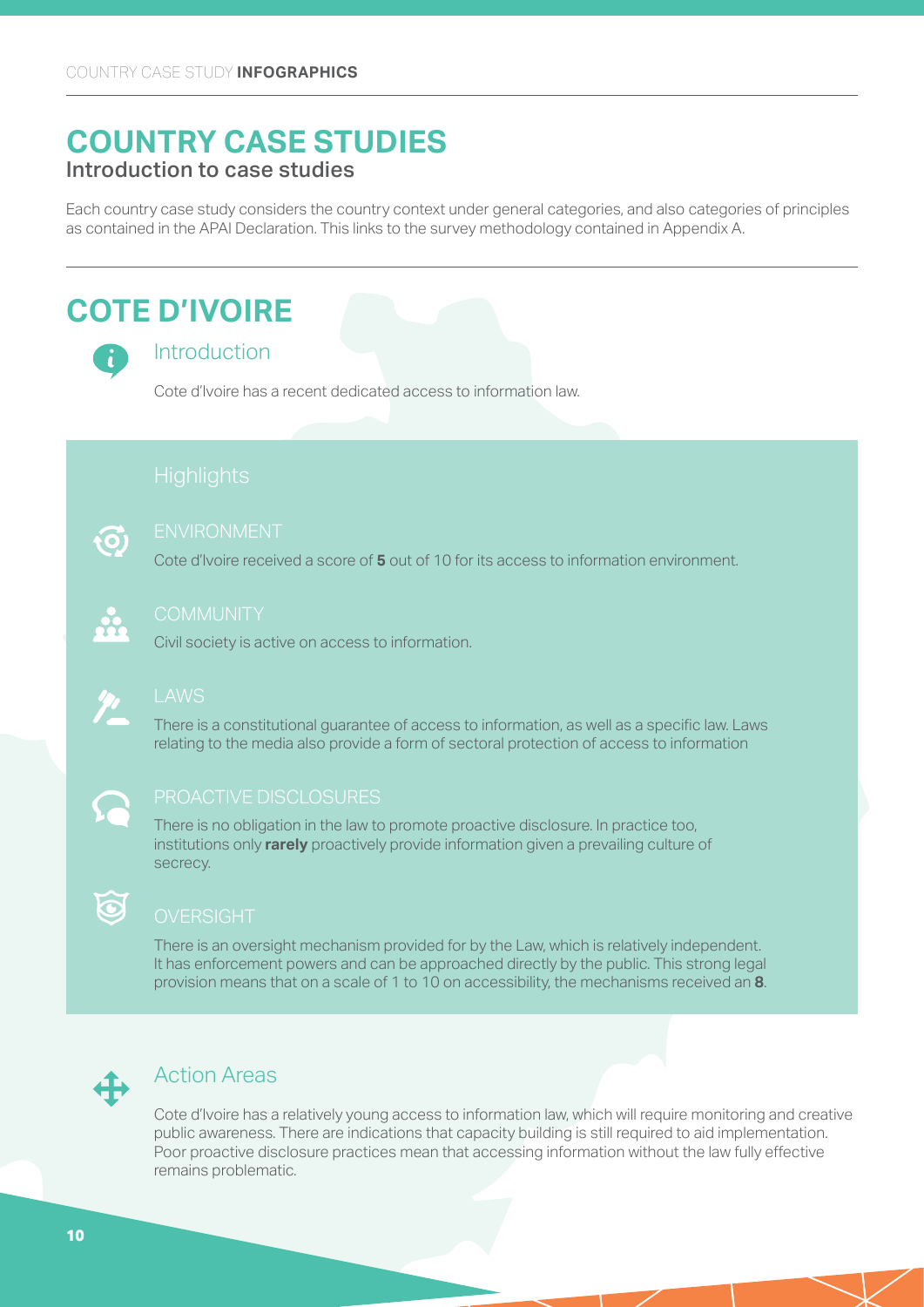# COUNTRY CASE STUDIES

## Introduction to case studies

Each country case study considers the country context under general categories, and also categories of principles as contained in the APAI Declaration. This links to the survey methodology contained in Appendix A.

# COTE D'IVOIRE

### Introduction

Cote d'Ivoire has a recent dedicated access to information law.

### Highlights

#### ENVIRONMENT

Cote d'Ivoire received a score of **5** out of 10 for its access to information environment.

#### COMMUNITY

Civil society is active on access to information.

#### LAWS

There is a constitutional guarantee of access to information, as well as a specific law. Laws relating to the media also provide a form of sectoral protection of access to information

#### PROACTIVE DISCLOSURES

There is no obligation in the law to promote proactive disclosure. In practice too, institutions only **rarely** proactively provide information given a prevailing culture of secrecy.

#### OVERSIGHT

There is an oversight mechanism provided for by the Law, which is relatively independent. It has enforcement powers and can be approached directly by the public. This strong legal provision means that on a scale of 1 to 10 on accessibility, the mechanisms received an **8**.

### Action Areas

Cote d'Ivoire has a relatively young access to information law, which will require monitoring and creative public awareness. There are indications that capacity building is still required to aid implementation. Poor proactive disclosure practices mean that accessing information without the law fully effective remains problematic.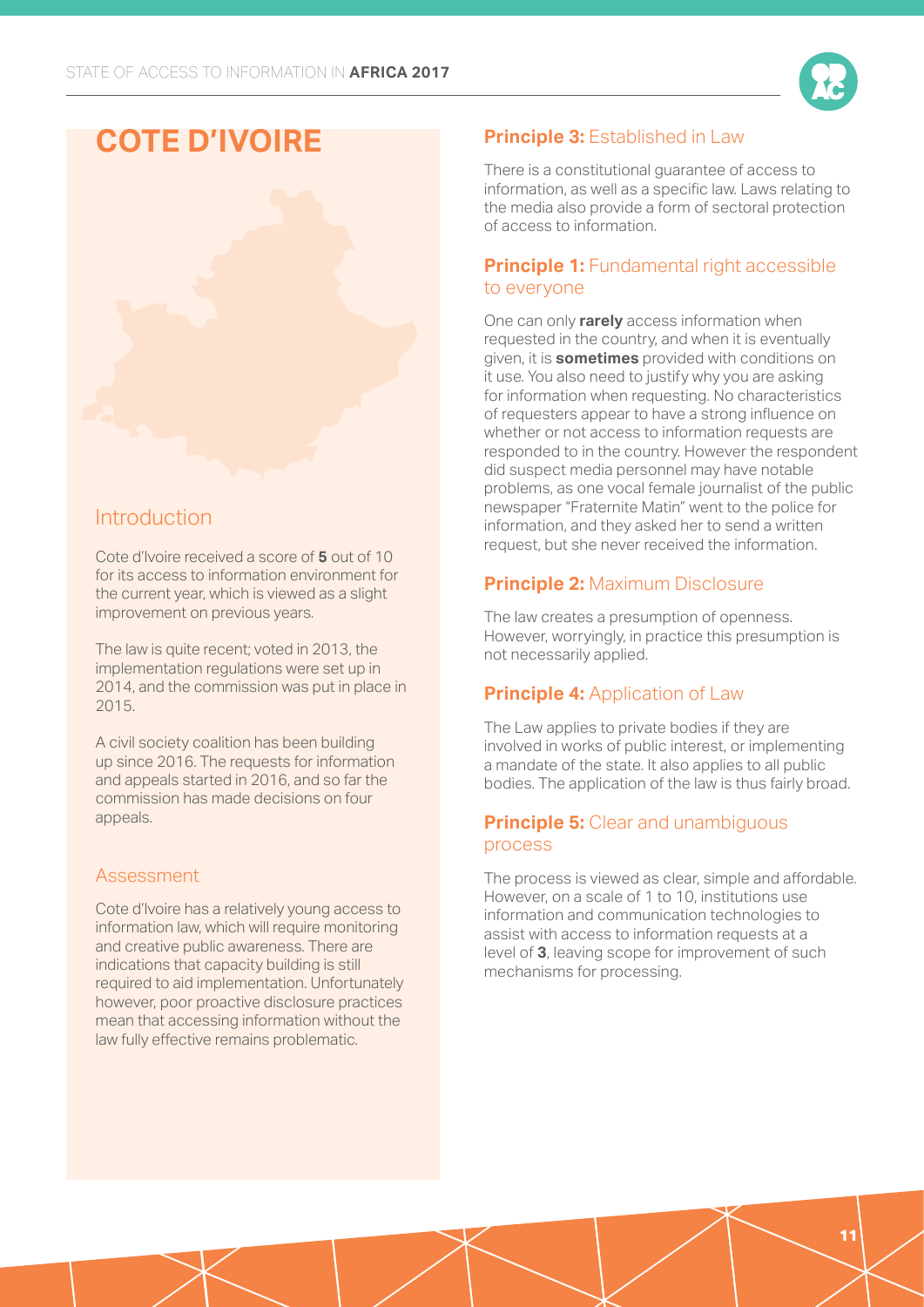# COTE D'IVOIRE

## Introduction

Cote d'Ivoire received a score of **5** out of 10 for its access to information environment for the current year, which is viewed as a slight improvement on previous years.

The law is quite recent; voted in 2013, the implementation regulations were set up in 2014, and the commission was put in place in 2015.

A civil society coalition has been building up since 2016. The requests for information and appeals started in 2016, and so far the commission has made decisions on four appeals.

### Assessment

Cote d'Ivoire has a relatively young access to information law, which will require monitoring and creative public awareness. There are indications that capacity building is still required to aid implementation. Unfortunately however, poor proactive disclosure practices mean that accessing information without the law fully effective remains problematic.

### **Principle 3:** Established in Law

There is a constitutional guarantee of access to information, as well as a specific law. Laws relating to the media also provide a form of sectoral protection of access to information.

### **Principle 1:** Fundamental right accessible to everyone

One can only **rarely** access information when requested in the country, and when it is eventually given, it is **sometimes** provided with conditions on it use. You also need to justify why you are asking for information when requesting. No characteristics of requesters appear to have a strong influence on whether or not access to information requests are responded to in the country. However the respondent did suspect media personnel may have notable problems, as one vocal female journalist of the public newspaper "Fraternite Matin" went to the police for information, and they asked her to send a written request, but she never received the information.

### **Principle 2:** Maximum Disclosure

The law creates a presumption of openness. However, worryingly, in practice this presumption is not necessarily applied.

### **Principle 4:** Application of Law

The Law applies to private bodies if they are involved in works of public interest, or implementing a mandate of the state. It also applies to all public bodies. The application of the law is thus fairly broad.

### **Principle 5:** Clear and unambiguous process

The process is viewed as clear, simple and affordable. However, on a scale of 1 to 10, institutions use information and communication technologies to assist with access to information requests at a level of **3**, leaving scope for improvement of such mechanisms for processing.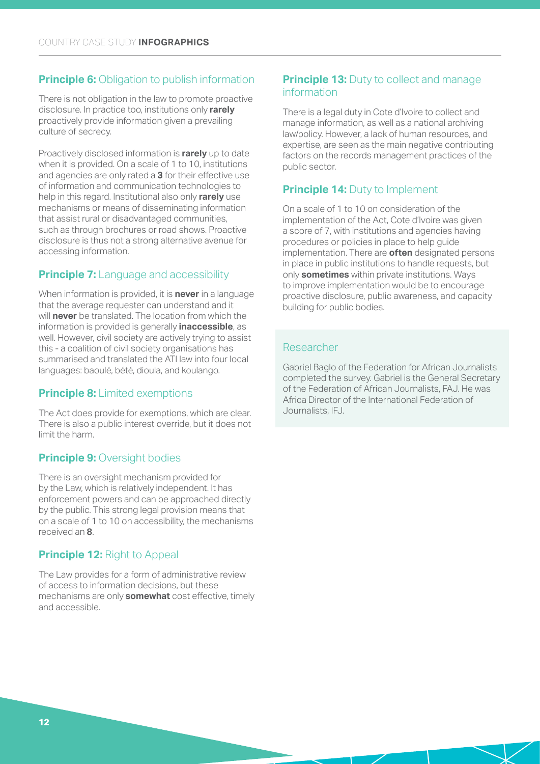### **Principle 6:** Obligation to publish information

There is not obligation in the law to promote proactive disclosure. In practice too, institutions only **rarely** proactively provide information given a prevailing culture of secrecy.

Proactively disclosed information is **rarely** up to date when it is provided. On a scale of 1 to 10, institutions and agencies are only rated a **3** for their effective use of information and communication technologies to help in this regard. Institutional also only **rarely** use mechanisms or means of disseminating information that assist rural or disadvantaged communities, such as through brochures or road shows. Proactive disclosure is thus not a strong alternative avenue for accessing information.

### **Principle 7:** Language and accessibility

When information is provided, it is **never** in a language that the average requester can understand and it will **never** be translated. The location from which the information is provided is generally **inaccessible**, as well. However, civil society are actively trying to assist this - a coalition of civil society organisations has summarised and translated the ATI law into four local languages: baoulé, bété, dioula, and koulango.

### **Principle 8:** Limited exemptions

The Act does provide for exemptions, which are clear. There is also a public interest override, but it does not limit the harm.

### **Principle 9:** Oversight bodies

There is an oversight mechanism provided for by the Law, which is relatively independent. It has enforcement powers and can be approached directly by the public. This strong legal provision means that on a scale of 1 to 10 on accessibility, the mechanisms received an **8**.

### **Principle 12:** Right to Appeal

The Law provides for a form of administrative review of access to information decisions, but these mechanisms are only **somewhat** cost effective, timely and accessible.

### **Principle 13:** Duty to collect and manage information

There is a legal duty in Cote d'Ivoire to collect and manage information, as well as a national archiving law/policy. However, a lack of human resources, and expertise, are seen as the main negative contributing factors on the records management practices of the public sector.

### **Principle 14:** Duty to Implement

On a scale of 1 to 10 on consideration of the implementation of the Act, Cote d'Ivoire was given a score of 7, with institutions and agencies having procedures or policies in place to help guide implementation. There are **often** designated persons in place in public institutions to handle requests, but only **sometimes** within private institutions. Ways to improve implementation would be to encourage proactive disclosure, public awareness, and capacity building for public bodies.

### Researcher

Gabriel Baglo of the Federation for African Journalists completed the survey. Gabriel is the General Secretary of the Federation of African Journalists, FAJ. He was Africa Director of the International Federation of Journalists, IFJ.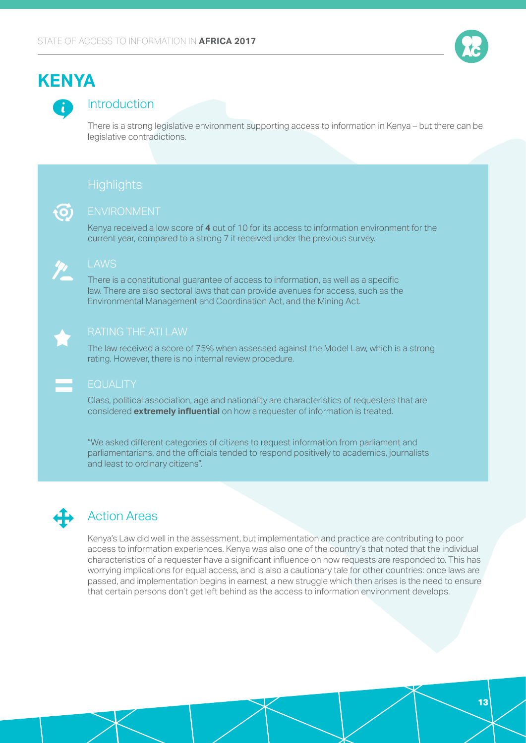# KENYA

## Introduction

There is a strong legislative environment supporting access to information in Kenya – but there can be legislative contradictions.

## Highlights

### ENVIRONMENT

Kenya received a low score of **4** out of 10 for its access to information environment for the current year, compared to a strong 7 it received under the previous survey.

### LAWS

There is a constitutional guarantee of access to information, as well as a specific law. There are also sectoral laws that can provide avenues for access, such as the Environmental Management and Coordination Act, and the Mining Act.

### RATING THE ATI LAW

The law received a score of 75% when assessed against the Model Law, which is a strong rating. However, there is no internal review procedure.

### EQUALITY

Class, political association, age and nationality are characteristics of requesters that are considered **extremely influential** on how a requester of information is treated.

"We asked different categories of citizens to request information from parliament and parliamentarians, and the officials tended to respond positively to academics, journalists and least to ordinary citizens".

## Action Areas

Kenya's Law did well in the assessment, but implementation and practice are contributing to poor access to information experiences. Kenya was also one of the country's that noted that the individual characteristics of a requester have a significant influence on how requests are responded to. This has worrying implications for equal access, and is also a cautionary tale for other countries: once laws are passed, and implementation begins in earnest, a new struggle which then arises is the need to ensure that certain persons don't get left behind as the access to information environment develops.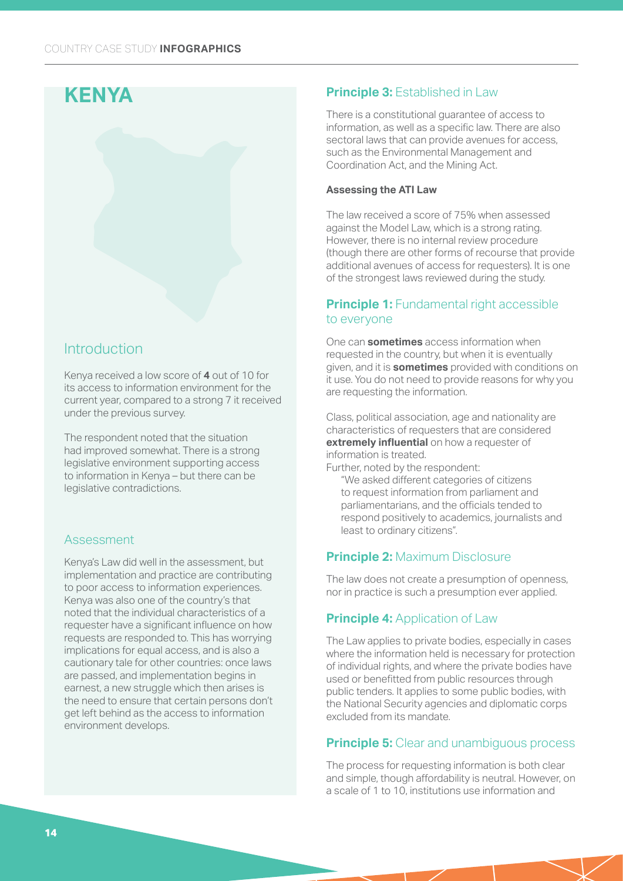# KENYA

## Introduction

Kenya received a low score of **4** out of 10 for its access to information environment for the current year, compared to a strong 7 it received under the previous survey.

The respondent noted that the situation had improved somewhat. There is a strong legislative environment supporting access to information in Kenya – but there can be legislative contradictions.

### Assessment

Kenya's Law did well in the assessment, but implementation and practice are contributing to poor access to information experiences. Kenya was also one of the country's that noted that the individual characteristics of a requester have a significant influence on how requests are responded to. This has worrying implications for equal access, and is also a cautionary tale for other countries: once laws are passed, and implementation begins in earnest, a new struggle which then arises is the need to ensure that certain persons don't get left behind as the access to information environment develops.

### **Principle 3:** Established in Law

There is a constitutional guarantee of access to information, as well as a specific law. There are also sectoral laws that can provide avenues for access, such as the Environmental Management and Coordination Act, and the Mining Act.

#### Assessing the ATI Law

The law received a score of 75% when assessed against the Model Law, which is a strong rating. However, there is no internal review procedure (though there are other forms of recourse that provide additional avenues of access for requesters). It is one of the strongest laws reviewed during the study.

### **Principle 1:** Fundamental right accessible to everyone

One can **sometimes** access information when requested in the country, but when it is eventually given, and it is **sometimes** provided with conditions on it use. You do not need to provide reasons for why you are requesting the information.

Class, political association, age and nationality are characteristics of requesters that are considered **extremely influential** on how a requester of information is treated.

Further, noted by the respondent:

> "We asked different categories of citizens to request information from parliament and parliamentarians, and the officials tended to respond positively to academics, journalists and least to ordinary citizens".

### **Principle 2:** Maximum Disclosure

The law does not create a presumption of openness, nor in practice is such a presumption ever applied.

### **Principle 4:** Application of Law

The Law applies to private bodies, especially in cases where the information held is necessary for protection of individual rights, and where the private bodies have used or benefitted from public resources through public tenders. It applies to some public bodies, with the National Security agencies and diplomatic corps excluded from its mandate.

### **Principle 5:** Clear and unambiguous process

The process for requesting information is both clear and simple, though affordability is neutral. However, on a scale of 1 to 10, institutions use information and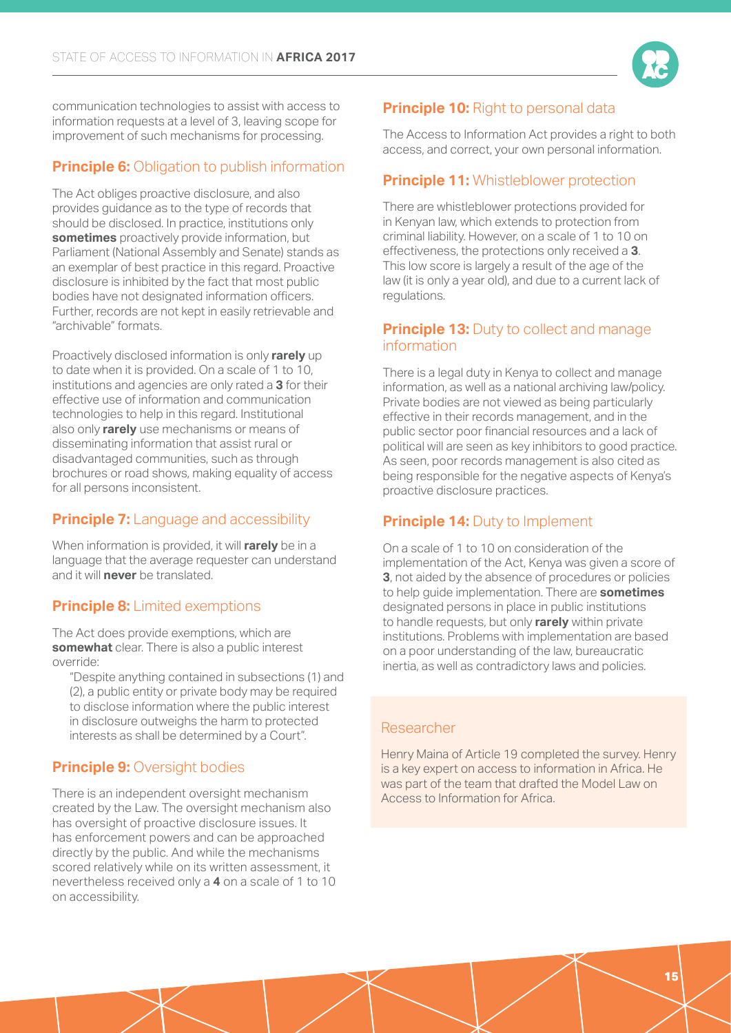communication technologies to assist with access to information requests at a level of 3, leaving scope for improvement of such mechanisms for processing.

### **Principle 6:** Obligation to publish information

The Act obliges proactive disclosure, and also provides guidance as to the type of records that should be disclosed. In practice, institutions only **sometimes** proactively provide information, but Parliament (National Assembly and Senate) stands as an exemplar of best practice in this regard. Proactive disclosure is inhibited by the fact that most public bodies have not designated information officers. Further, records are not kept in easily retrievable and "archivable" formats.

Proactively disclosed information is only **rarely** up to date when it is provided. On a scale of 1 to 10, institutions and agencies are only rated a **3** for their effective use of information and communication technologies to help in this regard. Institutional also only **rarely** use mechanisms or means of disseminating information that assist rural or disadvantaged communities, such as through brochures or road shows, making equality of access for all persons inconsistent.

### **Principle 7:** Language and accessibility

When information is provided, it will **rarely** be in a language that the average requester can understand and it will **never** be translated.

### **Principle 8:** Limited exemptions

The Act does provide exemptions, which are **somewhat** clear. There is also a public interest override:

> "Despite anything contained in subsections (1) and (2), a public entity or private body may be required to disclose information where the public interest in disclosure outweighs the harm to protected interests as shall be determined by a Court".

### **Principle 9:** Oversight bodies

There is an independent oversight mechanism created by the Law. The oversight mechanism also has oversight of proactive disclosure issues. It has enforcement powers and can be approached directly by the public. And while the mechanisms scored relatively while on its written assessment, it nevertheless received only a **4** on a scale of 1 to 10 on accessibility.

### **Principle 10:** Right to personal data

The Access to Information Act provides a right to both access, and correct, your own personal information.

### **Principle 11:** Whistleblower protection

There are whistleblower protections provided for in Kenyan law, which extends to protection from criminal liability. However, on a scale of 1 to 10 on effectiveness, the protections only received a **3**. This low score is largely a result of the age of the law (it is only a year old), and due to a current lack of regulations.

### **Principle 13:** Duty to collect and manage information

There is a legal duty in Kenya to collect and manage information, as well as a national archiving law/policy. Private bodies are not viewed as being particularly effective in their records management, and in the public sector poor financial resources and a lack of political will are seen as key inhibitors to good practice. As seen, poor records management is also cited as being responsible for the negative aspects of Kenya's proactive disclosure practices.

### **Principle 14:** Duty to Implement

On a scale of 1 to 10 on consideration of the implementation of the Act, Kenya was given a score of **3**, not aided by the absence of procedures or policies to help guide implementation. There are **sometimes** designated persons in place in public institutions to handle requests, but only **rarely** within private institutions. Problems with implementation are based on a poor understanding of the law, bureaucratic inertia, as well as contradictory laws and policies.

### Researcher

Henry Maina of Article 19 completed the survey. Henry is a key expert on access to information in Africa. He was part of the team that drafted the Model Law on Access to Information for Africa.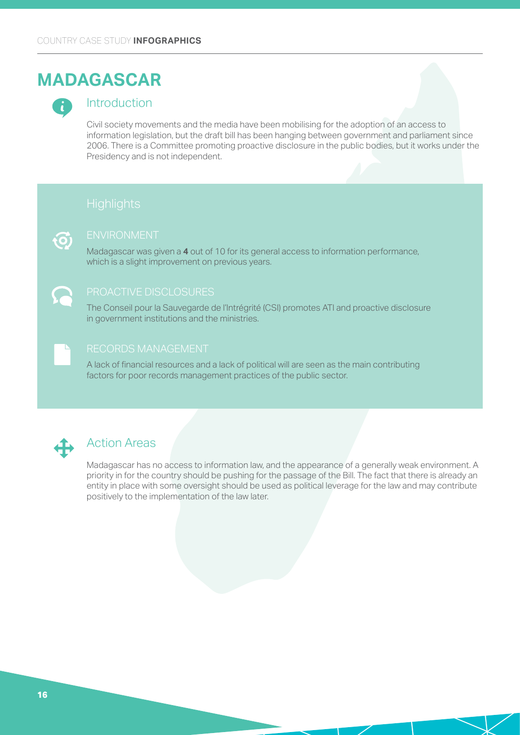# MADAGASCAR

## Introduction

Civil society movements and the media have been mobilising for the adoption of an access to information legislation, but the draft bill has been hanging between government and parliament since 2006. There is a Committee promoting proactive disclosure in the public bodies, but it works under the Presidency and is not independent.

## Highlights

### ENVIRONMENT

Madagascar was given a **4** out of 10 for its general access to information performance, which is a slight improvement on previous years.

### PROACTIVE DISCLOSURES

The Conseil pour la Sauvegarde de l'Intrégrité (CSI) promotes ATI and proactive disclosure in government institutions and the ministries.

### RECORDS MANAGEMENT

A lack of financial resources and a lack of political will are seen as the main contributing factors for poor records management practices of the public sector.

## Action Areas

Madagascar has no access to information law, and the appearance of a generally weak environment. A priority in for the country should be pushing for the passage of the Bill. The fact that there is already an entity in place with some oversight should be used as political leverage for the law and may contribute positively to the implementation of the law later.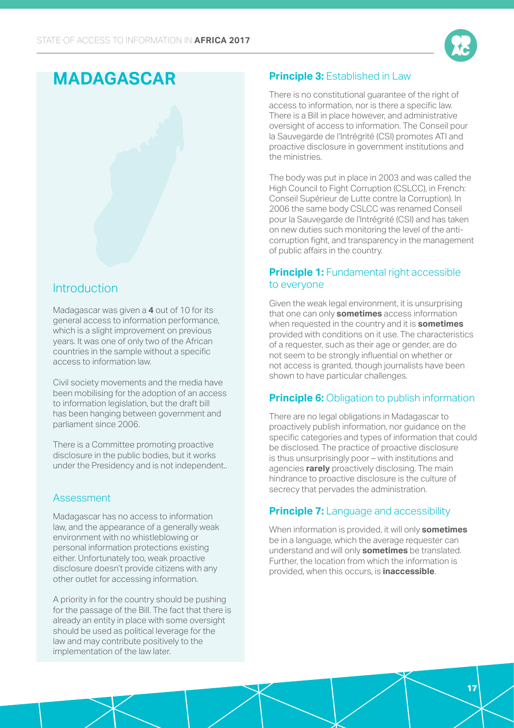# MADAGASCAR

## Introduction

Madagascar was given a **4** out of 10 for its general access to information performance, which is a slight improvement on previous years. It was one of only two of the African countries in the sample without a specific access to information law.

Civil society movements and the media have been mobilising for the adoption of an access to information legislation, but the draft bill has been hanging between government and parliament since 2006.

There is a Committee promoting proactive disclosure in the public bodies, but it works under the Presidency and is not independent..

### Assessment

Madagascar has no access to information law, and the appearance of a generally weak environment with no whistleblowing or personal information protections existing either. Unfortunately too, weak proactive disclosure doesn't provide citizens with any other outlet for accessing information.

A priority in for the country should be pushing for the passage of the Bill. The fact that there is already an entity in place with some oversight should be used as political leverage for the law and may contribute positively to the implementation of the law later.

### **Principle 3:** Established in Law

There is no constitutional guarantee of the right of access to information, nor is there a specific law. There is a Bill in place however, and administrative oversight of access to information. The Conseil pour la Sauvegarde de l'Intrégrité (CSI) promotes ATI and proactive disclosure in government institutions and the ministries.

The body was put in place in 2003 and was called the High Council to Fight Corruption (CSLCC), in French: Conseil Supérieur de Lutte contre la Corruption). In 2006 the same body CSLCC was renamed Conseil pour la Sauvegarde de l'Intrégité (CSI) and has taken on new duties such monitoring the level of the anti-corruption fight, and transparency in the management of public affairs in the country.

### **Principle 1:** Fundamental right accessible to everyone

Given the weak legal environment, it is unsurprising that one can only **sometimes** access information when requested in the country and it is **sometimes** provided with conditions on it use. The characteristics of a requester, such as their age or gender, are do not seem to be strongly influential on whether or not access is granted, though journalists have been shown to have particular challenges.

### **Principle 6:** Obligation to publish information

There are no legal obligations in Madagascar to proactively publish information, nor guidance on the specific categories and types of information that could be disclosed. The practice of proactive disclosure is thus unsurprisingly poor – with institutions and agencies **rarely** proactively disclosing. The main hindrance to proactive disclosure is the culture of secrecy that pervades the administration.

### **Principle 7:** Language and accessibility

When information is provided, it will only **sometimes** be in a language, which the average requester can understand and will only **sometimes** be translated. Further, the location from which the information is provided, when this occurs, is **inaccessible**.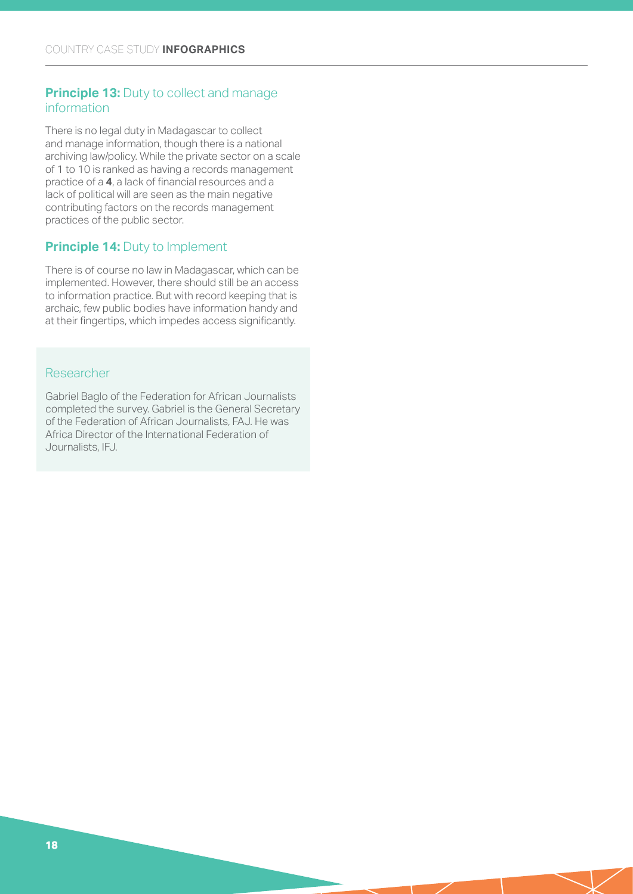## **Principle 13:** Duty to collect and manage information

There is no legal duty in Madagascar to collect and manage information, though there is a national archiving law/policy. While the private sector on a scale of 1 to 10 is ranked as having a records management practice of a **4**, a lack of financial resources and a lack of political will are seen as the main negative contributing factors on the records management practices of the public sector.

## **Principle 14:** Duty to Implement

There is of course no law in Madagascar, which can be implemented. However, there should still be an access to information practice. But with record keeping that is archaic, few public bodies have information handy and at their fingertips, which impedes access significantly.

### Researcher

Gabriel Baglo of the Federation for African Journalists completed the survey. Gabriel is the General Secretary of the Federation of African Journalists, FAJ. He was Africa Director of the International Federation of Journalists, IFJ.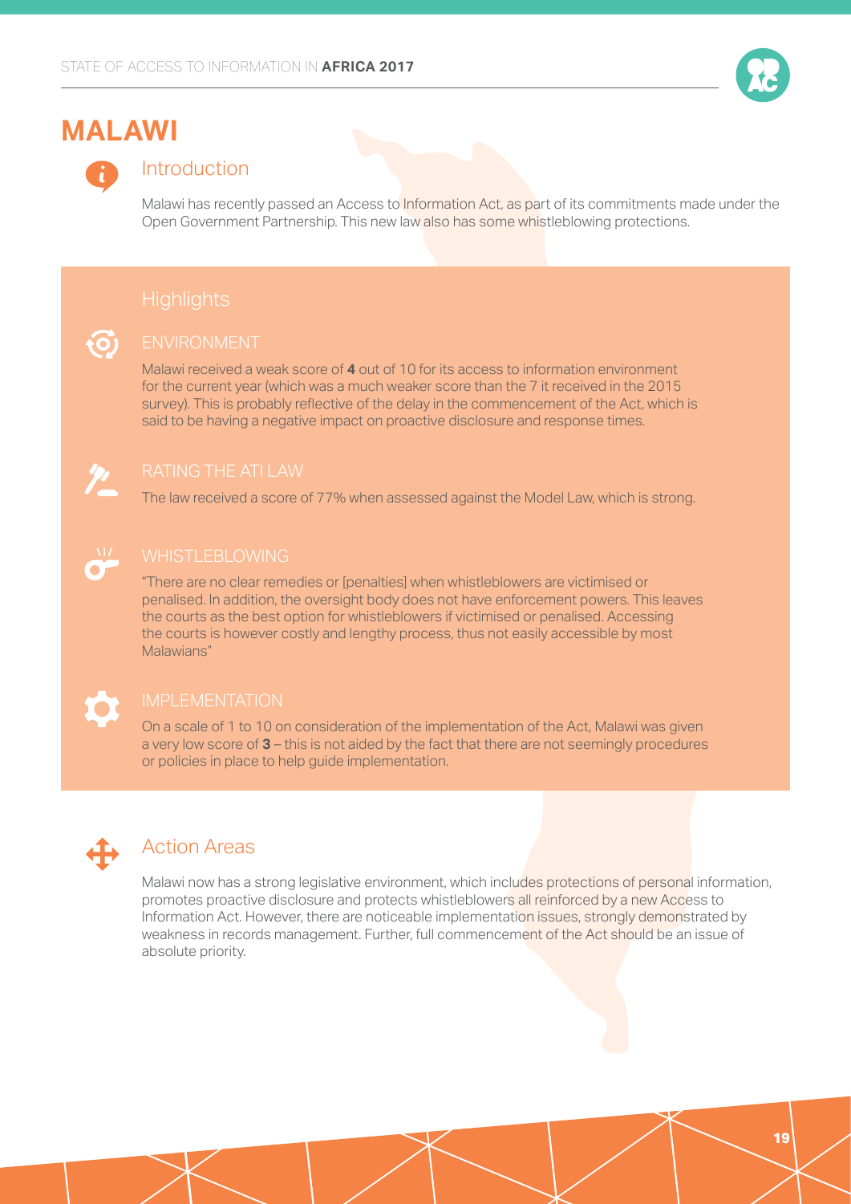# MALAWI

## Introduction

Malawi has recently passed an Access to Information Act, as part of its commitments made under the Open Government Partnership. This new law also has some whistleblowing protections.

## Highlights

### ENVIRONMENT

Malawi received a weak score of **4** out of 10 for its access to information environment for the current year (which was a much weaker score than the 7 it received in the 2015 survey). This is probably reflective of the delay in the commencement of the Act, which is said to be having a negative impact on proactive disclosure and response times.

### RATING THE ATI LAW

The law received a score of 77% when assessed against the Model Law, which is strong.

### WHISTLEBLOWING

"There are no clear remedies or [penalties] when whistleblowers are victimised or penalised. In addition, the oversight body does not have enforcement powers. This leaves the courts as the best option for whistleblowers if victimised or penalised. Accessing the courts is however costly and lengthy process, thus not easily accessible by most Malawians"

### IMPLEMENTATION

On a scale of 1 to 10 on consideration of the implementation of the Act, Malawi was given a very low score of **3** – this is not aided by the fact that there are not seemingly procedures or policies in place to help guide implementation.

## Action Areas

Malawi now has a strong legislative environment, which includes protections of personal information, promotes proactive disclosure and protects whistleblowers all reinforced by a new Access to Information Act. However, there are noticeable implementation issues, strongly demonstrated by weakness in records management. Further, full commencement of the Act should be an issue of absolute priority.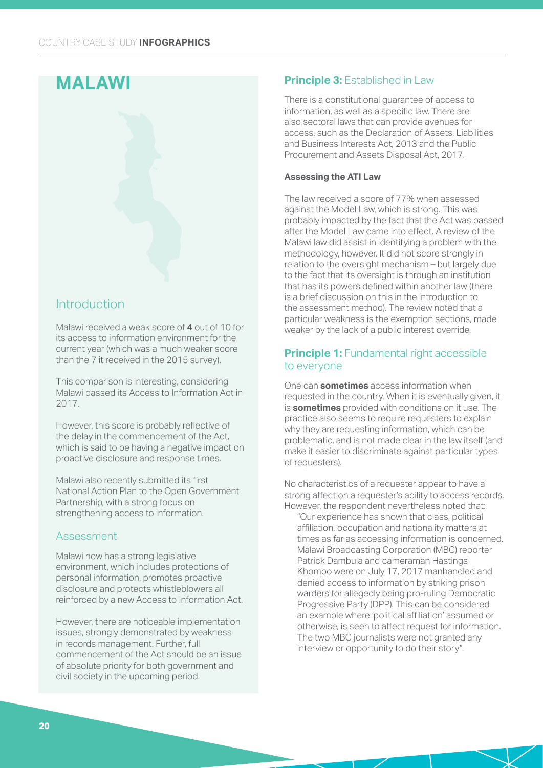# MALAWI

## Introduction

Malawi received a weak score of **4** out of 10 for its access to information environment for the current year (which was a much weaker score than the 7 it received in the 2015 survey).

This comparison is interesting, considering Malawi passed its Access to Information Act in 2017.

However, this score is probably reflective of the delay in the commencement of the Act, which is said to be having a negative impact on proactive disclosure and response times.

Malawi also recently submitted its first National Action Plan to the Open Government Partnership, with a strong focus on strengthening access to information.

### Assessment

Malawi now has a strong legislative environment, which includes protections of personal information, promotes proactive disclosure and protects whistleblowers all reinforced by a new Access to Information Act.

However, there are noticeable implementation issues, strongly demonstrated by weakness in records management. Further, full commencement of the Act should be an issue of absolute priority for both government and civil society in the upcoming period.

## **Principle 3:** Established in Law

There is a constitutional guarantee of access to information, as well as a specific law. There are also sectoral laws that can provide avenues for access, such as the Declaration of Assets, Liabilities and Business Interests Act, 2013 and the Public Procurement and Assets Disposal Act, 2017.

**Assessing the ATI Law**

The law received a score of 77% when assessed against the Model Law, which is strong. This was probably impacted by the fact that the Act was passed after the Model Law came into effect. A review of the Malawi law did assist in identifying a problem with the methodology, however. It did not score strongly in relation to the oversight mechanism – but largely due to the fact that its oversight is through an institution that has its powers defined within another law (there is a brief discussion on this in the introduction to the assessment method). The review noted that a particular weakness is the exemption sections, made weaker by the lack of a public interest override.

## **Principle 1:** Fundamental right accessible to everyone

One can **sometimes** access information when requested in the country. When it is eventually given, it is **sometimes** provided with conditions on it use. The practice also seems to require requesters to explain why they are requesting information, which can be problematic, and is not made clear in the law itself (and make it easier to discriminate against particular types of requesters).

No characteristics of a requester appear to have a strong affect on a requester's ability to access records. However, the respondent nevertheless noted that:

> "Our experience has shown that class, political affiliation, occupation and nationality matters at times as far as accessing information is concerned. Malawi Broadcasting Corporation (MBC) reporter Patrick Dambula and cameraman Hastings Khombo were on July 17, 2017 manhandled and denied access to information by striking prison warders for allegedly being pro-ruling Democratic Progressive Party (DPP). This can be considered an example where 'political affiliation' assumed or otherwise, is seen to affect request for information. The two MBC journalists were not granted any interview or opportunity to do their story".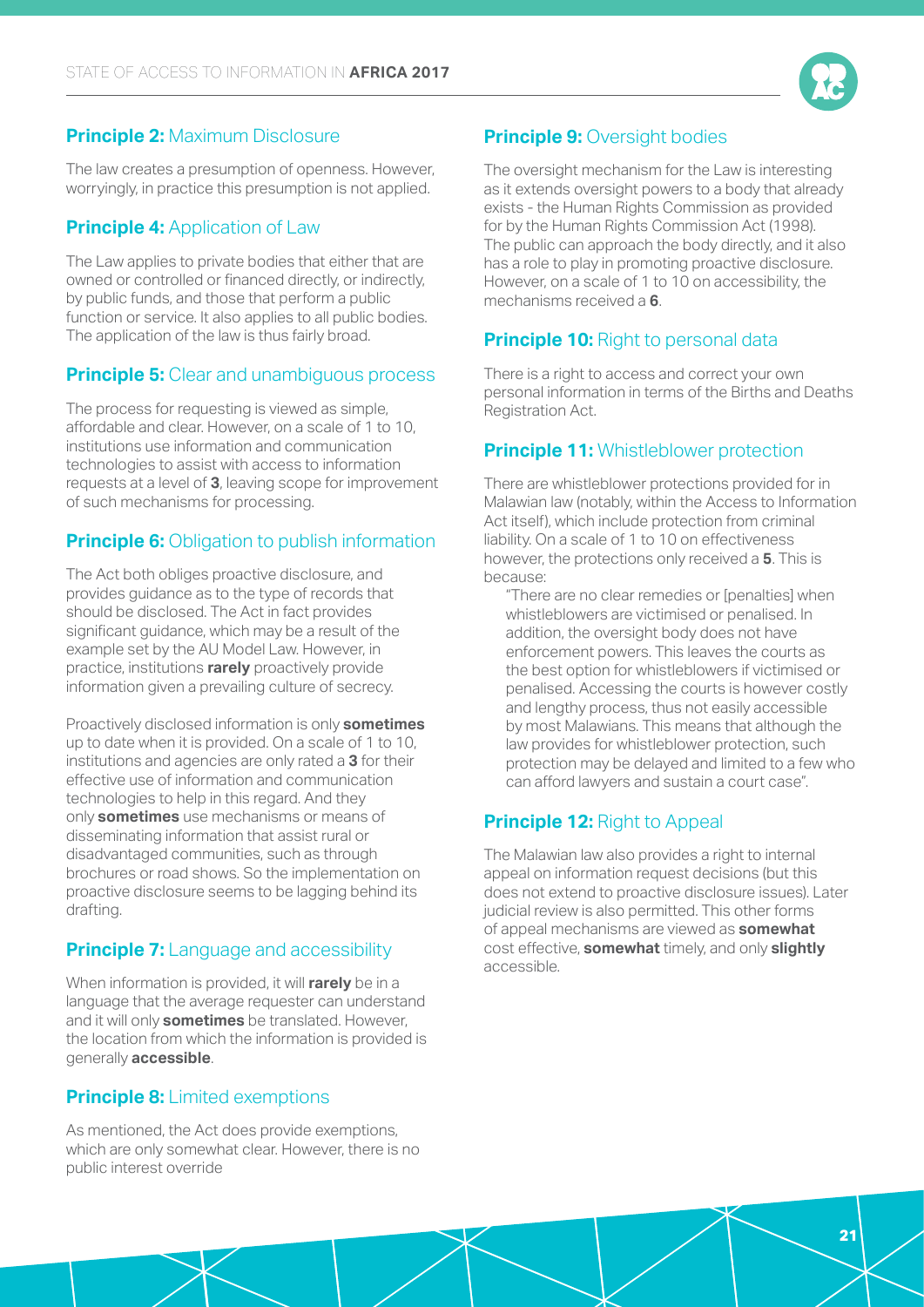### **Principle 2:** Maximum Disclosure

The law creates a presumption of openness. However, worryingly, in practice this presumption is not applied.

### **Principle 4:** Application of Law

The Law applies to private bodies that either that are owned or controlled or financed directly, or indirectly, by public funds, and those that perform a public function or service. It also applies to all public bodies. The application of the law is thus fairly broad.

### **Principle 5:** Clear and unambiguous process

The process for requesting is viewed as simple, affordable and clear. However, on a scale of 1 to 10, institutions use information and communication technologies to assist with access to information requests at a level of **3**, leaving scope for improvement of such mechanisms for processing.

### **Principle 6:** Obligation to publish information

The Act both obliges proactive disclosure, and provides guidance as to the type of records that should be disclosed. The Act in fact provides significant guidance, which may be a result of the example set by the AU Model Law. However, in practice, institutions **rarely** proactively provide information given a prevailing culture of secrecy.

Proactively disclosed information is only **sometimes** up to date when it is provided. On a scale of 1 to 10, institutions and agencies are only rated a **3** for their effective use of information and communication technologies to help in this regard. And they only **sometimes** use mechanisms or means of disseminating information that assist rural or disadvantaged communities, such as through brochures or road shows. So the implementation on proactive disclosure seems to be lagging behind its drafting.

### **Principle 7:** Language and accessibility

When information is provided, it will **rarely** be in a language that the average requester can understand and it will only **sometimes** be translated. However, the location from which the information is provided is generally **accessible**.

### **Principle 8:** Limited exemptions

As mentioned, the Act does provide exemptions, which are only somewhat clear. However, there is no public interest override

### **Principle 9:** Oversight bodies

The oversight mechanism for the Law is interesting as it extends oversight powers to a body that already exists - the Human Rights Commission as provided for by the Human Rights Commission Act (1998). The public can approach the body directly, and it also has a role to play in promoting proactive disclosure. However, on a scale of 1 to 10 on accessibility, the mechanisms received a **6**.

### **Principle 10:** Right to personal data

There is a right to access and correct your own personal information in terms of the Births and Deaths Registration Act.

### **Principle 11:** Whistleblower protection

There are whistleblower protections provided for in Malawian law (notably, within the Access to Information Act itself), which include protection from criminal liability. On a scale of 1 to 10 on effectiveness however, the protections only received a **5**. This is because:

> "There are no clear remedies or [penalties] when whistleblowers are victimised or penalised. In addition, the oversight body does not have enforcement powers. This leaves the courts as the best option for whistleblowers if victimised or penalised. Accessing the courts is however costly and lengthy process, thus not easily accessible by most Malawians. This means that although the law provides for whistleblower protection, such protection may be delayed and limited to a few who can afford lawyers and sustain a court case".

### **Principle 12:** Right to Appeal

The Malawian law also provides a right to internal appeal on information request decisions (but this does not extend to proactive disclosure issues). Later judicial review is also permitted. This other forms of appeal mechanisms are viewed as **somewhat** cost effective, **somewhat** timely, and only **slightly** accessible.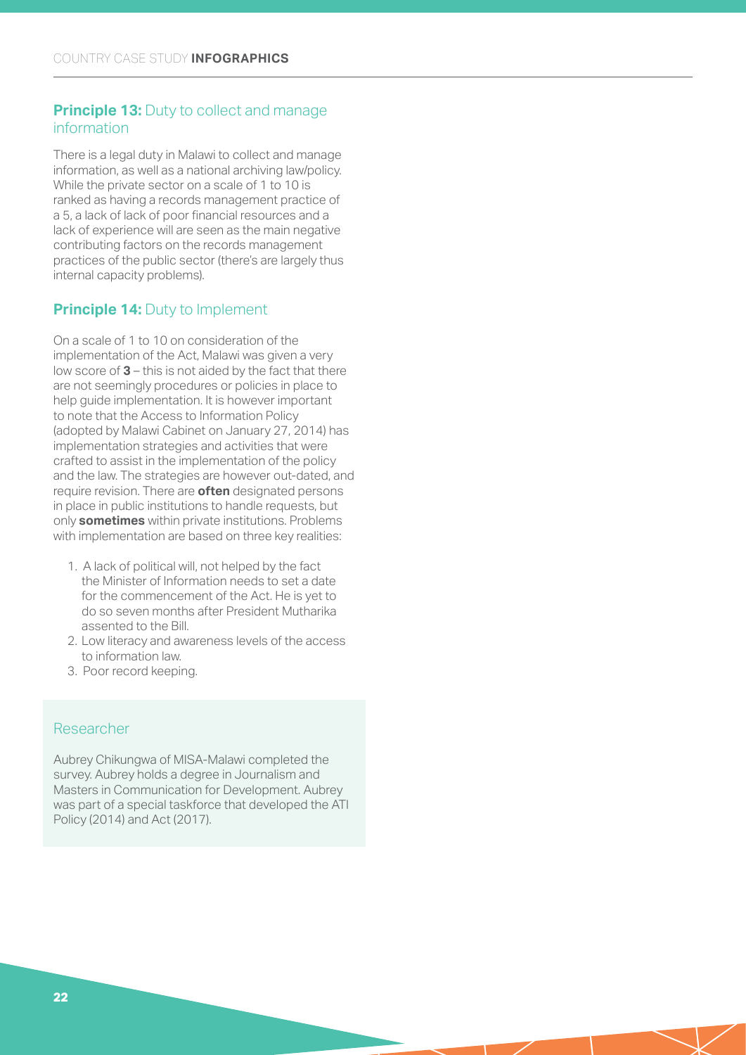## **Principle 13:** Duty to collect and manage information

There is a legal duty in Malawi to collect and manage information, as well as a national archiving law/policy. While the private sector on a scale of 1 to 10 is ranked as having a records management practice of a 5, a lack of lack of poor financial resources and a lack of experience will are seen as the main negative contributing factors on the records management practices of the public sector (there's are largely thus internal capacity problems).

## **Principle 14:** Duty to Implement

On a scale of 1 to 10 on consideration of the implementation of the Act, Malawi was given a very low score of **3** – this is not aided by the fact that there are not seemingly procedures or policies in place to help guide implementation. It is however important to note that the Access to Information Policy (adopted by Malawi Cabinet on January 27, 2014) has implementation strategies and activities that were crafted to assist in the implementation of the policy and the law. The strategies are however out-dated, and require revision. There are **often** designated persons in place in public institutions to handle requests, but only **sometimes** within private institutions. Problems with implementation are based on three key realities:

1. A lack of political will, not helped by the fact the Minister of Information needs to set a date for the commencement of the Act. He is yet to do so seven months after President Mutharika assented to the Bill.
2. Low literacy and awareness levels of the access to information law.
3. Poor record keeping.

## Researcher

Aubrey Chikungwa of MISA-Malawi completed the survey. Aubrey holds a degree in Journalism and Masters in Communication for Development. Aubrey was part of a special taskforce that developed the ATI Policy (2014) and Act (2017).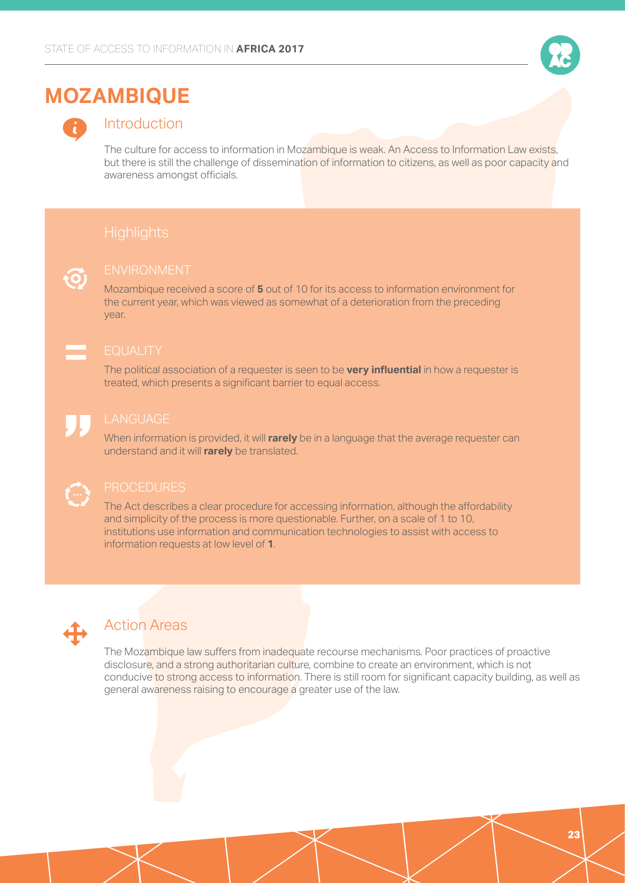# MOZAMBIQUE

## Introduction

The culture for access to information in Mozambique is weak. An Access to Information Law exists, but there is still the challenge of dissemination of information to citizens, as well as poor capacity and awareness amongst officials.

## Highlights

### ENVIRONMENT

Mozambique received a score of **5** out of 10 for its access to information environment for the current year, which was viewed as somewhat of a deterioration from the preceding year.

### EQUALITY

The political association of a requester is seen to be **very influential** in how a requester is treated, which presents a significant barrier to equal access.

### LANGUAGE

When information is provided, it will **rarely** be in a language that the average requester can understand and it will **rarely** be translated.

### PROCEDURES

The Act describes a clear procedure for accessing information, although the affordability and simplicity of the process is more questionable. Further, on a scale of 1 to 10, institutions use information and communication technologies to assist with access to information requests at low level of **1**.

## Action Areas

The Mozambique law suffers from inadequate recourse mechanisms. Poor practices of proactive disclosure, and a strong authoritarian culture, combine to create an environment, which is not conducive to strong access to information. There is still room for significant capacity building, as well as general awareness raising to encourage a greater use of the law.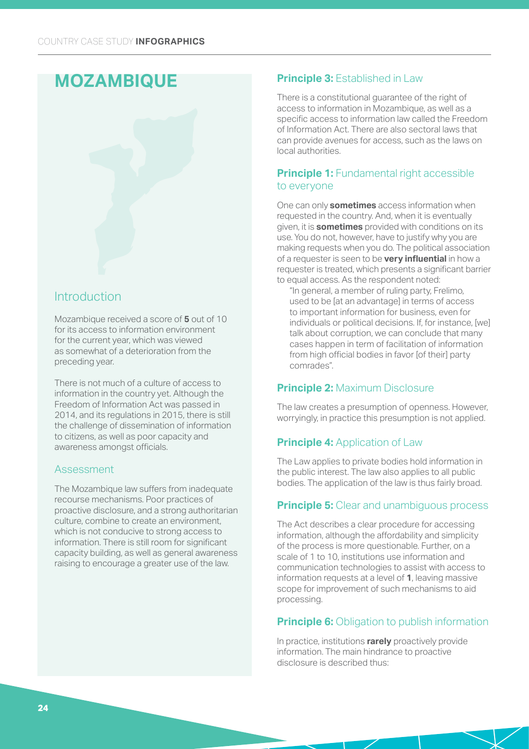# MOZAMBIQUE

## Introduction

Mozambique received a score of **5** out of 10 for its access to information environment for the current year, which was viewed as somewhat of a deterioration from the preceding year.

There is not much of a culture of access to information in the country yet. Although the Freedom of Information Act was passed in 2014, and its regulations in 2015, there is still the challenge of dissemination of information to citizens, as well as poor capacity and awareness amongst officials.

### Assessment

The Mozambique law suffers from inadequate recourse mechanisms. Poor practices of proactive disclosure, and a strong authoritarian culture, combine to create an environment, which is not conducive to strong access to information. There is still room for significant capacity building, as well as general awareness raising to encourage a greater use of the law.

### **Principle 3:** Established in Law

There is a constitutional guarantee of the right of access to information in Mozambique, as well as a specific access to information law called the Freedom of Information Act. There are also sectoral laws that can provide avenues for access, such as the laws on local authorities.

### **Principle 1:** Fundamental right accessible to everyone

One can only **sometimes** access information when requested in the country. And, when it is eventually given, it is **sometimes** provided with conditions on its use. You do not, however, have to justify why you are making requests when you do. The political association of a requester is seen to be **very influential** in how a requester is treated, which presents a significant barrier to equal access. As the respondent noted:

> "In general, a member of ruling party, Frelimo, used to be [at an advantage] in terms of access to important information for business, even for individuals or political decisions. If, for instance, [we] talk about corruption, we can conclude that many cases happen in term of facilitation of information from high official bodies in favor [of their] party comrades".

### **Principle 2:** Maximum Disclosure

The law creates a presumption of openness. However, worryingly, in practice this presumption is not applied.

### **Principle 4:** Application of Law

The Law applies to private bodies hold information in the public interest. The law also applies to all public bodies. The application of the law is thus fairly broad.

### **Principle 5:** Clear and unambiguous process

The Act describes a clear procedure for accessing information, although the affordability and simplicity of the process is more questionable. Further, on a scale of 1 to 10, institutions use information and communication technologies to assist with access to information requests at a level of **1**, leaving massive scope for improvement of such mechanisms to aid processing.

### **Principle 6:** Obligation to publish information

In practice, institutions **rarely** proactively provide information. The main hindrance to proactive disclosure is described thus: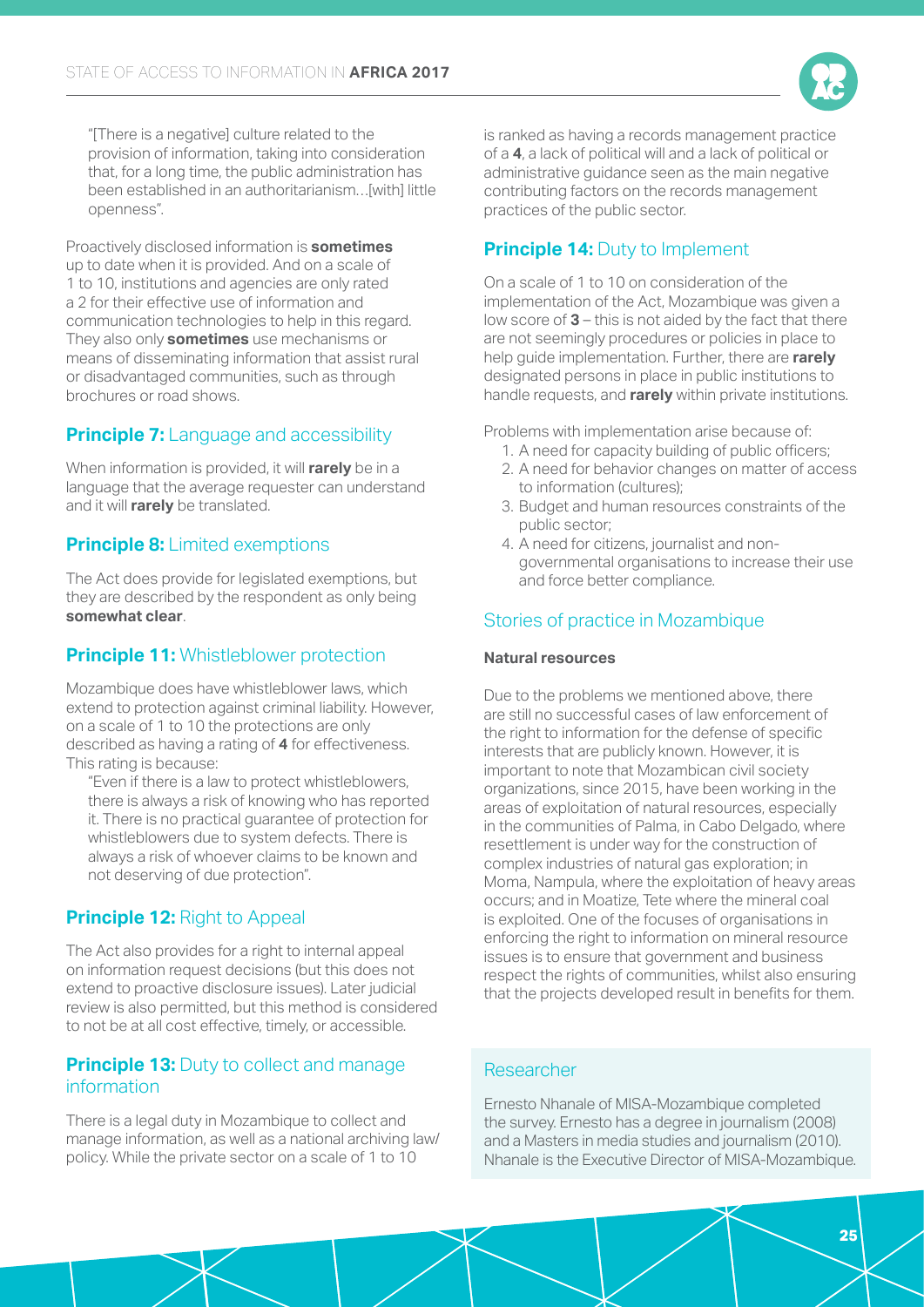"[There is a negative] culture related to the provision of information, taking into consideration that, for a long time, the public administration has been established in an authoritarianism…[with] little openness".

Proactively disclosed information is **sometimes** up to date when it is provided. And on a scale of 1 to 10, institutions and agencies are only rated a 2 for their effective use of information and communication technologies to help in this regard. They also only **sometimes** use mechanisms or means of disseminating information that assist rural or disadvantaged communities, such as through brochures or road shows.

### **Principle 7:** Language and accessibility

When information is provided, it will **rarely** be in a language that the average requester can understand and it will **rarely** be translated.

### **Principle 8:** Limited exemptions

The Act does provide for legislated exemptions, but they are described by the respondent as only being **somewhat clear**.

### **Principle 11:** Whistleblower protection

Mozambique does have whistleblower laws, which extend to protection against criminal liability. However, on a scale of 1 to 10 the protections are only described as having a rating of **4** for effectiveness. This rating is because:

"Even if there is a law to protect whistleblowers, there is always a risk of knowing who has reported it. There is no practical guarantee of protection for whistleblowers due to system defects. There is always a risk of whoever claims to be known and not deserving of due protection".

### **Principle 12:** Right to Appeal

The Act also provides for a right to internal appeal on information request decisions (but this does not extend to proactive disclosure issues). Later judicial review is also permitted, but this method is considered to not be at all cost effective, timely, or accessible.

### **Principle 13:** Duty to collect and manage information

There is a legal duty in Mozambique to collect and manage information, as well as a national archiving law/policy. While the private sector on a scale of 1 to 10 is ranked as having a records management practice of a **4**, a lack of political will and a lack of political or administrative guidance seen as the main negative contributing factors on the records management practices of the public sector.

### **Principle 14:** Duty to Implement

On a scale of 1 to 10 on consideration of the implementation of the Act, Mozambique was given a low score of **3** – this is not aided by the fact that there are not seemingly procedures or policies in place to help guide implementation. Further, there are **rarely** designated persons in place in public institutions to handle requests, and **rarely** within private institutions.

Problems with implementation arise because of:

1. A need for capacity building of public officers;
2. A need for behavior changes on matter of access to information (cultures);
3. Budget and human resources constraints of the public sector;
4. A need for citizens, journalist and non-governmental organisations to increase their use and force better compliance.

## Stories of practice in Mozambique

**Natural resources**

Due to the problems we mentioned above, there are still no successful cases of law enforcement of the right to information for the defense of specific interests that are publicly known. However, it is important to note that Mozambican civil society organizations, since 2015, have been working in the areas of exploitation of natural resources, especially in the communities of Palma, in Cabo Delgado, where resettlement is under way for the construction of complex industries of natural gas exploration; in Moma, Nampula, where the exploitation of heavy areas occurs; and in Moatize, Tete where the mineral coal is exploited. One of the focuses of organisations in enforcing the right to information on mineral resource issues is to ensure that government and business respect the rights of communities, whilst also ensuring that the projects developed result in benefits for them.

## Researcher

Ernesto Nhanale of MISA-Mozambique completed the survey. Ernesto has a degree in journalism (2008) and a Masters in media studies and journalism (2010). Nhanale is the Executive Director of MISA-Mozambique.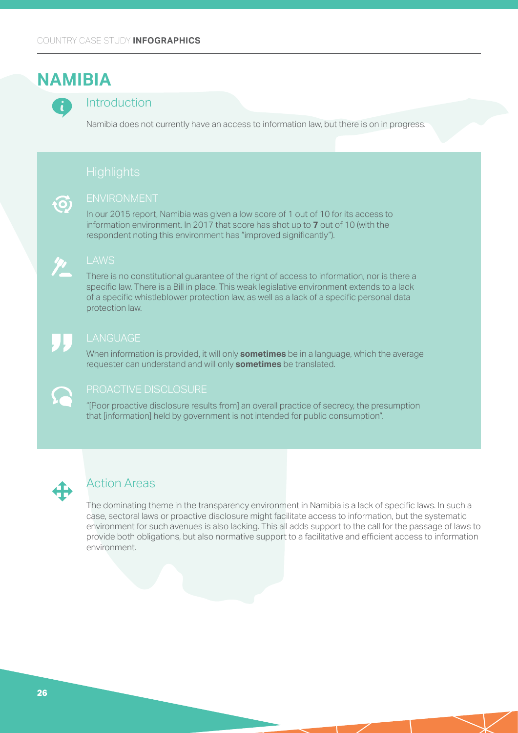# NAMIBIA

## Introduction

Namibia does not currently have an access to information law, but there is on in progress.

## Highlights

### ENVIRONMENT

In our 2015 report, Namibia was given a low score of 1 out of 10 for its access to information environment. In 2017 that score has shot up to **7** out of 10 (with the respondent noting this environment has "improved significantly").

### LAWS

There is no constitutional guarantee of the right of access to information, nor is there a specific law. There is a Bill in place. This weak legislative environment extends to a lack of a specific whistleblower protection law, as well as a lack of a specific personal data protection law.

### LANGUAGE

When information is provided, it will only **sometimes** be in a language, which the average requester can understand and will only **sometimes** be translated.

### PROACTIVE DISCLOSURE

"[Poor proactive disclosure results from] an overall practice of secrecy, the presumption that [information] held by government is not intended for public consumption".

## Action Areas

The dominating theme in the transparency environment in Namibia is a lack of specific laws. In such a case, sectoral laws or proactive disclosure might facilitate access to information, but the systematic environment for such avenues is also lacking. This all adds support to the call for the passage of laws to provide both obligations, but also normative support to a facilitative and efficient access to information environment.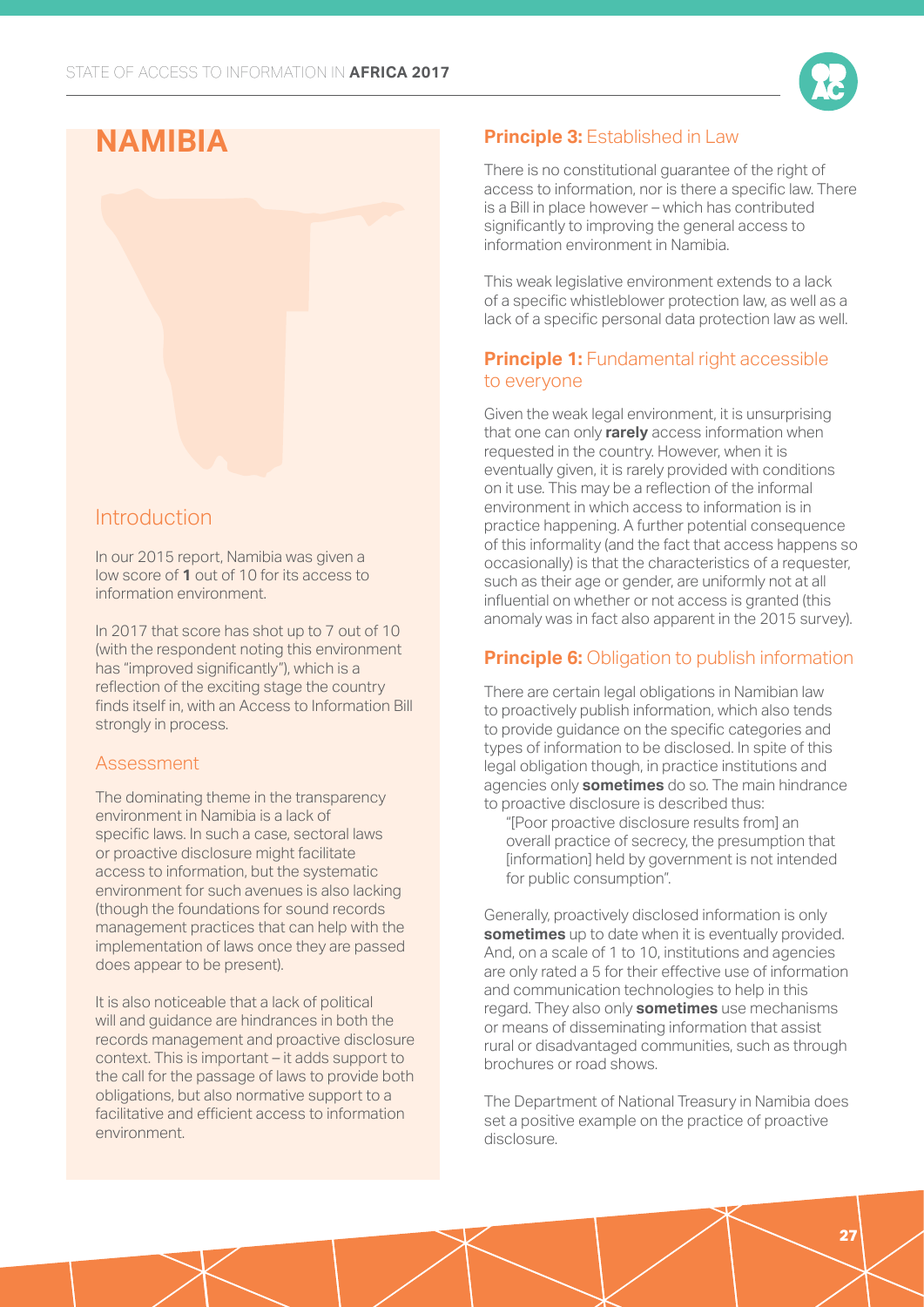# NAMIBIA

## Introduction

In our 2015 report, Namibia was given a low score of **1** out of 10 for its access to information environment.

In 2017 that score has shot up to 7 out of 10 (with the respondent noting this environment has "improved significantly"), which is a reflection of the exciting stage the country finds itself in, with an Access to Information Bill strongly in process.

### Assessment

The dominating theme in the transparency environment in Namibia is a lack of specific laws. In such a case, sectoral laws or proactive disclosure might facilitate access to information, but the systematic environment for such avenues is also lacking (though the foundations for sound records management practices that can help with the implementation of laws once they are passed does appear to be present).

It is also noticeable that a lack of political will and guidance are hindrances in both the records management and proactive disclosure context. This is important – it adds support to the call for the passage of laws to provide both obligations, but also normative support to a facilitative and efficient access to information environment.

### **Principle 3:** Established in Law

There is no constitutional guarantee of the right of access to information, nor is there a specific law. There is a Bill in place however – which has contributed significantly to improving the general access to information environment in Namibia.

This weak legislative environment extends to a lack of a specific whistleblower protection law, as well as a lack of a specific personal data protection law as well.

### **Principle 1:** Fundamental right accessible to everyone

Given the weak legal environment, it is unsurprising that one can only **rarely** access information when requested in the country. However, when it is eventually given, it is rarely provided with conditions on it use. This may be a reflection of the informal environment in which access to information is in practice happening. A further potential consequence of this informality (and the fact that access happens so occasionally) is that the characteristics of a requester, such as their age or gender, are uniformly not at all influential on whether or not access is granted (this anomaly was in fact also apparent in the 2015 survey).

### **Principle 6:** Obligation to publish information

There are certain legal obligations in Namibian law to proactively publish information, which also tends to provide guidance on the specific categories and types of information to be disclosed. In spite of this legal obligation though, in practice institutions and agencies only **sometimes** do so. The main hindrance to proactive disclosure is described thus:

> "[Poor proactive disclosure results from] an overall practice of secrecy, the presumption that [information] held by government is not intended for public consumption".

Generally, proactively disclosed information is only **sometimes** up to date when it is eventually provided. And, on a scale of 1 to 10, institutions and agencies are only rated a 5 for their effective use of information and communication technologies to help in this regard. They also only **sometimes** use mechanisms or means of disseminating information that assist rural or disadvantaged communities, such as through brochures or road shows.

The Department of National Treasury in Namibia does set a positive example on the practice of proactive disclosure.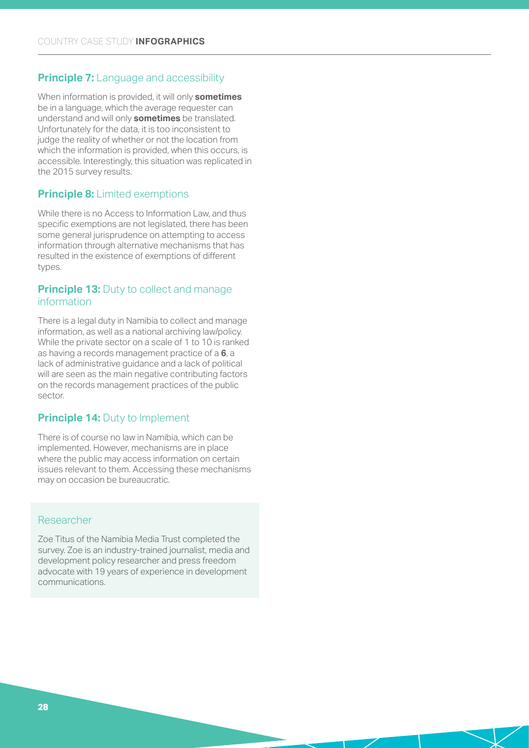### **Principle 7:** Language and accessibility

When information is provided, it will only **sometimes** be in a language, which the average requester can understand and will only **sometimes** be translated. Unfortunately for the data, it is too inconsistent to judge the reality of whether or not the location from which the information is provided, when this occurs, is accessible. Interestingly, this situation was replicated in the 2015 survey results.

### **Principle 8:** Limited exemptions

While there is no Access to Information Law, and thus specific exemptions are not legislated, there has been some general jurisprudence on attempting to access information through alternative mechanisms that has resulted in the existence of exemptions of different types.

### **Principle 13:** Duty to collect and manage information

There is a legal duty in Namibia to collect and manage information, as well as a national archiving law/policy. While the private sector on a scale of 1 to 10 is ranked as having a records management practice of a **6**, a lack of administrative guidance and a lack of political will are seen as the main negative contributing factors on the records management practices of the public sector.

### **Principle 14:** Duty to Implement

There is of course no law in Namibia, which can be implemented. However, mechanisms are in place where the public may access information on certain issues relevant to them. Accessing these mechanisms may on occasion be bureaucratic.

### Researcher

Zoe Titus of the Namibia Media Trust completed the survey. Zoe is an industry-trained journalist, media and development policy researcher and press freedom advocate with 19 years of experience in development communications.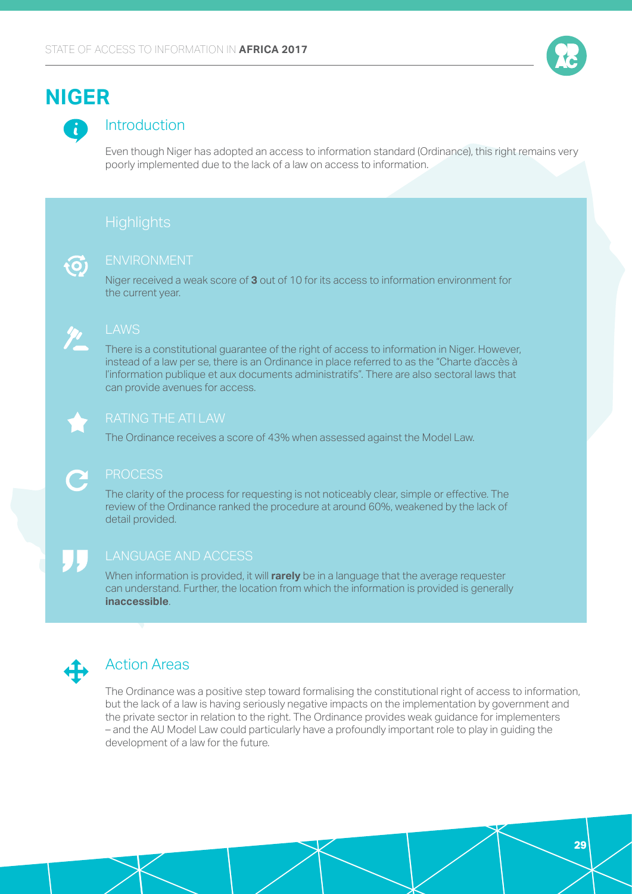# NIGER

## Introduction

Even though Niger has adopted an access to information standard (Ordinance), this right remains very poorly implemented due to the lack of a law on access to information.

## Highlights

### ENVIRONMENT

Niger received a weak score of **3** out of 10 for its access to information environment for the current year.

### LAWS

There is a constitutional guarantee of the right of access to information in Niger. However, instead of a law per se, there is an Ordinance in place referred to as the "Charte d'accès à l'information publique et aux documents administratifs". There are also sectoral laws that can provide avenues for access.

### RATING THE ATI LAW

The Ordinance receives a score of 43% when assessed against the Model Law.

### PROCESS

The clarity of the process for requesting is not noticeably clear, simple or effective. The review of the Ordinance ranked the procedure at around 60%, weakened by the lack of detail provided.

### LANGUAGE AND ACCESS

When information is provided, it will **rarely** be in a language that the average requester can understand. Further, the location from which the information is provided is generally **inaccessible**.

## Action Areas

The Ordinance was a positive step toward formalising the constitutional right of access to information, but the lack of a law is having seriously negative impacts on the implementation by government and the private sector in relation to the right. The Ordinance provides weak guidance for implementers – and the AU Model Law could particularly have a profoundly important role to play in guiding the development of a law for the future.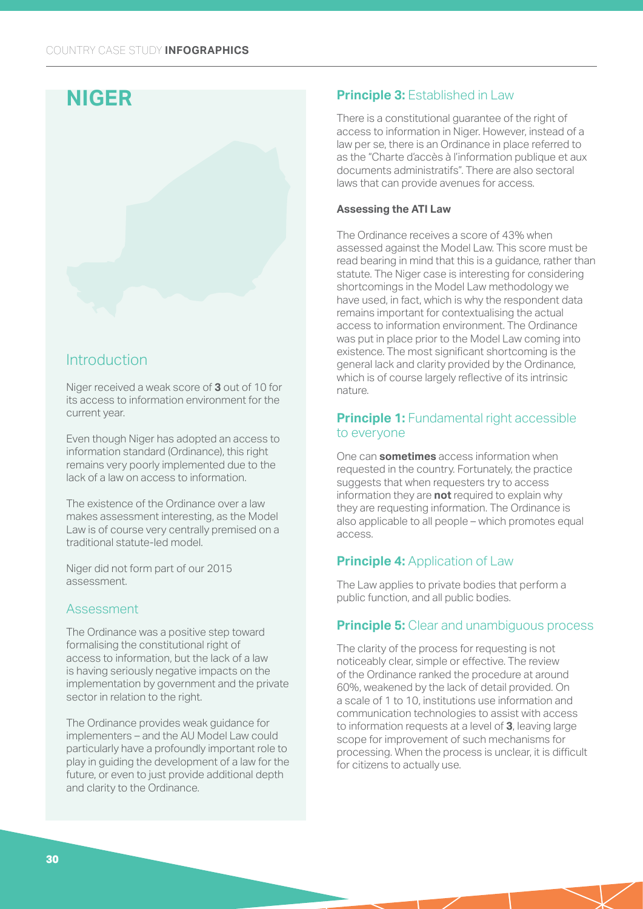# NIGER

## Introduction

Niger received a weak score of **3** out of 10 for its access to information environment for the current year.

Even though Niger has adopted an access to information standard (Ordinance), this right remains very poorly implemented due to the lack of a law on access to information.

The existence of the Ordinance over a law makes assessment interesting, as the Model Law is of course very centrally premised on a traditional statute-led model.

Niger did not form part of our 2015 assessment.

### Assessment

The Ordinance was a positive step toward formalising the constitutional right of access to information, but the lack of a law is having seriously negative impacts on the implementation by government and the private sector in relation to the right.

The Ordinance provides weak guidance for implementers – and the AU Model Law could particularly have a profoundly important role to play in guiding the development of a law for the future, or even to just provide additional depth and clarity to the Ordinance.

### **Principle 3:** Established in Law

There is a constitutional guarantee of the right of access to information in Niger. However, instead of a law per se, there is an Ordinance in place referred to as the "Charte d'accès à l'information publique et aux documents administratifs". There are also sectoral laws that can provide avenues for access.

#### Assessing the ATI Law

The Ordinance receives a score of 43% when assessed against the Model Law. This score must be read bearing in mind that this is a guidance, rather than statute. The Niger case is interesting for considering shortcomings in the Model Law methodology we have used, in fact, which is why the respondent data remains important for contextualising the actual access to information environment. The Ordinance was put in place prior to the Model Law coming into existence. The most significant shortcoming is the general lack and clarity provided by the Ordinance, which is of course largely reflective of its intrinsic nature.

### **Principle 1:** Fundamental right accessible to everyone

One can **sometimes** access information when requested in the country. Fortunately, the practice suggests that when requesters try to access information they are **not** required to explain why they are requesting information. The Ordinance is also applicable to all people – which promotes equal access.

### **Principle 4:** Application of Law

The Law applies to private bodies that perform a public function, and all public bodies.

### **Principle 5:** Clear and unambiguous process

The clarity of the process for requesting is not noticeably clear, simple or effective. The review of the Ordinance ranked the procedure at around 60%, weakened by the lack of detail provided. On a scale of 1 to 10, institutions use information and communication technologies to assist with access to information requests at a level of **3**, leaving large scope for improvement of such mechanisms for processing. When the process is unclear, it is difficult for citizens to actually use.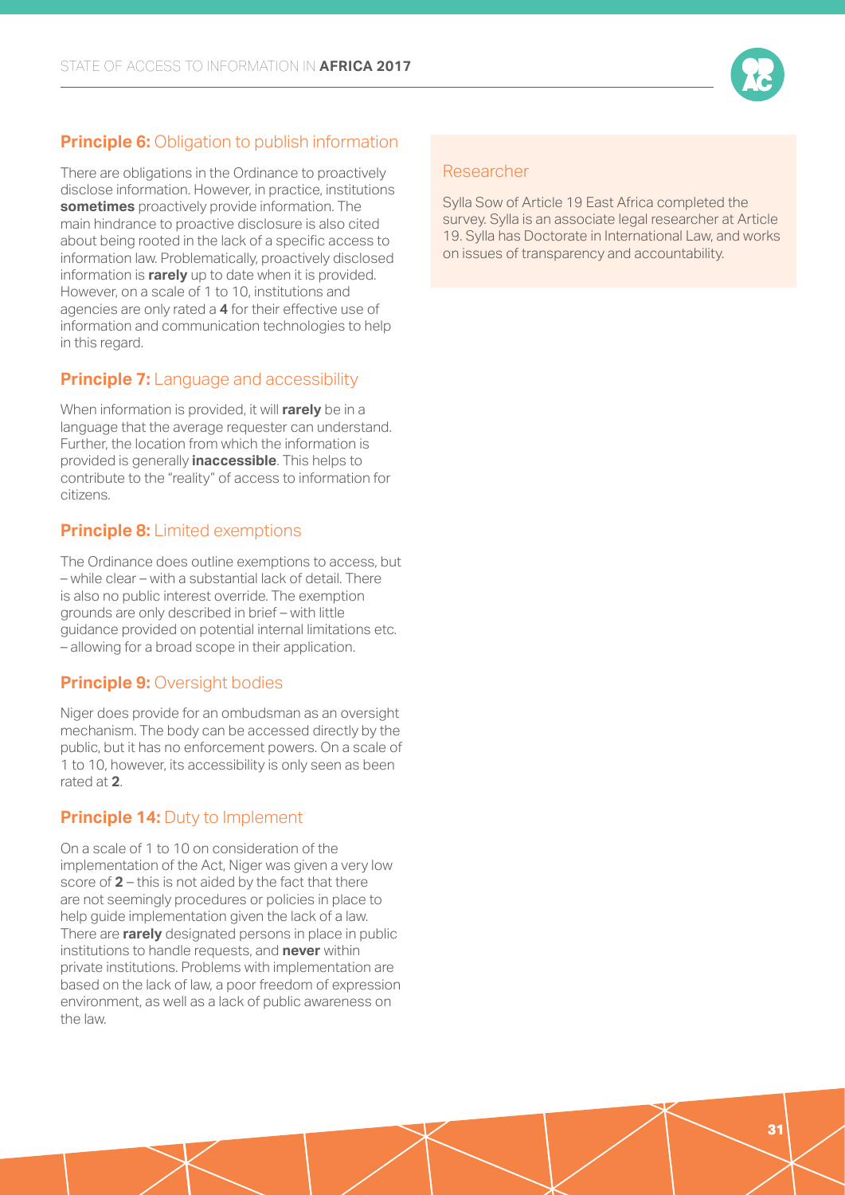## **Principle 6:** Obligation to publish information

There are obligations in the Ordinance to proactively disclose information. However, in practice, institutions **sometimes** proactively provide information. The main hindrance to proactive disclosure is also cited about being rooted in the lack of a specific access to information law. Problematically, proactively disclosed information is **rarely** up to date when it is provided. However, on a scale of 1 to 10, institutions and agencies are only rated a **4** for their effective use of information and communication technologies to help in this regard.

## **Principle 7:** Language and accessibility

When information is provided, it will **rarely** be in a language that the average requester can understand. Further, the location from which the information is provided is generally **inaccessible**. This helps to contribute to the "reality" of access to information for citizens.

## **Principle 8:** Limited exemptions

The Ordinance does outline exemptions to access, but – while clear – with a substantial lack of detail. There is also no public interest override. The exemption grounds are only described in brief – with little guidance provided on potential internal limitations etc. – allowing for a broad scope in their application.

## **Principle 9:** Oversight bodies

Niger does provide for an ombudsman as an oversight mechanism. The body can be accessed directly by the public, but it has no enforcement powers. On a scale of 1 to 10, however, its accessibility is only seen as been rated at **2**.

## **Principle 14:** Duty to Implement

On a scale of 1 to 10 on consideration of the implementation of the Act, Niger was given a very low score of **2** – this is not aided by the fact that there are not seemingly procedures or policies in place to help guide implementation given the lack of a law. There are **rarely** designated persons in place in public institutions to handle requests, and **never** within private institutions. Problems with implementation are based on the lack of law, a poor freedom of expression environment, as well as a lack of public awareness on the law.

### Researcher

Sylla Sow of Article 19 East Africa completed the survey. Sylla is an associate legal researcher at Article 19. Sylla has Doctorate in International Law, and works on issues of transparency and accountability.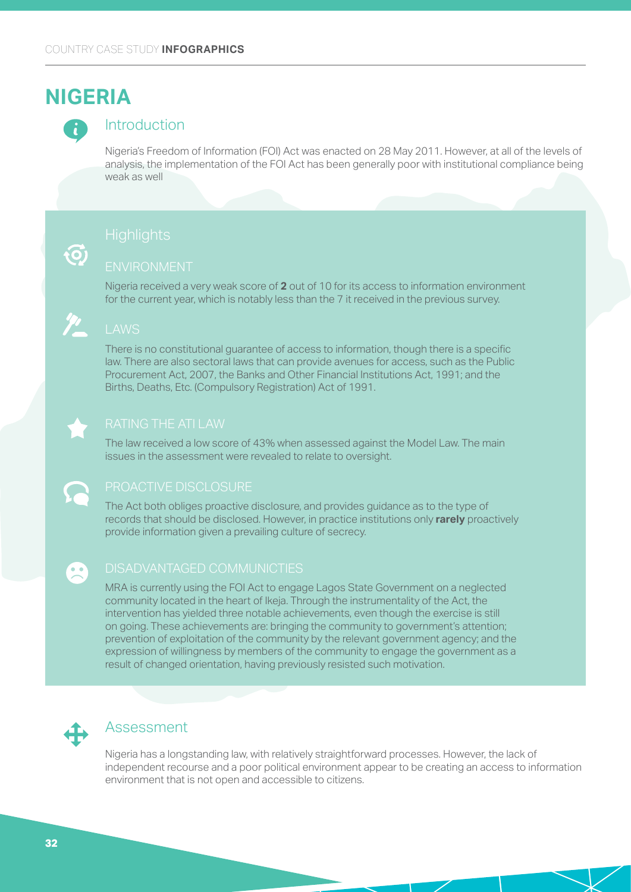# NIGERIA

## Introduction

Nigeria's Freedom of Information (FOI) Act was enacted on 28 May 2011. However, at all of the levels of analysis, the implementation of the FOI Act has been generally poor with institutional compliance being weak as well

## Highlights

### ENVIRONMENT

Nigeria received a very weak score of **2** out of 10 for its access to information environment for the current year, which is notably less than the 7 it received in the previous survey.

### LAWS

There is no constitutional guarantee of access to information, though there is a specific law. There are also sectoral laws that can provide avenues for access, such as the Public Procurement Act, 2007, the Banks and Other Financial Institutions Act, 1991; and the Births, Deaths, Etc. (Compulsory Registration) Act of 1991.

### RATING THE ATI LAW

The law received a low score of 43% when assessed against the Model Law. The main issues in the assessment were revealed to relate to oversight.

### PROACTIVE DISCLOSURE

The Act both obliges proactive disclosure, and provides guidance as to the type of records that should be disclosed. However, in practice institutions only **rarely** proactively provide information given a prevailing culture of secrecy.

### DISADVANTAGED COMMUNICTIES

MRA is currently using the FOI Act to engage Lagos State Government on a neglected community located in the heart of Ikeja. Through the instrumentality of the Act, the intervention has yielded three notable achievements, even though the exercise is still on going. These achievements are: bringing the community to government's attention; prevention of exploitation of the community by the relevant government agency; and the expression of willingness by members of the community to engage the government as a result of changed orientation, having previously resisted such motivation.

## Assessment

Nigeria has a longstanding law, with relatively straightforward processes. However, the lack of independent recourse and a poor political environment appear to be creating an access to information environment that is not open and accessible to citizens.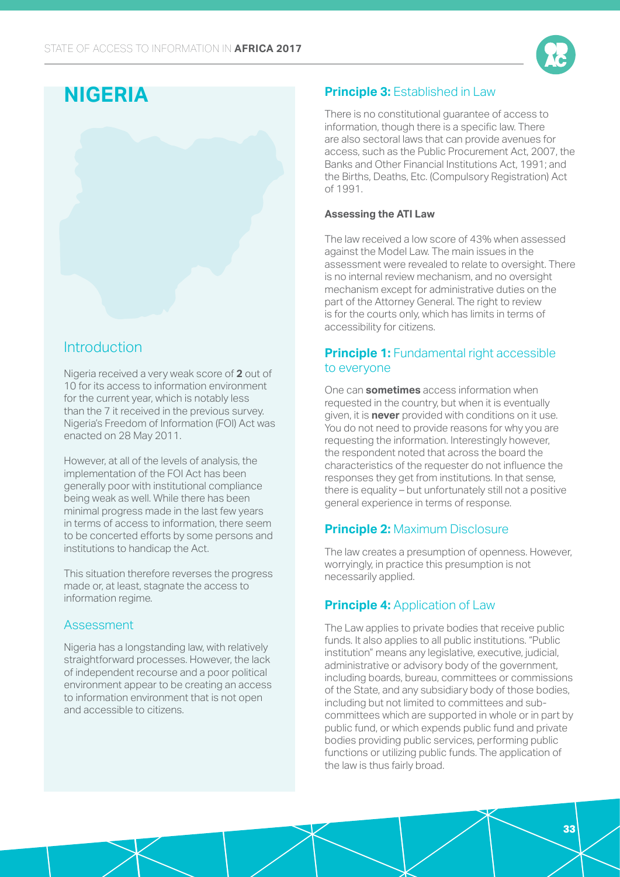# NIGERIA

## Introduction

Nigeria received a very weak score of **2** out of 10 for its access to information environment for the current year, which is notably less than the 7 it received in the previous survey. Nigeria's Freedom of Information (FOI) Act was enacted on 28 May 2011.

However, at all of the levels of analysis, the implementation of the FOI Act has been generally poor with institutional compliance being weak as well. While there has been minimal progress made in the last few years in terms of access to information, there seem to be concerted efforts by some persons and institutions to handicap the Act.

This situation therefore reverses the progress made or, at least, stagnate the access to information regime.

### Assessment

Nigeria has a longstanding law, with relatively straightforward processes. However, the lack of independent recourse and a poor political environment appear to be creating an access to information environment that is not open and accessible to citizens.

## **Principle 3:** Established in Law

There is no constitutional guarantee of access to information, though there is a specific law. There are also sectoral laws that can provide avenues for access, such as the Public Procurement Act, 2007, the Banks and Other Financial Institutions Act, 1991; and the Births, Deaths, Etc. (Compulsory Registration) Act of 1991.

**Assessing the ATI Law**

The law received a low score of 43% when assessed against the Model Law. The main issues in the assessment were revealed to relate to oversight. There is no internal review mechanism, and no oversight mechanism except for administrative duties on the part of the Attorney General. The right to review is for the courts only, which has limits in terms of accessibility for citizens.

## **Principle 1:** Fundamental right accessible to everyone

One can **sometimes** access information when requested in the country, but when it is eventually given, it is **never** provided with conditions on it use. You do not need to provide reasons for why you are requesting the information. Interestingly however, the respondent noted that across the board the characteristics of the requester do not influence the responses they get from institutions. In that sense, there is equality – but unfortunately still not a positive general experience in terms of response.

## **Principle 2:** Maximum Disclosure

The law creates a presumption of openness. However, worryingly, in practice this presumption is not necessarily applied.

## **Principle 4:** Application of Law

The Law applies to private bodies that receive public funds. It also applies to all public institutions. "Public institution" means any legislative, executive, judicial, administrative or advisory body of the government, including boards, bureau, committees or commissions of the State, and any subsidiary body of those bodies, including but not limited to committees and sub-committees which are supported in whole or in part by public fund, or which expends public fund and private bodies providing public services, performing public functions or utilizing public funds. The application of the law is thus fairly broad.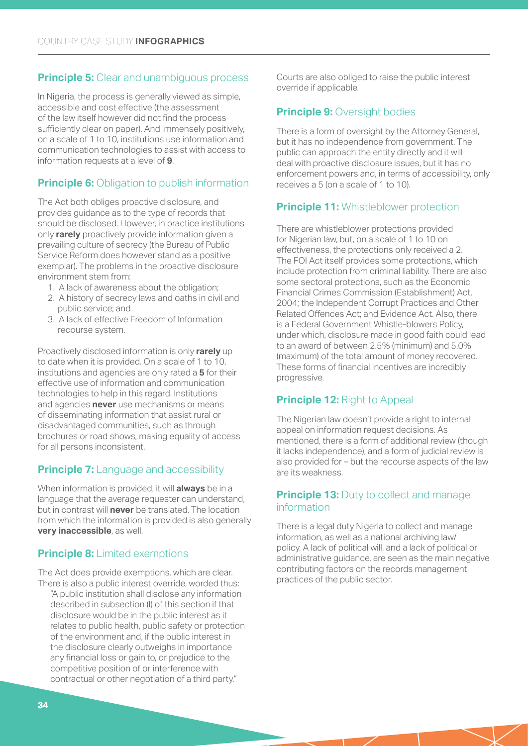## Principle 5: Clear and unambiguous process

In Nigeria, the process is generally viewed as simple, accessible and cost effective (the assessment of the law itself however did not find the process sufficiently clear on paper). And immensely positively, on a scale of 1 to 10, institutions use information and communication technologies to assist with access to information requests at a level of **9**.

## Principle 6: Obligation to publish information

The Act both obliges proactive disclosure, and provides guidance as to the type of records that should be disclosed. However, in practice institutions only **rarely** proactively provide information given a prevailing culture of secrecy (the Bureau of Public Service Reform does however stand as a positive exemplar). The problems in the proactive disclosure environment stem from:

1. A lack of awareness about the obligation;
2. A history of secrecy laws and oaths in civil and public service; and
3. A lack of effective Freedom of Information recourse system.

Proactively disclosed information is only **rarely** up to date when it is provided. On a scale of 1 to 10, institutions and agencies are only rated a **5** for their effective use of information and communication technologies to help in this regard. Institutions and agencies **never** use mechanisms or means of disseminating information that assist rural or disadvantaged communities, such as through brochures or road shows, making equality of access for all persons inconsistent.

## Principle 7: Language and accessibility

When information is provided, it will **always** be in a language that the average requester can understand, but in contrast will **never** be translated. The location from which the information is provided is also generally **very inaccessible**, as well.

## Principle 8: Limited exemptions

The Act does provide exemptions, which are clear. There is also a public interest override, worded thus:

> "A public institution shall disclose any information described in subsection (l) of this section if that disclosure would be in the public interest as it relates to public health, public safety or protection of the environment and, if the public interest in the disclosure clearly outweighs in importance any financial loss or gain to, or prejudice to the competitive position of or interference with contractual or other negotiation of a third party."

Courts are also obliged to raise the public interest override if applicable.

## Principle 9: Oversight bodies

There is a form of oversight by the Attorney General, but it has no independence from government. The public can approach the entity directly and it will deal with proactive disclosure issues, but it has no enforcement powers and, in terms of accessibility, only receives a 5 (on a scale of 1 to 10).

## Principle 11: Whistleblower protection

There are whistleblower protections provided for Nigerian law, but, on a scale of 1 to 10 on effectiveness, the protections only received a 2. The FOI Act itself provides some protections, which include protection from criminal liability. There are also some sectoral protections, such as the Economic Financial Crimes Commission (Establishment) Act, 2004; the Independent Corrupt Practices and Other Related Offences Act; and Evidence Act. Also, there is a Federal Government Whistle-blowers Policy, under which, disclosure made in good faith could lead to an award of between 2.5% (minimum) and 5.0% (maximum) of the total amount of money recovered. These forms of financial incentives are incredibly progressive.

## Principle 12: Right to Appeal

The Nigerian law doesn't provide a right to internal appeal on information request decisions. As mentioned, there is a form of additional review (though it lacks independence), and a form of judicial review is also provided for – but the recourse aspects of the law are its weakness.

## Principle 13: Duty to collect and manage information

There is a legal duty Nigeria to collect and manage information, as well as a national archiving law/policy. A lack of political will, and a lack of political or administrative guidance, are seen as the main negative contributing factors on the records management practices of the public sector.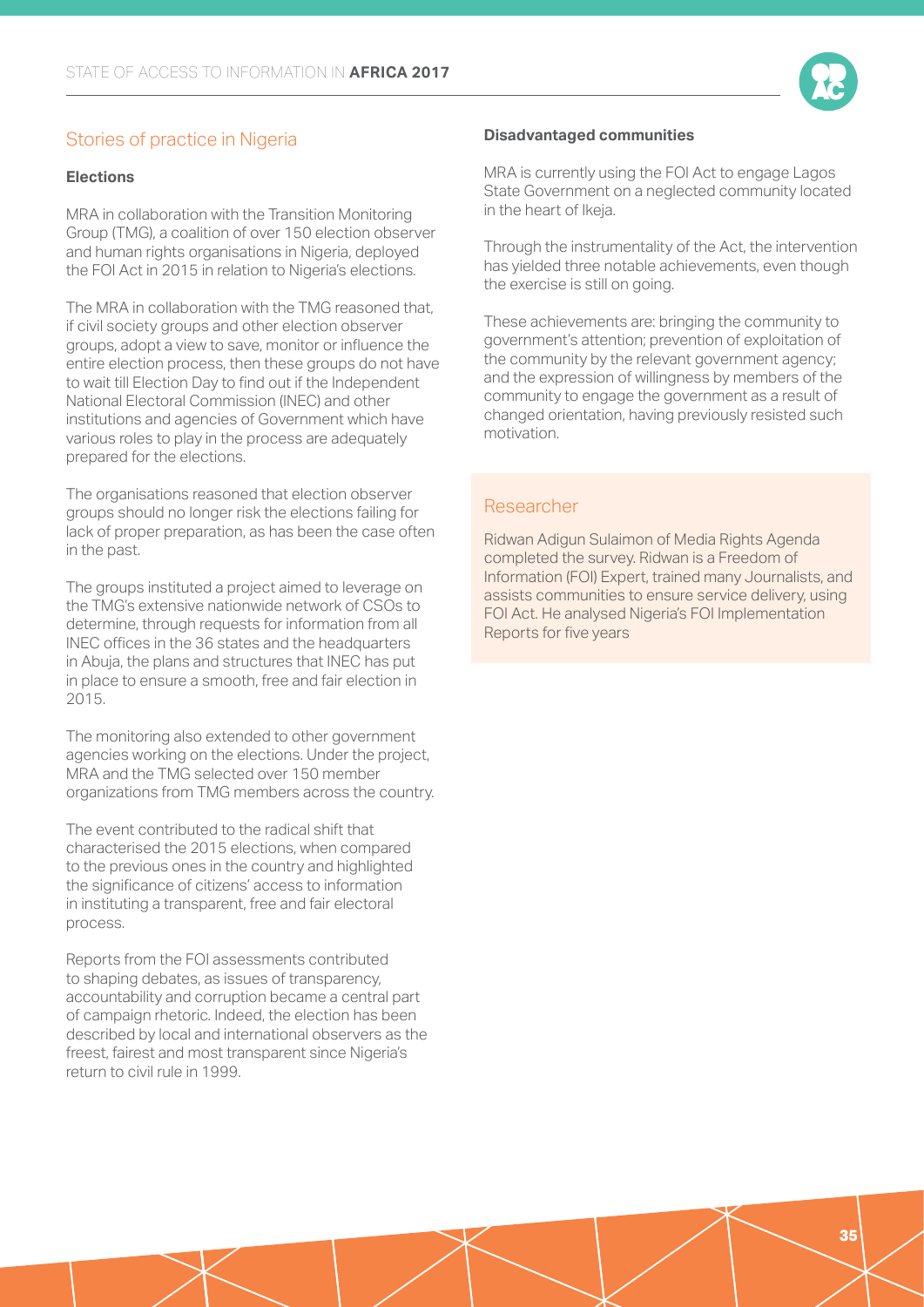## Stories of practice in Nigeria

### Elections

MRA in collaboration with the Transition Monitoring Group (TMG), a coalition of over 150 election observer and human rights organisations in Nigeria, deployed the FOI Act in 2015 in relation to Nigeria's elections.

The MRA in collaboration with the TMG reasoned that, if civil society groups and other election observer groups, adopt a view to save, monitor or influence the entire election process, then these groups do not have to wait till Election Day to find out if the Independent National Electoral Commission (INEC) and other institutions and agencies of Government which have various roles to play in the process are adequately prepared for the elections.

The organisations reasoned that election observer groups should no longer risk the elections failing for lack of proper preparation, as has been the case often in the past.

The groups instituted a project aimed to leverage on the TMG's extensive nationwide network of CSOs to determine, through requests for information from all INEC offices in the 36 states and the headquarters in Abuja, the plans and structures that INEC has put in place to ensure a smooth, free and fair election in 2015.

The monitoring also extended to other government agencies working on the elections. Under the project, MRA and the TMG selected over 150 member organizations from TMG members across the country.

The event contributed to the radical shift that characterised the 2015 elections, when compared to the previous ones in the country and highlighted the significance of citizens' access to information in instituting a transparent, free and fair electoral process.

Reports from the FOI assessments contributed to shaping debates, as issues of transparency, accountability and corruption became a central part of campaign rhetoric. Indeed, the election has been described by local and international observers as the freest, fairest and most transparent since Nigeria's return to civil rule in 1999.

### Disadvantaged communities

MRA is currently using the FOI Act to engage Lagos State Government on a neglected community located in the heart of Ikeja.

Through the instrumentality of the Act, the intervention has yielded three notable achievements, even though the exercise is still on going.

These achievements are: bringing the community to government's attention; prevention of exploitation of the community by the relevant government agency; and the expression of willingness by members of the community to engage the government as a result of changed orientation, having previously resisted such motivation.

## Researcher

Ridwan Adigun Sulaimon of Media Rights Agenda completed the survey. Ridwan is a Freedom of Information (FOI) Expert, trained many Journalists, and assists communities to ensure service delivery, using FOI Act. He analysed Nigeria's FOI Implementation Reports for five years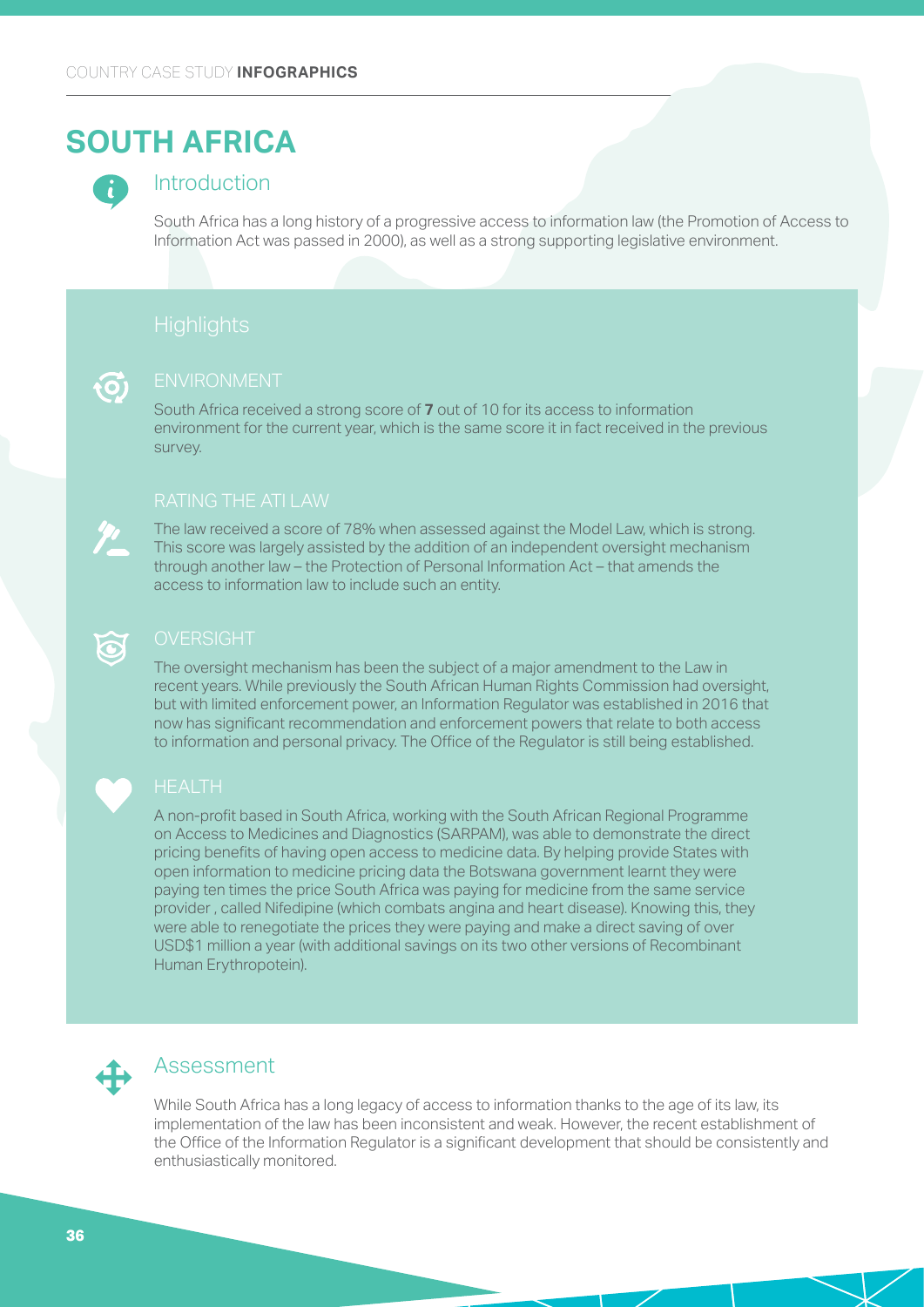# SOUTH AFRICA

## Introduction

South Africa has a long history of a progressive access to information law (the Promotion of Access to Information Act was passed in 2000), as well as a strong supporting legislative environment.

## Highlights

### ENVIRONMENT

South Africa received a strong score of **7** out of 10 for its access to information environment for the current year, which is the same score it in fact received in the previous survey.

### RATING THE ATI LAW

The law received a score of 78% when assessed against the Model Law, which is strong. This score was largely assisted by the addition of an independent oversight mechanism through another law – the Protection of Personal Information Act – that amends the access to information law to include such an entity.

### OVERSIGHT

The oversight mechanism has been the subject of a major amendment to the Law in recent years. While previously the South African Human Rights Commission had oversight, but with limited enforcement power, an Information Regulator was established in 2016 that now has significant recommendation and enforcement powers that relate to both access to information and personal privacy. The Office of the Regulator is still being established.

### HEALTH

A non-profit based in South Africa, working with the South African Regional Programme on Access to Medicines and Diagnostics (SARPAM), was able to demonstrate the direct pricing benefits of having open access to medicine data. By helping provide States with open information to medicine pricing data the Botswana government learnt they were paying ten times the price South Africa was paying for medicine from the same service provider , called Nifedipine (which combats angina and heart disease). Knowing this, they were able to renegotiate the prices they were paying and make a direct saving of over USD$1 million a year (with additional savings on its two other versions of Recombinant Human Erythropotein).

## Assessment

While South Africa has a long legacy of access to information thanks to the age of its law, its implementation of the law has been inconsistent and weak. However, the recent establishment of the Office of the Information Regulator is a significant development that should be consistently and enthusiastically monitored.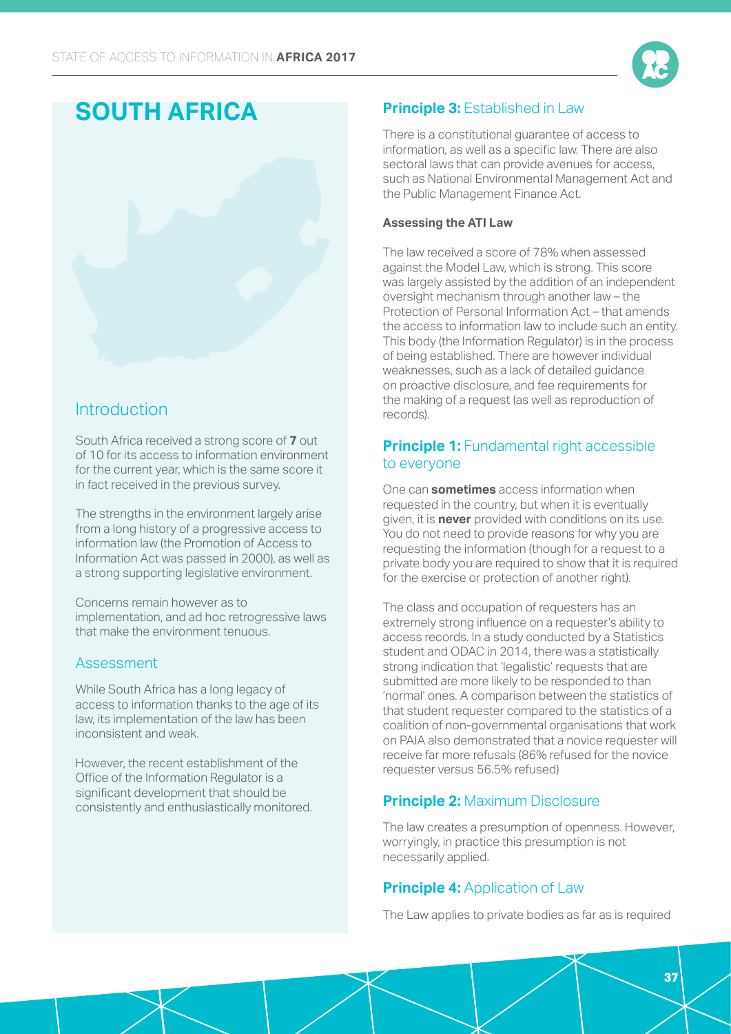# SOUTH AFRICA

## Introduction

South Africa received a strong score of **7** out of 10 for its access to information environment for the current year, which is the same score it in fact received in the previous survey.

The strengths in the environment largely arise from a long history of a progressive access to information law (the Promotion of Access to Information Act was passed in 2000), as well as a strong supporting legislative environment.

Concerns remain however as to implementation, and ad hoc retrogressive laws that make the environment tenuous.

### Assessment

While South Africa has a long legacy of access to information thanks to the age of its law, its implementation of the law has been inconsistent and weak.

However, the recent establishment of the Office of the Information Regulator is a significant development that should be consistently and enthusiastically monitored.

### **Principle 3:** Established in Law

There is a constitutional guarantee of access to information, as well as a specific law. There are also sectoral laws that can provide avenues for access, such as National Environmental Management Act and the Public Management Finance Act.

**Assessing the ATI Law**

The law received a score of 78% when assessed against the Model Law, which is strong. This score was largely assisted by the addition of an independent oversight mechanism through another law – the Protection of Personal Information Act – that amends the access to information law to include such an entity. This body (the Information Regulator) is in the process of being established. There are however individual weaknesses, such as a lack of detailed guidance on proactive disclosure, and fee requirements for the making of a request (as well as reproduction of records).

### **Principle 1:** Fundamental right accessible to everyone

One can **sometimes** access information when requested in the country, but when it is eventually given, it is **never** provided with conditions on its use. You do not need to provide reasons for why you are requesting the information (though for a request to a private body you are required to show that it is required for the exercise or protection of another right).

The class and occupation of requesters has an extremely strong influence on a requester's ability to access records. In a study conducted by a Statistics student and ODAC in 2014, there was a statistically strong indication that 'legalistic' requests that are submitted are more likely to be responded to than 'normal' ones. A comparison between the statistics of that student requester compared to the statistics of a coalition of non-governmental organisations that work on PAIA also demonstrated that a novice requester will receive far more refusals (86% refused for the novice requester versus 56.5% refused)

### **Principle 2:** Maximum Disclosure

The law creates a presumption of openness. However, worryingly, in practice this presumption is not necessarily applied.

### **Principle 4:** Application of Law

The Law applies to private bodies as far as is required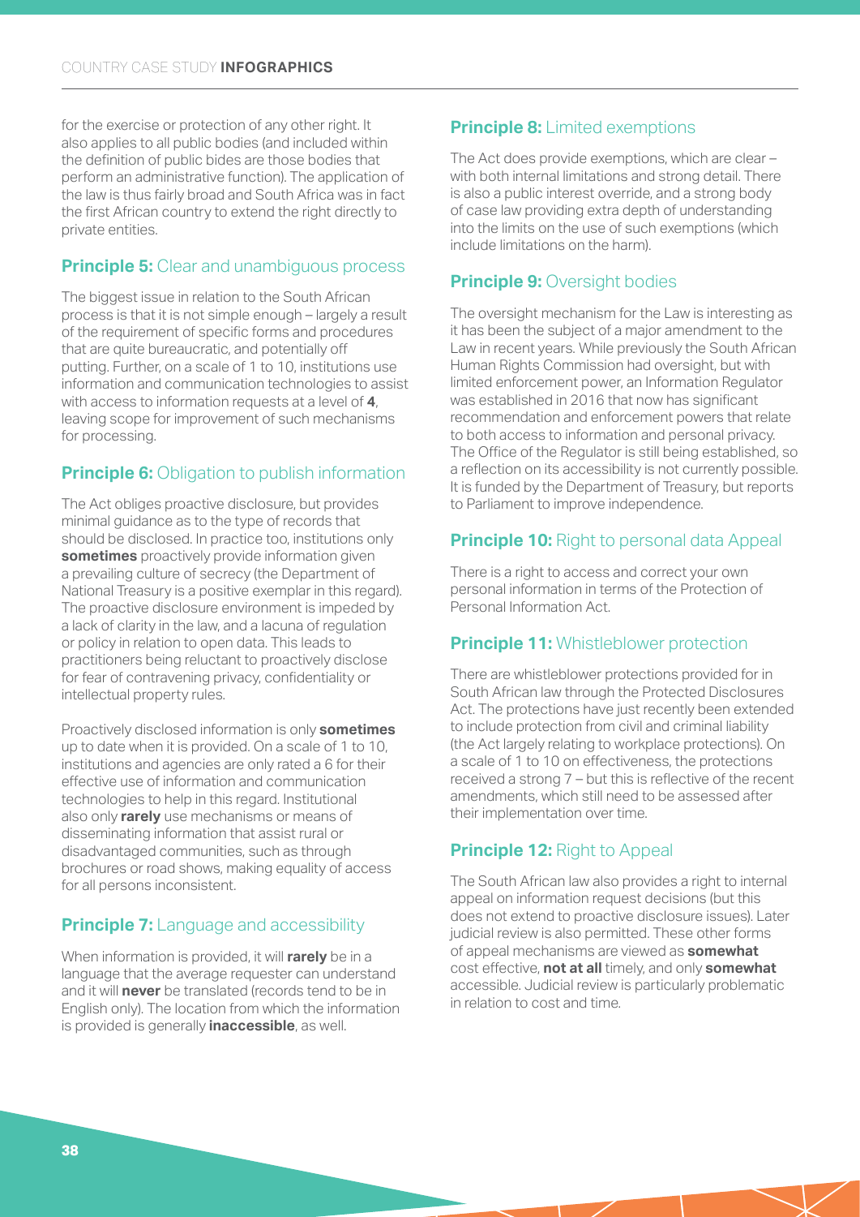for the exercise or protection of any other right. It also applies to all public bodies (and included within the definition of public bides are those bodies that perform an administrative function). The application of the law is thus fairly broad and South Africa was in fact the first African country to extend the right directly to private entities.

### **Principle 5:** Clear and unambiguous process

The biggest issue in relation to the South African process is that it is not simple enough – largely a result of the requirement of specific forms and procedures that are quite bureaucratic, and potentially off putting. Further, on a scale of 1 to 10, institutions use information and communication technologies to assist with access to information requests at a level of **4**, leaving scope for improvement of such mechanisms for processing.

### **Principle 6:** Obligation to publish information

The Act obliges proactive disclosure, but provides minimal guidance as to the type of records that should be disclosed. In practice too, institutions only **sometimes** proactively provide information given a prevailing culture of secrecy (the Department of National Treasury is a positive exemplar in this regard). The proactive disclosure environment is impeded by a lack of clarity in the law, and a lacuna of regulation or policy in relation to open data. This leads to practitioners being reluctant to proactively disclose for fear of contravening privacy, confidentiality or intellectual property rules.

Proactively disclosed information is only **sometimes** up to date when it is provided. On a scale of 1 to 10, institutions and agencies are only rated a 6 for their effective use of information and communication technologies to help in this regard. Institutional also only **rarely** use mechanisms or means of disseminating information that assist rural or disadvantaged communities, such as through brochures or road shows, making equality of access for all persons inconsistent.

### **Principle 7:** Language and accessibility

When information is provided, it will **rarely** be in a language that the average requester can understand and it will **never** be translated (records tend to be in English only). The location from which the information is provided is generally **inaccessible**, as well.

### **Principle 8:** Limited exemptions

The Act does provide exemptions, which are clear – with both internal limitations and strong detail. There is also a public interest override, and a strong body of case law providing extra depth of understanding into the limits on the use of such exemptions (which include limitations on the harm).

### **Principle 9:** Oversight bodies

The oversight mechanism for the Law is interesting as it has been the subject of a major amendment to the Law in recent years. While previously the South African Human Rights Commission had oversight, but with limited enforcement power, an Information Regulator was established in 2016 that now has significant recommendation and enforcement powers that relate to both access to information and personal privacy. The Office of the Regulator is still being established, so a reflection on its accessibility is not currently possible. It is funded by the Department of Treasury, but reports to Parliament to improve independence.

### **Principle 10:** Right to personal data Appeal

There is a right to access and correct your own personal information in terms of the Protection of Personal Information Act.

### **Principle 11:** Whistleblower protection

There are whistleblower protections provided for in South African law through the Protected Disclosures Act. The protections have just recently been extended to include protection from civil and criminal liability (the Act largely relating to workplace protections). On a scale of 1 to 10 on effectiveness, the protections received a strong 7 – but this is reflective of the recent amendments, which still need to be assessed after their implementation over time.

### **Principle 12:** Right to Appeal

The South African law also provides a right to internal appeal on information request decisions (but this does not extend to proactive disclosure issues). Later judicial review is also permitted. These other forms of appeal mechanisms are viewed as **somewhat** cost effective, **not at all** timely, and only **somewhat** accessible. Judicial review is particularly problematic in relation to cost and time.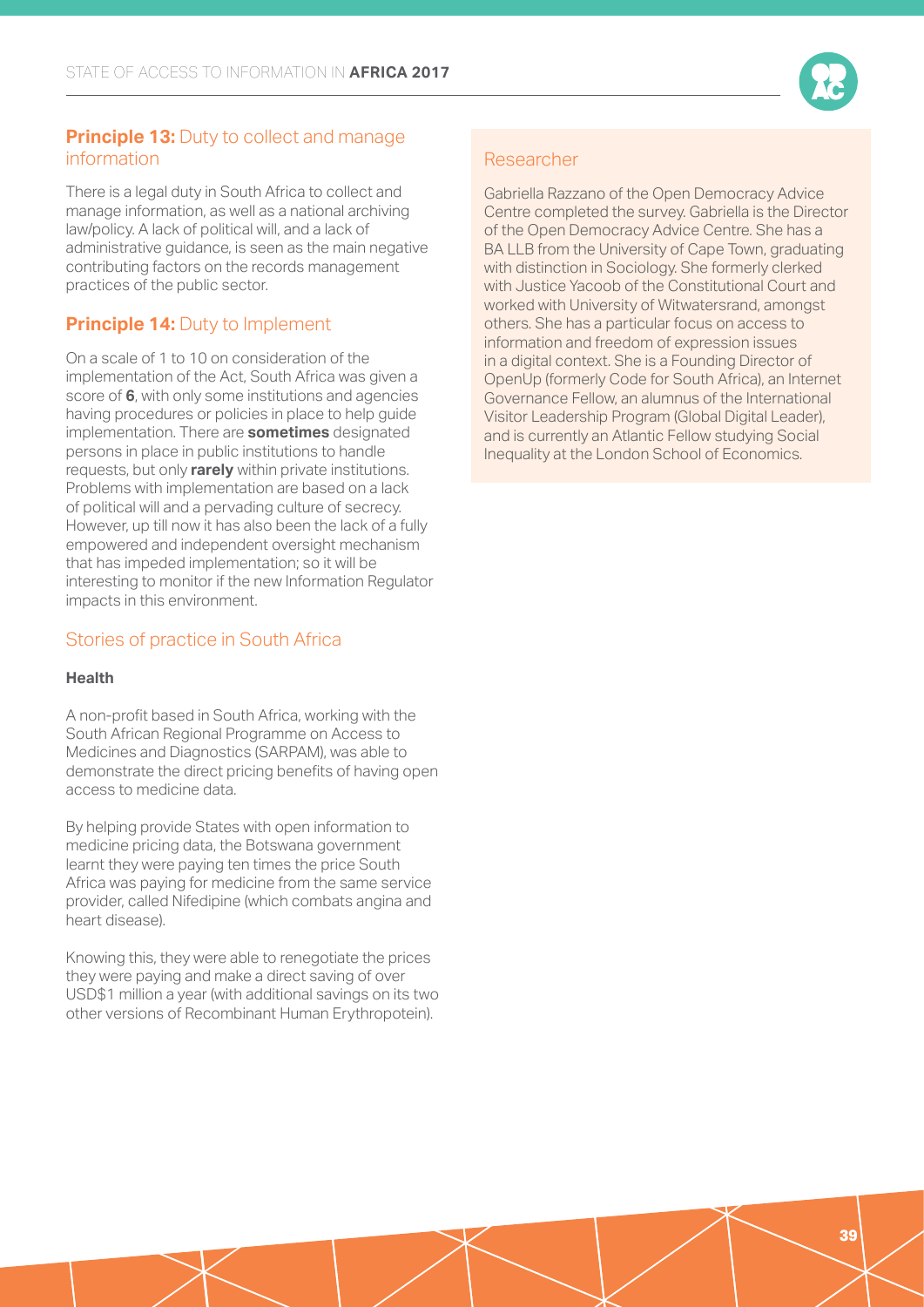### **Principle 13:** Duty to collect and manage information

There is a legal duty in South Africa to collect and manage information, as well as a national archiving law/policy. A lack of political will, and a lack of administrative guidance, is seen as the main negative contributing factors on the records management practices of the public sector.

### **Principle 14:** Duty to Implement

On a scale of 1 to 10 on consideration of the implementation of the Act, South Africa was given a score of **6**, with only some institutions and agencies having procedures or policies in place to help guide implementation. There are **sometimes** designated persons in place in public institutions to handle requests, but only **rarely** within private institutions. Problems with implementation are based on a lack of political will and a pervading culture of secrecy. However, up till now it has also been the lack of a fully empowered and independent oversight mechanism that has impeded implementation; so it will be interesting to monitor if the new Information Regulator impacts in this environment.

## Stories of practice in South Africa

**Health**

A non-profit based in South Africa, working with the South African Regional Programme on Access to Medicines and Diagnostics (SARPAM), was able to demonstrate the direct pricing benefits of having open access to medicine data.

By helping provide States with open information to medicine pricing data, the Botswana government learnt they were paying ten times the price South Africa was paying for medicine from the same service provider, called Nifedipine (which combats angina and heart disease).

Knowing this, they were able to renegotiate the prices they were paying and make a direct saving of over USD$1 million a year (with additional savings on its two other versions of Recombinant Human Erythropotein).

## Researcher

Gabriella Razzano of the Open Democracy Advice Centre completed the survey. Gabriella is the Director of the Open Democracy Advice Centre. She has a BA LLB from the University of Cape Town, graduating with distinction in Sociology. She formerly clerked with Justice Yacoob of the Constitutional Court and worked with University of Witwatersrand, amongst others. She has a particular focus on access to information and freedom of expression issues in a digital context. She is a Founding Director of OpenUp (formerly Code for South Africa), an Internet Governance Fellow, an alumnus of the International Visitor Leadership Program (Global Digital Leader), and is currently an Atlantic Fellow studying Social Inequality at the London School of Economics.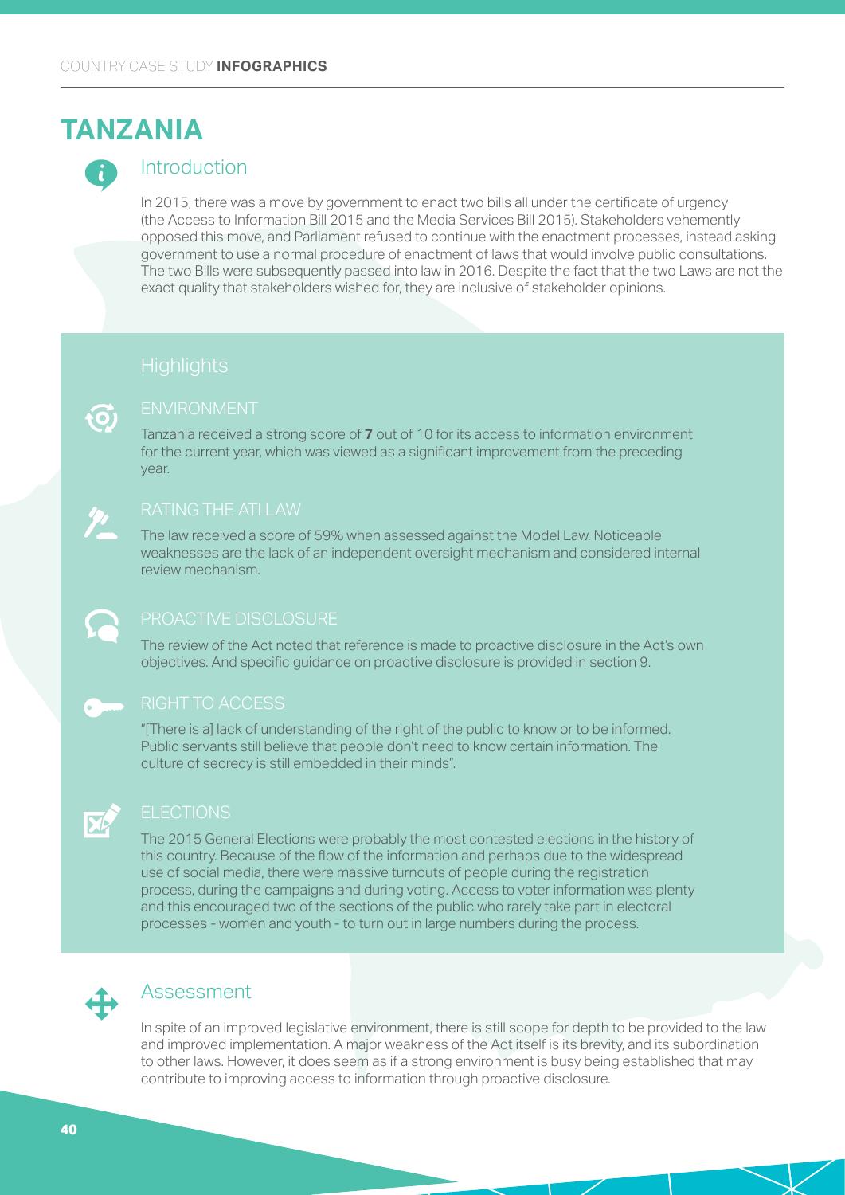# TANZANIA

## Introduction

In 2015, there was a move by government to enact two bills all under the certificate of urgency (the Access to Information Bill 2015 and the Media Services Bill 2015). Stakeholders vehemently opposed this move, and Parliament refused to continue with the enactment processes, instead asking government to use a normal procedure of enactment of laws that would involve public consultations. The two Bills were subsequently passed into law in 2016. Despite the fact that the two Laws are not the exact quality that stakeholders wished for, they are inclusive of stakeholder opinions.

## Highlights

### ENVIRONMENT

Tanzania received a strong score of **7** out of 10 for its access to information environment for the current year, which was viewed as a significant improvement from the preceding year.

### RATING THE ATI LAW

The law received a score of 59% when assessed against the Model Law. Noticeable weaknesses are the lack of an independent oversight mechanism and considered internal review mechanism.

### PROACTIVE DISCLOSURE

The review of the Act noted that reference is made to proactive disclosure in the Act's own objectives. And specific guidance on proactive disclosure is provided in section 9.

### RIGHT TO ACCESS

"[There is a] lack of understanding of the right of the public to know or to be informed. Public servants still believe that people don't need to know certain information. The culture of secrecy is still embedded in their minds".

### ELECTIONS

The 2015 General Elections were probably the most contested elections in the history of this country. Because of the flow of the information and perhaps due to the widespread use of social media, there were massive turnouts of people during the registration process, during the campaigns and during voting. Access to voter information was plenty and this encouraged two of the sections of the public who rarely take part in electoral processes - women and youth - to turn out in large numbers during the process.

## Assessment

In spite of an improved legislative environment, there is still scope for depth to be provided to the law and improved implementation. A major weakness of the Act itself is its brevity, and its subordination to other laws. However, it does seem as if a strong environment is busy being established that may contribute to improving access to information through proactive disclosure.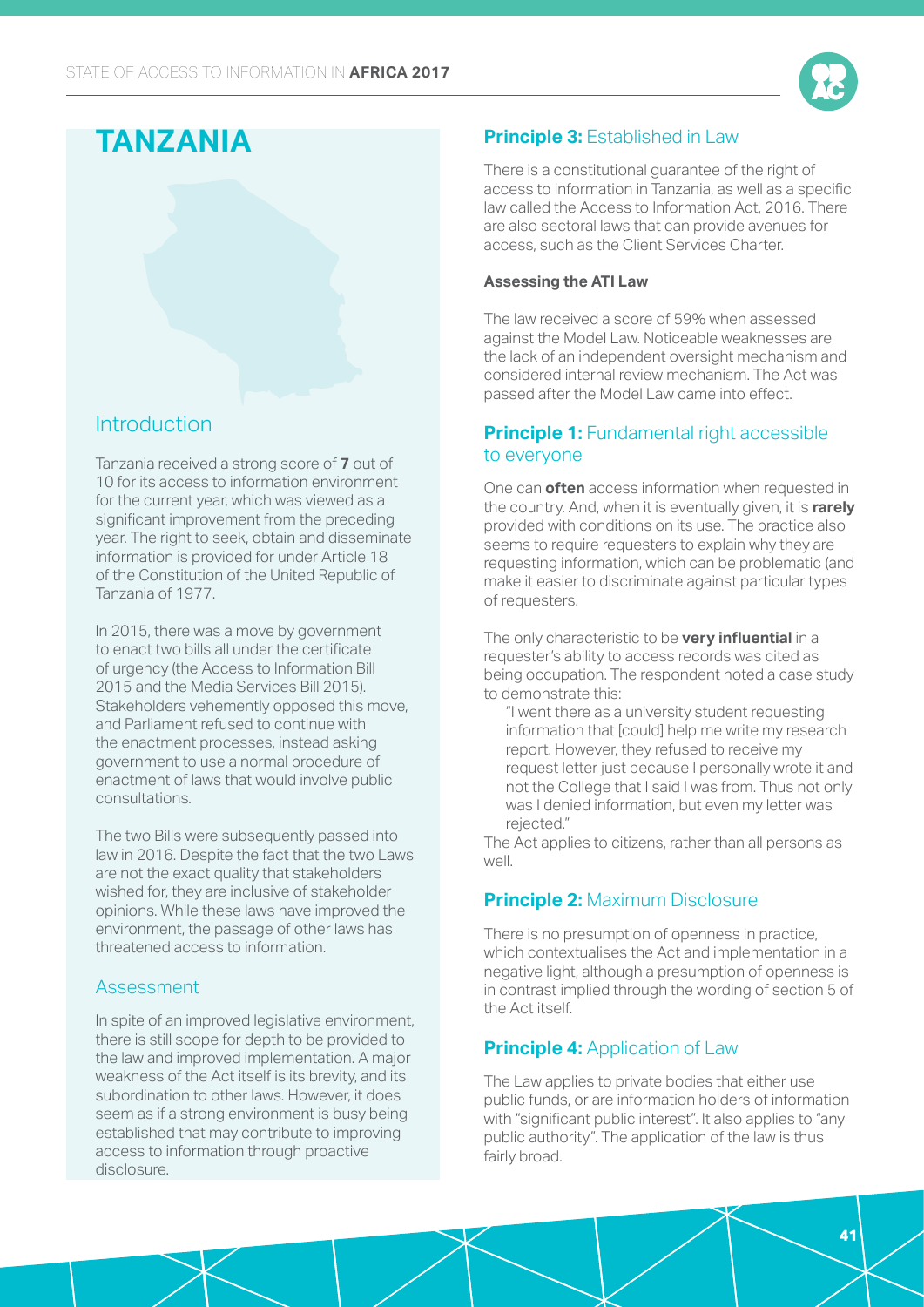# TANZANIA

## Introduction

Tanzania received a strong score of **7** out of 10 for its access to information environment for the current year, which was viewed as a significant improvement from the preceding year. The right to seek, obtain and disseminate information is provided for under Article 18 of the Constitution of the United Republic of Tanzania of 1977.

In 2015, there was a move by government to enact two bills all under the certificate of urgency (the Access to Information Bill 2015 and the Media Services Bill 2015). Stakeholders vehemently opposed this move, and Parliament refused to continue with the enactment processes, instead asking government to use a normal procedure of enactment of laws that would involve public consultations.

The two Bills were subsequently passed into law in 2016. Despite the fact that the two Laws are not the exact quality that stakeholders wished for, they are inclusive of stakeholder opinions. While these laws have improved the environment, the passage of other laws has threatened access to information.

### Assessment

In spite of an improved legislative environment, there is still scope for depth to be provided to the law and improved implementation. A major weakness of the Act itself is its brevity, and its subordination to other laws. However, it does seem as if a strong environment is busy being established that may contribute to improving access to information through proactive disclosure.

## **Principle 3:** Established in Law

There is a constitutional guarantee of the right of access to information in Tanzania, as well as a specific law called the Access to Information Act, 2016. There are also sectoral laws that can provide avenues for access, such as the Client Services Charter.

**Assessing the ATI Law**

The law received a score of 59% when assessed against the Model Law. Noticeable weaknesses are the lack of an independent oversight mechanism and considered internal review mechanism. The Act was passed after the Model Law came into effect.

## **Principle 1:** Fundamental right accessible to everyone

One can **often** access information when requested in the country. And, when it is eventually given, it is **rarely** provided with conditions on its use. The practice also seems to require requesters to explain why they are requesting information, which can be problematic (and make it easier to discriminate against particular types of requesters.

The only characteristic to be **very influential** in a requester's ability to access records was cited as being occupation. The respondent noted a case study to demonstrate this:

> "I went there as a university student requesting information that [could] help me write my research report. However, they refused to receive my request letter just because I personally wrote it and not the College that I said I was from. Thus not only was I denied information, but even my letter was rejected."

The Act applies to citizens, rather than all persons as well.

## **Principle 2:** Maximum Disclosure

There is no presumption of openness in practice, which contextualises the Act and implementation in a negative light, although a presumption of openness is in contrast implied through the wording of section 5 of the Act itself.

## **Principle 4:** Application of Law

The Law applies to private bodies that either use public funds, or are information holders of information with "significant public interest". It also applies to "any public authority". The application of the law is thus fairly broad.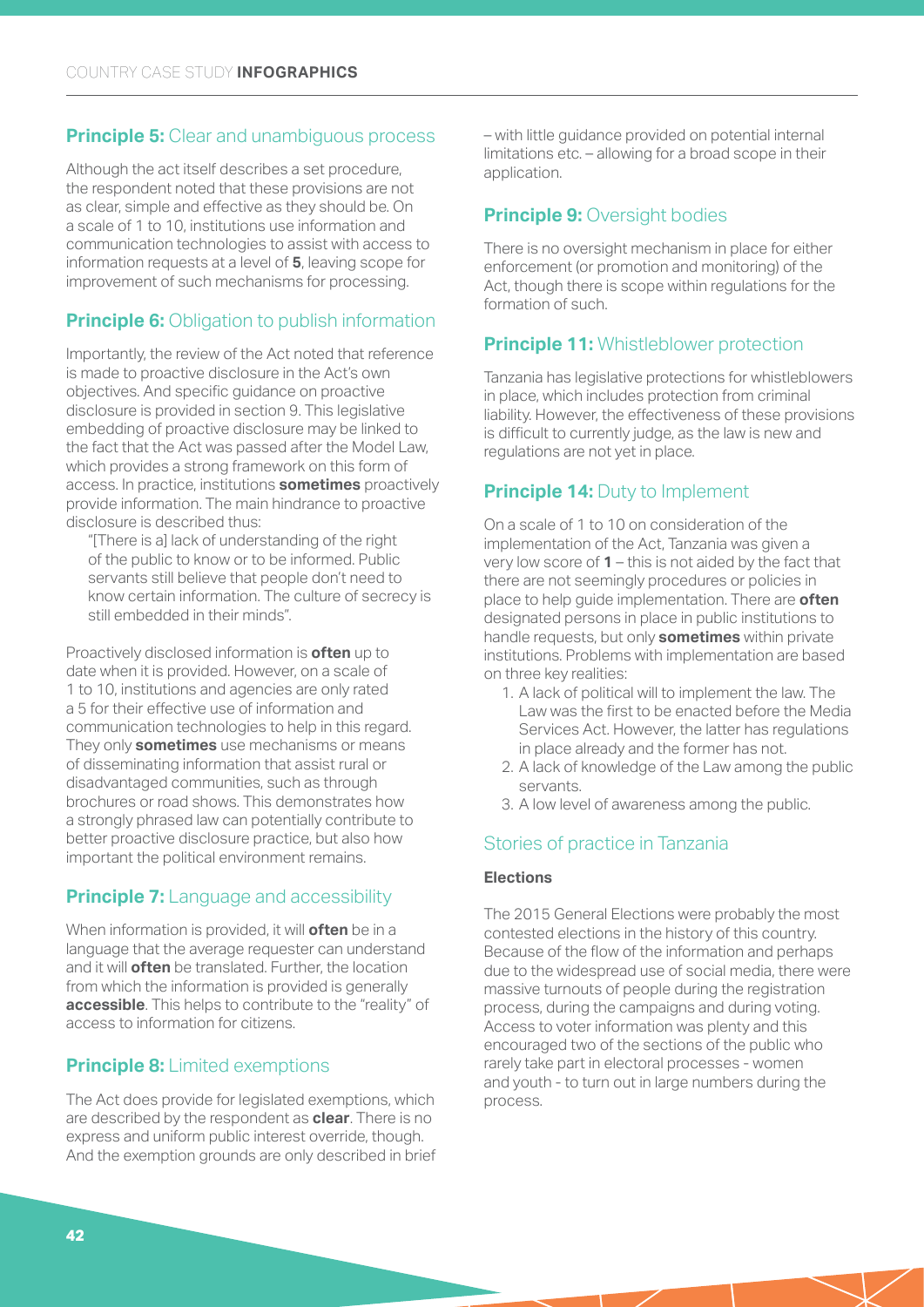### **Principle 5:** Clear and unambiguous process

Although the act itself describes a set procedure, the respondent noted that these provisions are not as clear, simple and effective as they should be. On a scale of 1 to 10, institutions use information and communication technologies to assist with access to information requests at a level of **5**, leaving scope for improvement of such mechanisms for processing.

### **Principle 6:** Obligation to publish information

Importantly, the review of the Act noted that reference is made to proactive disclosure in the Act's own objectives. And specific guidance on proactive disclosure is provided in section 9. This legislative embedding of proactive disclosure may be linked to the fact that the Act was passed after the Model Law, which provides a strong framework on this form of access. In practice, institutions **sometimes** proactively provide information. The main hindrance to proactive disclosure is described thus:

> "[There is a] lack of understanding of the right of the public to know or to be informed. Public servants still believe that people don't need to know certain information. The culture of secrecy is still embedded in their minds".

Proactively disclosed information is **often** up to date when it is provided. However, on a scale of 1 to 10, institutions and agencies are only rated a 5 for their effective use of information and communication technologies to help in this regard. They only **sometimes** use mechanisms or means of disseminating information that assist rural or disadvantaged communities, such as through brochures or road shows. This demonstrates how a strongly phrased law can potentially contribute to better proactive disclosure practice, but also how important the political environment remains.

### **Principle 7:** Language and accessibility

When information is provided, it will **often** be in a language that the average requester can understand and it will **often** be translated. Further, the location from which the information is provided is generally **accessible**. This helps to contribute to the "reality" of access to information for citizens.

### **Principle 8:** Limited exemptions

The Act does provide for legislated exemptions, which are described by the respondent as **clear**. There is no express and uniform public interest override, though. And the exemption grounds are only described in brief – with little guidance provided on potential internal limitations etc. – allowing for a broad scope in their application.

### **Principle 9:** Oversight bodies

There is no oversight mechanism in place for either enforcement (or promotion and monitoring) of the Act, though there is scope within regulations for the formation of such.

### **Principle 11:** Whistleblower protection

Tanzania has legislative protections for whistleblowers in place, which includes protection from criminal liability. However, the effectiveness of these provisions is difficult to currently judge, as the law is new and regulations are not yet in place.

### **Principle 14:** Duty to Implement

On a scale of 1 to 10 on consideration of the implementation of the Act, Tanzania was given a very low score of **1** – this is not aided by the fact that there are not seemingly procedures or policies in place to help guide implementation. There are **often** designated persons in place in public institutions to handle requests, but only **sometimes** within private institutions. Problems with implementation are based on three key realities:

1. A lack of political will to implement the law. The Law was the first to be enacted before the Media Services Act. However, the latter has regulations in place already and the former has not.
2. A lack of knowledge of the Law among the public servants.
3. A low level of awareness among the public.

### Stories of practice in Tanzania

#### **Elections**

The 2015 General Elections were probably the most contested elections in the history of this country. Because of the flow of the information and perhaps due to the widespread use of social media, there were massive turnouts of people during the registration process, during the campaigns and during voting. Access to voter information was plenty and this encouraged two of the sections of the public who rarely take part in electoral processes - women and youth - to turn out in large numbers during the process.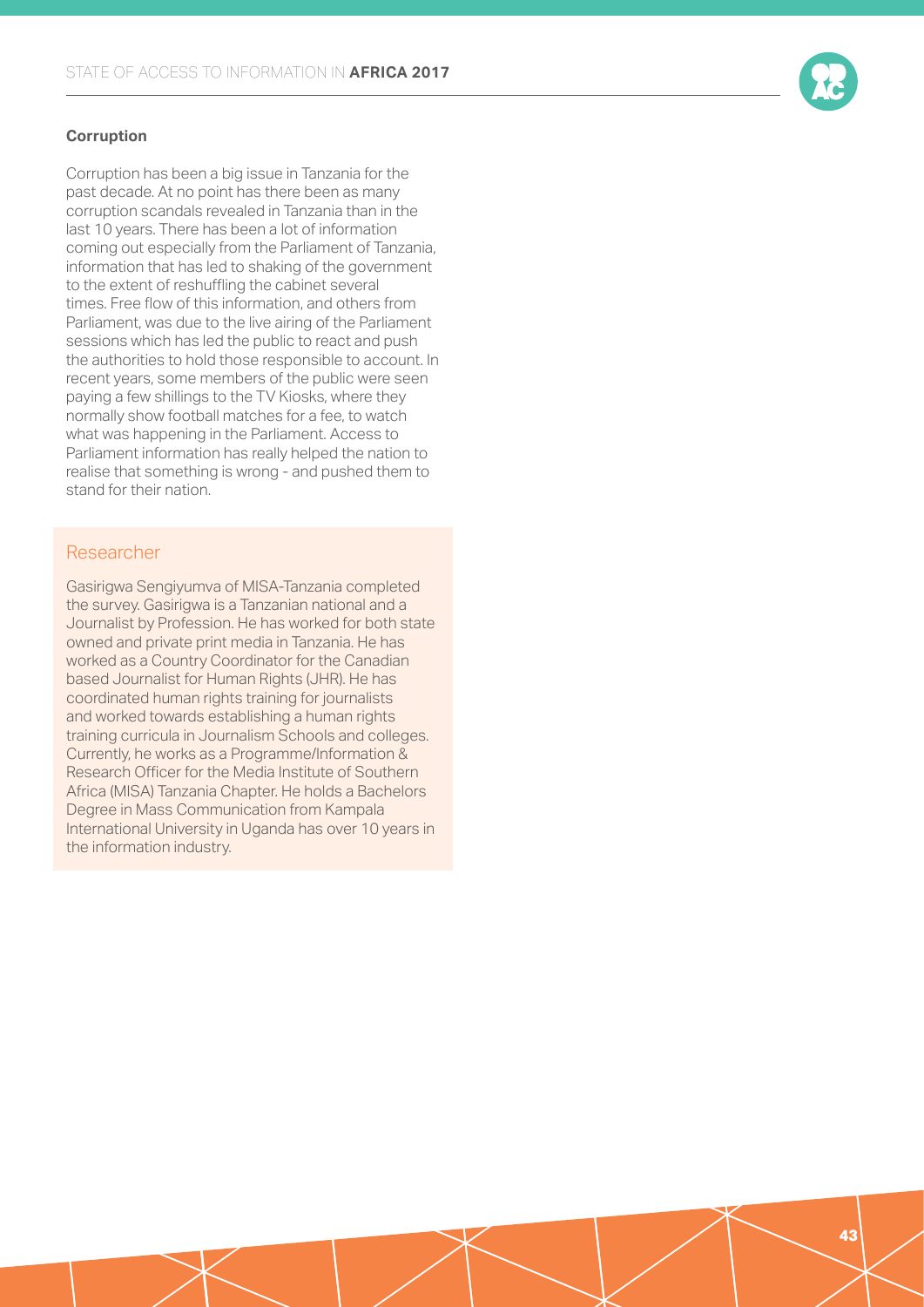**Corruption**

Corruption has been a big issue in Tanzania for the past decade. At no point has there been as many corruption scandals revealed in Tanzania than in the last 10 years. There has been a lot of information coming out especially from the Parliament of Tanzania, information that has led to shaking of the government to the extent of reshuffling the cabinet several times. Free flow of this information, and others from Parliament, was due to the live airing of the Parliament sessions which has led the public to react and push the authorities to hold those responsible to account. In recent years, some members of the public were seen paying a few shillings to the TV Kiosks, where they normally show football matches for a fee, to watch what was happening in the Parliament. Access to Parliament information has really helped the nation to realise that something is wrong - and pushed them to stand for their nation.

## Researcher

Gasirigwa Sengiyumva of MISA-Tanzania completed the survey. Gasirigwa is a Tanzanian national and a Journalist by Profession. He has worked for both state owned and private print media in Tanzania. He has worked as a Country Coordinator for the Canadian based Journalist for Human Rights (JHR). He has coordinated human rights training for journalists and worked towards establishing a human rights training curricula in Journalism Schools and colleges. Currently, he works as a Programme/Information & Research Officer for the Media Institute of Southern Africa (MISA) Tanzania Chapter. He holds a Bachelors Degree in Mass Communication from Kampala International University in Uganda has over 10 years in the information industry.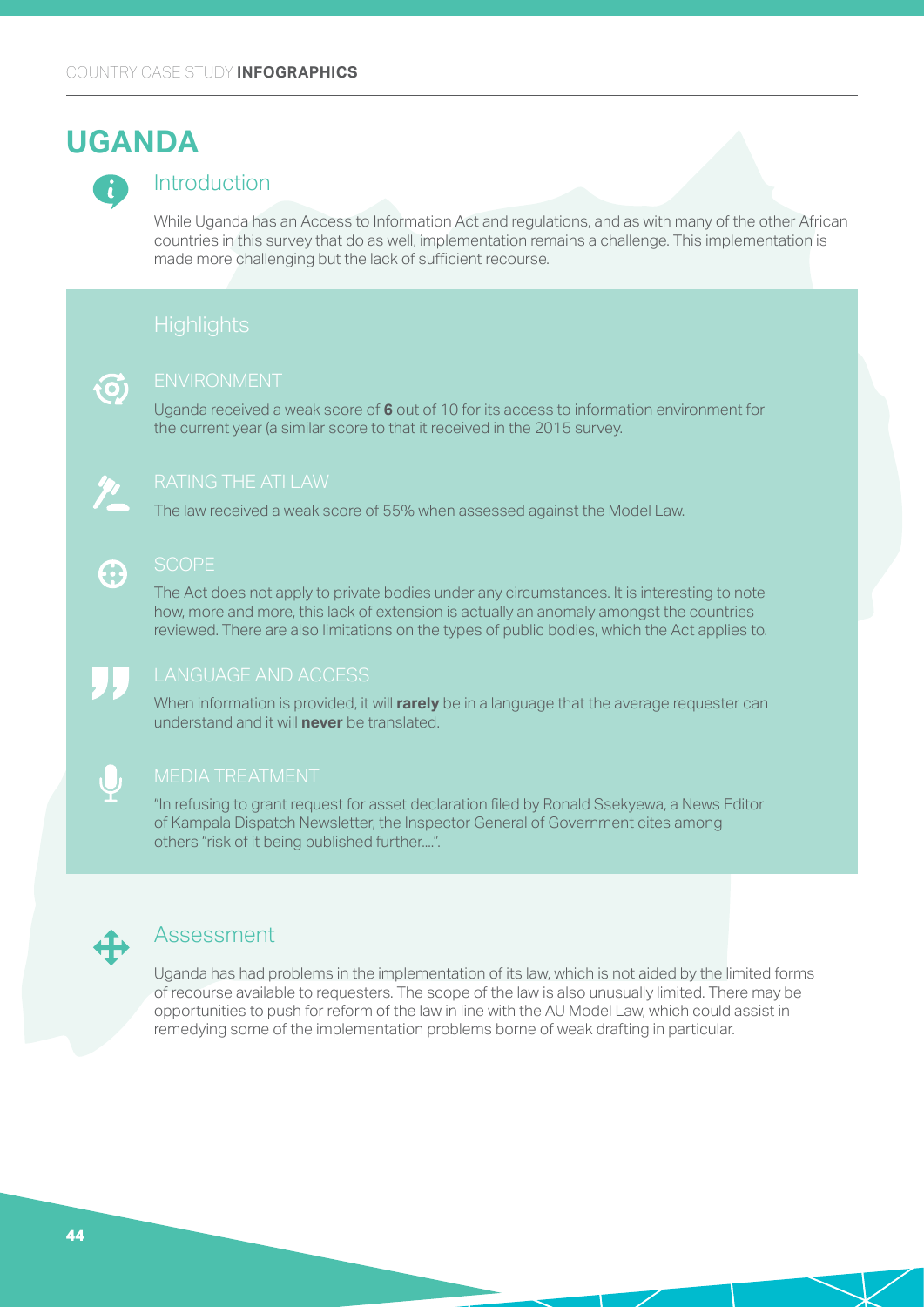COUNTRY CASE STUDY **INFOGRAPHICS**

# UGANDA

## Introduction

While Uganda has an Access to Information Act and regulations, and as with many of the other African countries in this survey that do as well, implementation remains a challenge. This implementation is made more challenging but the lack of sufficient recourse.

## Highlights

### ENVIRONMENT

Uganda received a weak score of **6** out of 10 for its access to information environment for the current year (a similar score to that it received in the 2015 survey.

### RATING THE ATI LAW

The law received a weak score of 55% when assessed against the Model Law.

### SCOPE

The Act does not apply to private bodies under any circumstances. It is interesting to note how, more and more, this lack of extension is actually an anomaly amongst the countries reviewed. There are also limitations on the types of public bodies, which the Act applies to.

### LANGUAGE AND ACCESS

When information is provided, it will **rarely** be in a language that the average requester can understand and it will **never** be translated.

### MEDIA TREATMENT

"In refusing to grant request for asset declaration filed by Ronald Ssekyewa, a News Editor of Kampala Dispatch Newsletter, the Inspector General of Government cites among others "risk of it being published further....".

## Assessment

Uganda has had problems in the implementation of its law, which is not aided by the limited forms of recourse available to requesters. The scope of the law is also unusually limited. There may be opportunities to push for reform of the law in line with the AU Model Law, which could assist in remedying some of the implementation problems borne of weak drafting in particular.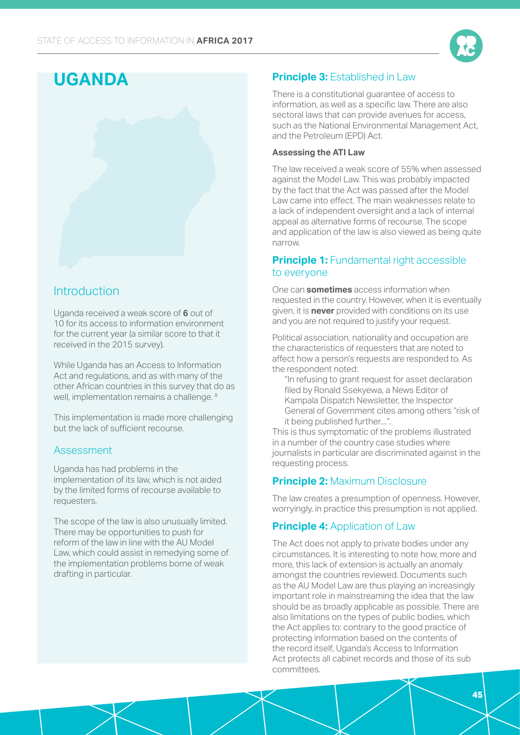# UGANDA

## Introduction

Uganda received a weak score of **6** out of 10 for its access to information environment for the current year (a similar score to that it received in the 2015 survey).

While Uganda has an Access to Information Act and regulations, and as with many of the other African countries in this survey that do as well, implementation remains a challenge. [8]

This implementation is made more challenging but the lack of sufficient recourse.

### Assessment

Uganda has had problems in the implementation of its law, which is not aided by the limited forms of recourse available to requesters.

The scope of the law is also unusually limited. There may be opportunities to push for reform of the law in line with the AU Model Law, which could assist in remedying some of the implementation problems borne of weak drafting in particular.

## **Principle 3:** Established in Law

There is a constitutional guarantee of access to information, as well as a specific law. There are also sectoral laws that can provide avenues for access, such as the National Environmental Management Act, and the Petroleum (EPD) Act.

#### Assessing the ATI Law

The law received a weak score of 55% when assessed against the Model Law. This was probably impacted by the fact that the Act was passed after the Model Law came into effect. The main weaknesses relate to a lack of independent oversight and a lack of internal appeal as alternative forms of recourse. The scope and application of the law is also viewed as being quite narrow.

## **Principle 1:** Fundamental right accessible to everyone

One can **sometimes** access information when requested in the country. However, when it is eventually given, it is **never** provided with conditions on its use and you are not required to justify your request.

Political association, nationality and occupation are the characteristics of requesters that are noted to affect how a person's requests are responded to. As the respondent noted:

> "In refusing to grant request for asset declaration filed by Ronald Ssekyewa, a News Editor of Kampala Dispatch Newsletter, the Inspector General of Government cites among others "risk of it being published further....".

This is thus symptomatic of the problems illustrated in a number of the country case studies where journalists in particular are discriminated against in the requesting process.

## **Principle 2:** Maximum Disclosure

The law creates a presumption of openness. However, worryingly, in practice this presumption is not applied.

## **Principle 4:** Application of Law

The Act does not apply to private bodies under any circumstances. It is interesting to note how, more and more, this lack of extension is actually an anomaly amongst the countries reviewed. Documents such as the AU Model Law are thus playing an increasingly important role in mainstreaming the idea that the law should be as broadly applicable as possible. There are also limitations on the types of public bodies, which the Act applies to: contrary to the good practice of protecting information based on the contents of the record itself, Uganda's Access to Information Act protects all cabinet records and those of its sub committees.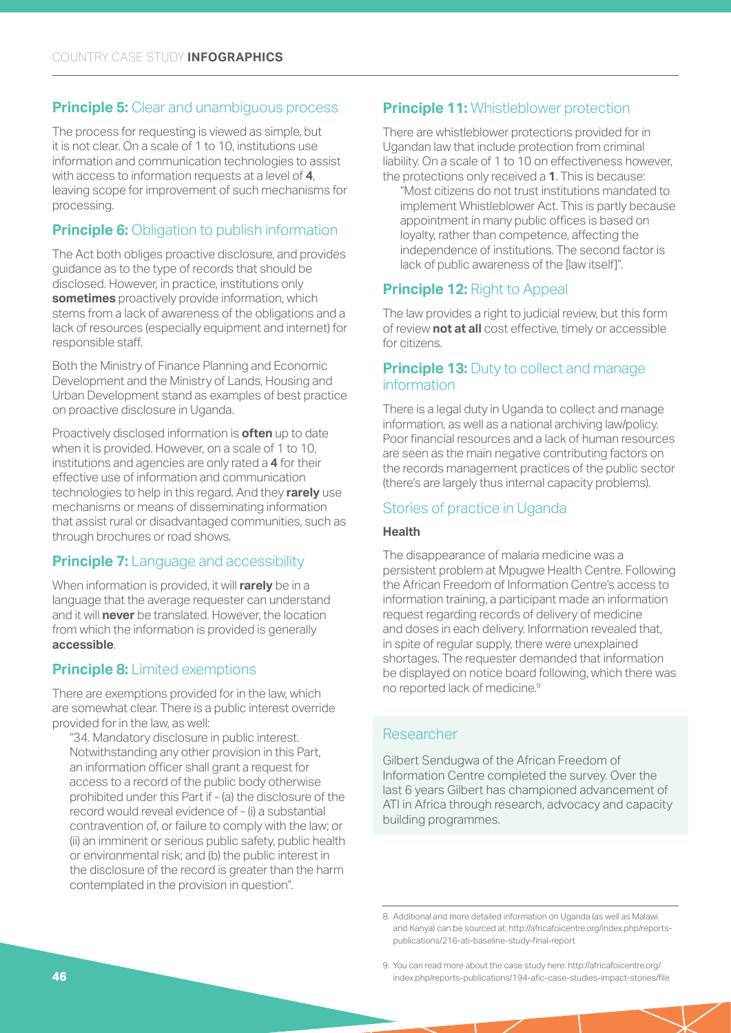## Principle 5: Clear and unambiguous process

The process for requesting is viewed as simple, but it is not clear. On a scale of 1 to 10, institutions use information and communication technologies to assist with access to information requests at a level of **4**, leaving scope for improvement of such mechanisms for processing.

## Principle 6: Obligation to publish information

The Act both obliges proactive disclosure, and provides guidance as to the type of records that should be disclosed. However, in practice, institutions only **sometimes** proactively provide information, which stems from a lack of awareness of the obligations and a lack of resources (especially equipment and internet) for responsible staff.

Both the Ministry of Finance Planning and Economic Development and the Ministry of Lands, Housing and Urban Development stand as examples of best practice on proactive disclosure in Uganda.

Proactively disclosed information is **often** up to date when it is provided. However, on a scale of 1 to 10, institutions and agencies are only rated a **4** for their effective use of information and communication technologies to help in this regard. And they **rarely** use mechanisms or means of disseminating information that assist rural or disadvantaged communities, such as through brochures or road shows.

## Principle 7: Language and accessibility

When information is provided, it will **rarely** be in a language that the average requester can understand and it will **never** be translated. However, the location from which the information is provided is generally **accessible**.

## Principle 8: Limited exemptions

There are exemptions provided for in the law, which are somewhat clear. There is a public interest override provided for in the law, as well:

> "34. Mandatory disclosure in public interest. Notwithstanding any other provision in this Part, an information officer shall grant a request for access to a record of the public body otherwise prohibited under this Part if - (a) the disclosure of the record would reveal evidence of - (i) a substantial contravention of, or failure to comply with the law; or (ii) an imminent or serious public safety, public health or environmental risk; and (b) the public interest in the disclosure of the record is greater than the harm contemplated in the provision in question".

## Principle 11: Whistleblower protection

There are whistleblower protections provided for in Ugandan law that include protection from criminal liability. On a scale of 1 to 10 on effectiveness however, the protections only received a **1**. This is because:

> "Most citizens do not trust institutions mandated to implement Whistleblower Act. This is partly because appointment in many public offices is based on loyalty, rather than competence, affecting the independence of institutions. The second factor is lack of public awareness of the [law itself]".

## Principle 12: Right to Appeal

The law provides a right to judicial review, but this form of review **not at all** cost effective, timely or accessible for citizens.

## Principle 13: Duty to collect and manage information

There is a legal duty in Uganda to collect and manage information, as well as a national archiving law/policy. Poor financial resources and a lack of human resources are seen as the main negative contributing factors on the records management practices of the public sector (there's are largely thus internal capacity problems).

## Stories of practice in Uganda

### Health

The disappearance of malaria medicine was a persistent problem at Mpugwe Health Centre. Following the African Freedom of Information Centre's access to information training, a participant made an information request regarding records of delivery of medicine and doses in each delivery. Information revealed that, in spite of regular supply, there were unexplained shortages. The requester demanded that information be displayed on notice board following, which there was no reported lack of medicine.[9]

## Researcher

Gilbert Sendugwa of the African Freedom of Information Centre completed the survey. Over the last 6 years Gilbert has championed advancement of ATI in Africa through research, advocacy and capacity building programmes.

---

8. Additional and more detailed information on Uganda (as well as Malawi and Kanya) can be sourced at: http://africafoicentre.org/index.php/reports-publications/216-ati-baseline-study-final-report

9. You can read more about the case study here: http://africafoicentre.org/index.php/reports-publications/194-afic-case-studies-impact-stories/file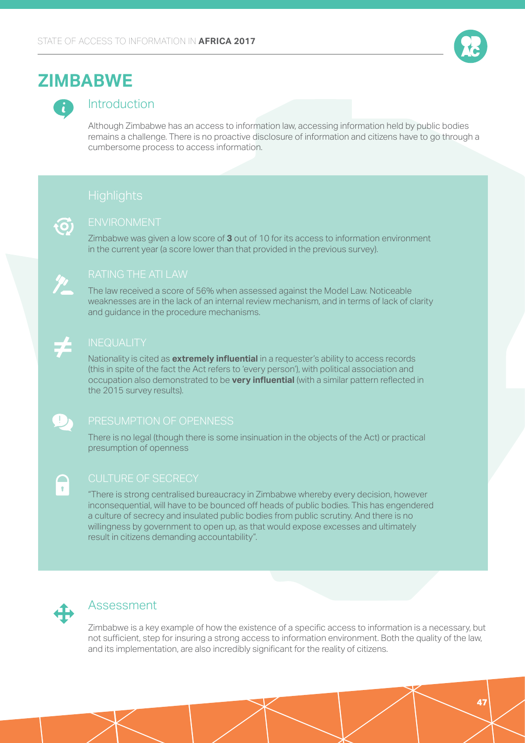# ZIMBABWE

## Introduction

Although Zimbabwe has an access to information law, accessing information held by public bodies remains a challenge. There is no proactive disclosure of information and citizens have to go through a cumbersome process to access information.

## Highlights

### ENVIRONMENT

Zimbabwe was given a low score of **3** out of 10 for its access to information environment in the current year (a score lower than that provided in the previous survey).

### RATING THE ATI LAW

The law received a score of 56% when assessed against the Model Law. Noticeable weaknesses are in the lack of an internal review mechanism, and in terms of lack of clarity and guidance in the procedure mechanisms.

### INEQUALITY

Nationality is cited as **extremely influential** in a requester's ability to access records (this in spite of the fact the Act refers to 'every person'), with political association and occupation also demonstrated to be **very influential** (with a similar pattern reflected in the 2015 survey results).

### PRESUMPTION OF OPENNESS

There is no legal (though there is some insinuation in the objects of the Act) or practical presumption of openness

### CULTURE OF SECRECY

"There is strong centralised bureaucracy in Zimbabwe whereby every decision, however inconsequential, will have to be bounced off heads of public bodies. This has engendered a culture of secrecy and insulated public bodies from public scrutiny. And there is no willingness by government to open up, as that would expose excesses and ultimately result in citizens demanding accountability".

## Assessment

Zimbabwe is a key example of how the existence of a specific access to information is a necessary, but not sufficient, step for insuring a strong access to information environment. Both the quality of the law, and its implementation, are also incredibly significant for the reality of citizens.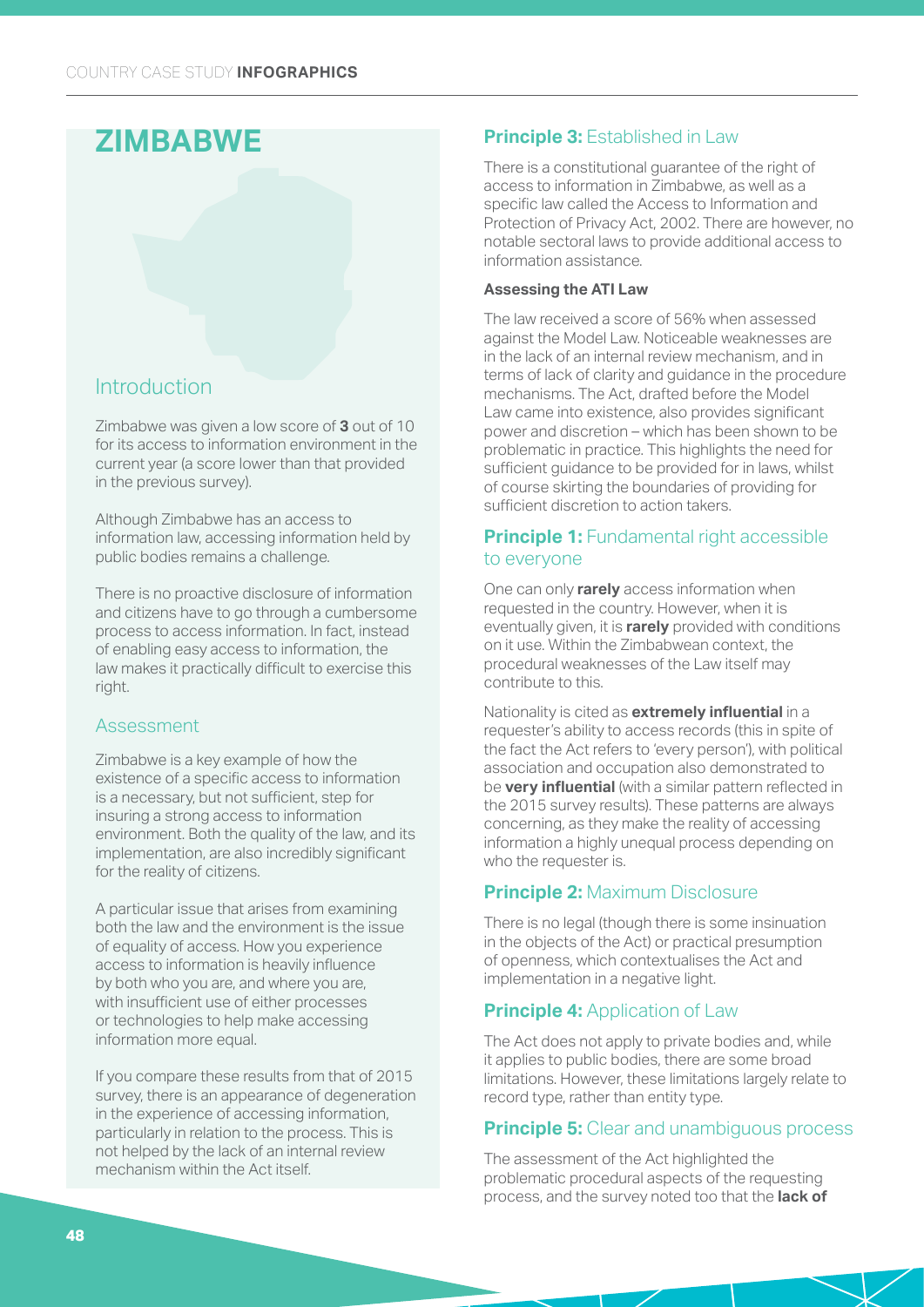# ZIMBABWE

## Introduction

Zimbabwe was given a low score of **3** out of 10 for its access to information environment in the current year (a score lower than that provided in the previous survey).

Although Zimbabwe has an access to information law, accessing information held by public bodies remains a challenge.

There is no proactive disclosure of information and citizens have to go through a cumbersome process to access information. In fact, instead of enabling easy access to information, the law makes it practically difficult to exercise this right.

## Assessment

Zimbabwe is a key example of how the existence of a specific access to information is a necessary, but not sufficient, step for insuring a strong access to information environment. Both the quality of the law, and its implementation, are also incredibly significant for the reality of citizens.

A particular issue that arises from examining both the law and the environment is the issue of equality of access. How you experience access to information is heavily influence by both who you are, and where you are, with insufficient use of either processes or technologies to help make accessing information more equal.

If you compare these results from that of 2015 survey, there is an appearance of degeneration in the experience of accessing information, particularly in relation to the process. This is not helped by the lack of an internal review mechanism within the Act itself.

## Principle 3: Established in Law

There is a constitutional guarantee of the right of access to information in Zimbabwe, as well as a specific law called the Access to Information and Protection of Privacy Act, 2002. There are however, no notable sectoral laws to provide additional access to information assistance.

### Assessing the ATI Law

The law received a score of 56% when assessed against the Model Law. Noticeable weaknesses are in the lack of an internal review mechanism, and in terms of lack of clarity and guidance in the procedure mechanisms. The Act, drafted before the Model Law came into existence, also provides significant power and discretion – which has been shown to be problematic in practice. This highlights the need for sufficient guidance to be provided for in laws, whilst of course skirting the boundaries of providing for sufficient discretion to action takers.

## Principle 1: Fundamental right accessible to everyone

One can only **rarely** access information when requested in the country. However, when it is eventually given, it is **rarely** provided with conditions on it use. Within the Zimbabwean context, the procedural weaknesses of the Law itself may contribute to this.

Nationality is cited as **extremely influential** in a requester's ability to access records (this in spite of the fact the Act refers to 'every person'), with political association and occupation also demonstrated to be **very influential** (with a similar pattern reflected in the 2015 survey results). These patterns are always concerning, as they make the reality of accessing information a highly unequal process depending on who the requester is.

## Principle 2: Maximum Disclosure

There is no legal (though there is some insinuation in the objects of the Act) or practical presumption of openness, which contextualises the Act and implementation in a negative light.

## Principle 4: Application of Law

The Act does not apply to private bodies and, while it applies to public bodies, there are some broad limitations. However, these limitations largely relate to record type, rather than entity type.

## Principle 5: Clear and unambiguous process

The assessment of the Act highlighted the problematic procedural aspects of the requesting process, and the survey noted too that the **lack of**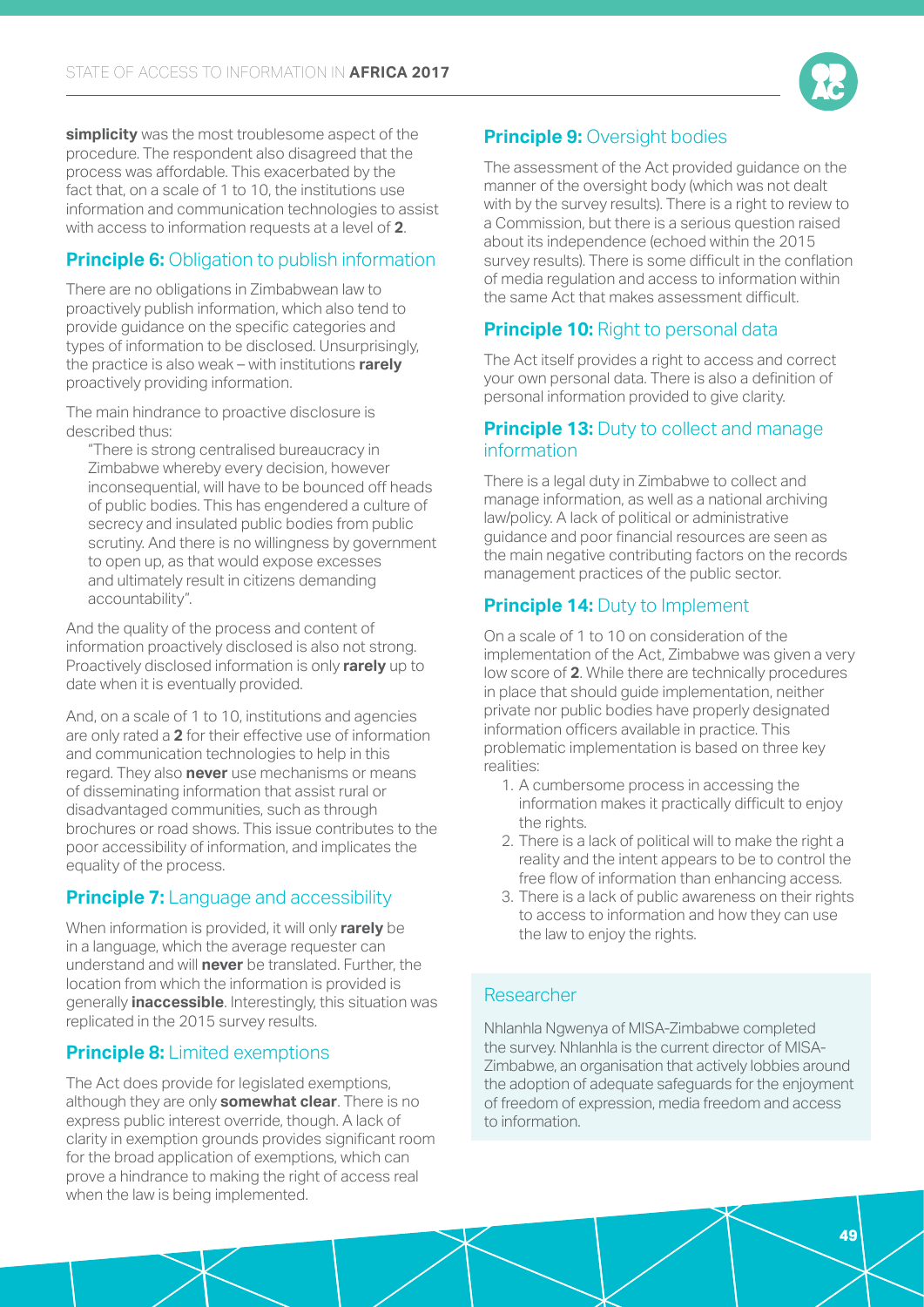**simplicity** was the most troublesome aspect of the procedure. The respondent also disagreed that the process was affordable. This exacerbated by the fact that, on a scale of 1 to 10, the institutions use information and communication technologies to assist with access to information requests at a level of **2**.

### **Principle 6:** Obligation to publish information

There are no obligations in Zimbabwean law to proactively publish information, which also tend to provide guidance on the specific categories and types of information to be disclosed. Unsurprisingly, the practice is also weak – with institutions **rarely** proactively providing information.

The main hindrance to proactive disclosure is described thus:

> "There is strong centralised bureaucracy in Zimbabwe whereby every decision, however inconsequential, will have to be bounced off heads of public bodies. This has engendered a culture of secrecy and insulated public bodies from public scrutiny. And there is no willingness by government to open up, as that would expose excesses and ultimately result in citizens demanding accountability".

And the quality of the process and content of information proactively disclosed is also not strong. Proactively disclosed information is only **rarely** up to date when it is eventually provided.

And, on a scale of 1 to 10, institutions and agencies are only rated a **2** for their effective use of information and communication technologies to help in this regard. They also **never** use mechanisms or means of disseminating information that assist rural or disadvantaged communities, such as through brochures or road shows. This issue contributes to the poor accessibility of information, and implicates the equality of the process.

### **Principle 7:** Language and accessibility

When information is provided, it will only **rarely** be in a language, which the average requester can understand and will **never** be translated. Further, the location from which the information is provided is generally **inaccessible**. Interestingly, this situation was replicated in the 2015 survey results.

### **Principle 8:** Limited exemptions

The Act does provide for legislated exemptions, although they are only **somewhat clear**. There is no express public interest override, though. A lack of clarity in exemption grounds provides significant room for the broad application of exemptions, which can prove a hindrance to making the right of access real when the law is being implemented.

### **Principle 9:** Oversight bodies

The assessment of the Act provided guidance on the manner of the oversight body (which was not dealt with by the survey results). There is a right to review to a Commission, but there is a serious question raised about its independence (echoed within the 2015 survey results). There is some difficult in the conflation of media regulation and access to information within the same Act that makes assessment difficult.

### **Principle 10:** Right to personal data

The Act itself provides a right to access and correct your own personal data. There is also a definition of personal information provided to give clarity.

### **Principle 13:** Duty to collect and manage information

There is a legal duty in Zimbabwe to collect and manage information, as well as a national archiving law/policy. A lack of political or administrative guidance and poor financial resources are seen as the main negative contributing factors on the records management practices of the public sector.

### **Principle 14:** Duty to Implement

On a scale of 1 to 10 on consideration of the implementation of the Act, Zimbabwe was given a very low score of **2**. While there are technically procedures in place that should guide implementation, neither private nor public bodies have properly designated information officers available in practice. This problematic implementation is based on three key realities:

1. A cumbersome process in accessing the information makes it practically difficult to enjoy the rights.
2. There is a lack of political will to make the right a reality and the intent appears to be to control the free flow of information than enhancing access.
3. There is a lack of public awareness on their rights to access to information and how they can use the law to enjoy the rights.

### Researcher

Nhlanhla Ngwenya of MISA-Zimbabwe completed the survey. Nhlanhla is the current director of MISA-Zimbabwe, an organisation that actively lobbies around the adoption of adequate safeguards for the enjoyment of freedom of expression, media freedom and access to information.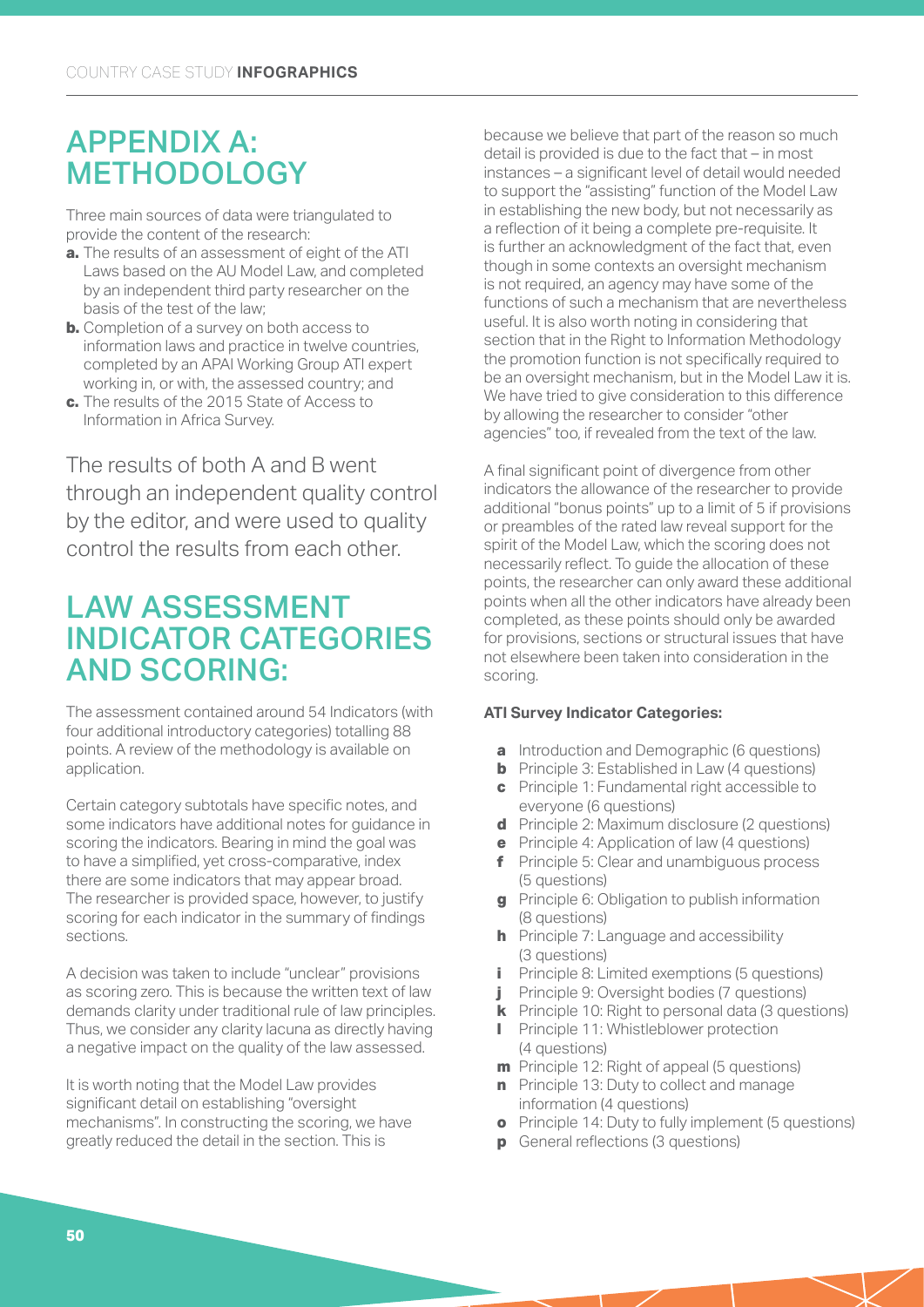# APPENDIX A: METHODOLOGY

Three main sources of data were triangulated to provide the content of the research:

- **a.** The results of an assessment of eight of the ATI Laws based on the AU Model Law, and completed by an independent third party researcher on the basis of the test of the law;
- **b.** Completion of a survey on both access to information laws and practice in twelve countries, completed by an APAI Working Group ATI expert working in, or with, the assessed country; and
- **c.** The results of the 2015 State of Access to Information in Africa Survey.

The results of both A and B went through an independent quality control by the editor, and were used to quality control the results from each other.

# LAW ASSESSMENT INDICATOR CATEGORIES AND SCORING:

The assessment contained around 54 Indicators (with four additional introductory categories) totalling 88 points. A review of the methodology is available on application.

Certain category subtotals have specific notes, and some indicators have additional notes for guidance in scoring the indicators. Bearing in mind the goal was to have a simplified, yet cross-comparative, index there are some indicators that may appear broad. The researcher is provided space, however, to justify scoring for each indicator in the summary of findings sections.

A decision was taken to include "unclear" provisions as scoring zero. This is because the written text of law demands clarity under traditional rule of law principles. Thus, we consider any clarity lacuna as directly having a negative impact on the quality of the law assessed.

It is worth noting that the Model Law provides significant detail on establishing "oversight mechanisms". In constructing the scoring, we have greatly reduced the detail in the section. This is because we believe that part of the reason so much detail is provided is due to the fact that – in most instances – a significant level of detail would needed to support the "assisting" function of the Model Law in establishing the new body, but not necessarily as a reflection of it being a complete pre-requisite. It is further an acknowledgment of the fact that, even though in some contexts an oversight mechanism is not required, an agency may have some of the functions of such a mechanism that are nevertheless useful. It is also worth noting in considering that section that in the Right to Information Methodology the promotion function is not specifically required to be an oversight mechanism, but in the Model Law it is. We have tried to give consideration to this difference by allowing the researcher to consider "other agencies" too, if revealed from the text of the law.

A final significant point of divergence from other indicators the allowance of the researcher to provide additional "bonus points" up to a limit of 5 if provisions or preambles of the rated law reveal support for the spirit of the Model Law, which the scoring does not necessarily reflect. To guide the allocation of these points, the researcher can only award these additional points when all the other indicators have already been completed, as these points should only be awarded for provisions, sections or structural issues that have not elsewhere been taken into consideration in the scoring.

**ATI Survey Indicator Categories:**

- **a** Introduction and Demographic (6 questions)
- **b** Principle 3: Established in Law (4 questions)
- **c** Principle 1: Fundamental right accessible to everyone (6 questions)
- **d** Principle 2: Maximum disclosure (2 questions)
- **e** Principle 4: Application of law (4 questions)
- **f** Principle 5: Clear and unambiguous process (5 questions)
- **g** Principle 6: Obligation to publish information (8 questions)
- **h** Principle 7: Language and accessibility (3 questions)
- **i** Principle 8: Limited exemptions (5 questions)
- **j** Principle 9: Oversight bodies (7 questions)
- **k** Principle 10: Right to personal data (3 questions)
- **l** Principle 11: Whistleblower protection (4 questions)
- **m** Principle 12: Right of appeal (5 questions)
- **n** Principle 13: Duty to collect and manage information (4 questions)
- **o** Principle 14: Duty to fully implement (5 questions)
- **p** General reflections (3 questions)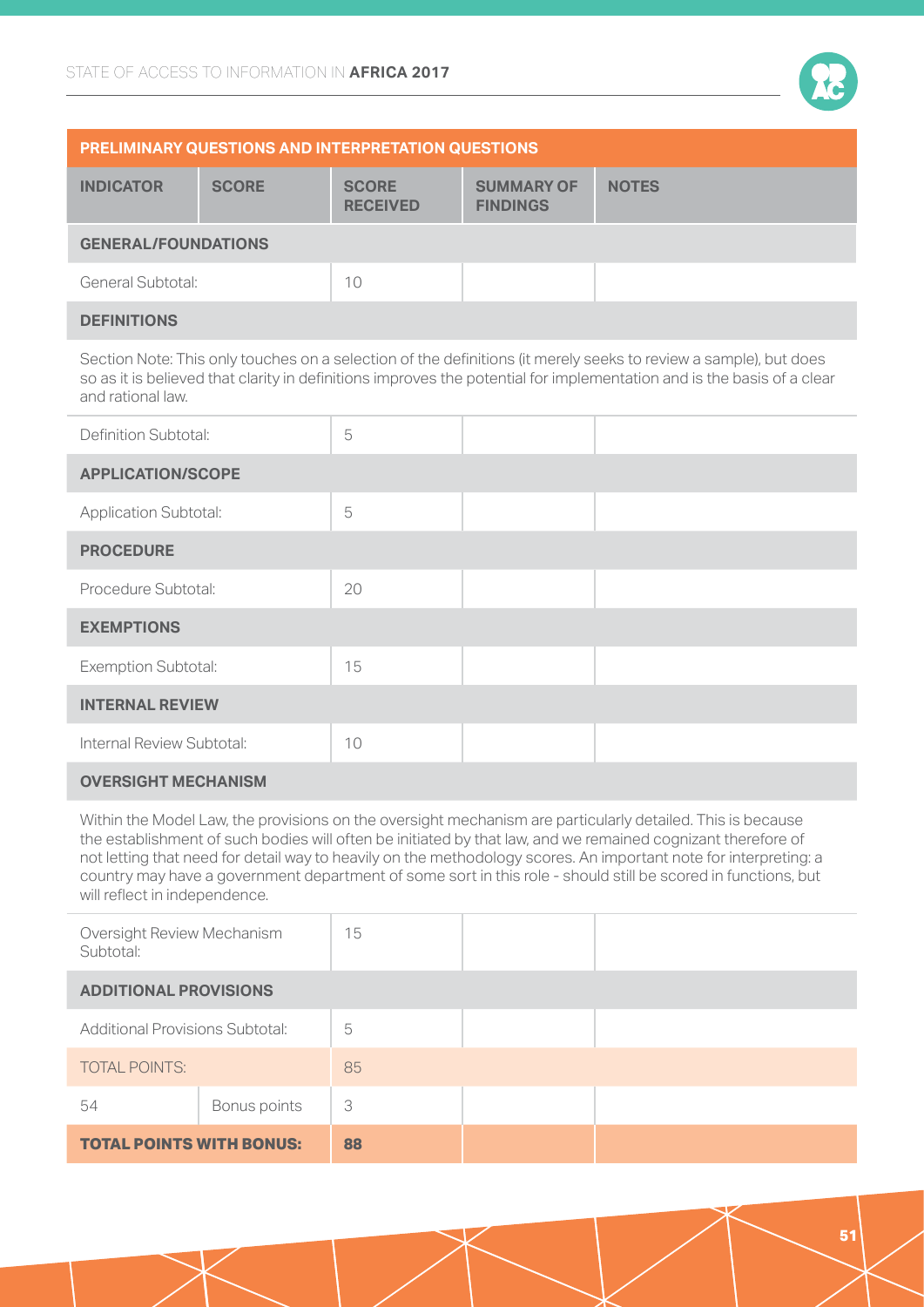| PRELIMINARY QUESTIONS AND INTERPRETATION QUESTIONS | | | | |
|---|---|---|---|---|
| **INDICATOR** | **SCORE** | **SCORE RECEIVED** | **SUMMARY OF FINDINGS** | **NOTES** |
| **GENERAL/FOUNDATIONS** | | | | |
| General Subtotal: | | 10 | | |
| **DEFINITIONS** | | | | |
| Section Note: This only touches on a selection of the definitions (it merely seeks to review a sample), but does so as it is believed that clarity in definitions improves the potential for implementation and is the basis of a clear and rational law. | | | | |
| Definition Subtotal: | | 5 | | |
| **APPLICATION/SCOPE** | | | | |
| Application Subtotal: | | 5 | | |
| **PROCEDURE** | | | | |
| Procedure Subtotal: | | 20 | | |
| **EXEMPTIONS** | | | | |
| Exemption Subtotal: | | 15 | | |
| **INTERNAL REVIEW** | | | | |
| Internal Review Subtotal: | | 10 | | |
| **OVERSIGHT MECHANISM** | | | | |
| Within the Model Law, the provisions on the oversight mechanism are particularly detailed. This is because the establishment of such bodies will often be initiated by that law, and we remained cognizant therefore of not letting that need for detail way to heavily on the methodology scores. An important note for interpreting: a country may have a government department of some sort in this role - should still be scored in functions, but will reflect in independence. | | | | |
| Oversight Review Mechanism Subtotal: | | 15 | | |
| **ADDITIONAL PROVISIONS** | | | | |
| Additional Provisions Subtotal: | | 5 | | |
| TOTAL POINTS: | | 85 | | |
| 54 | Bonus points | 3 | | |
| **TOTAL POINTS WITH BONUS:** | | **88** | | |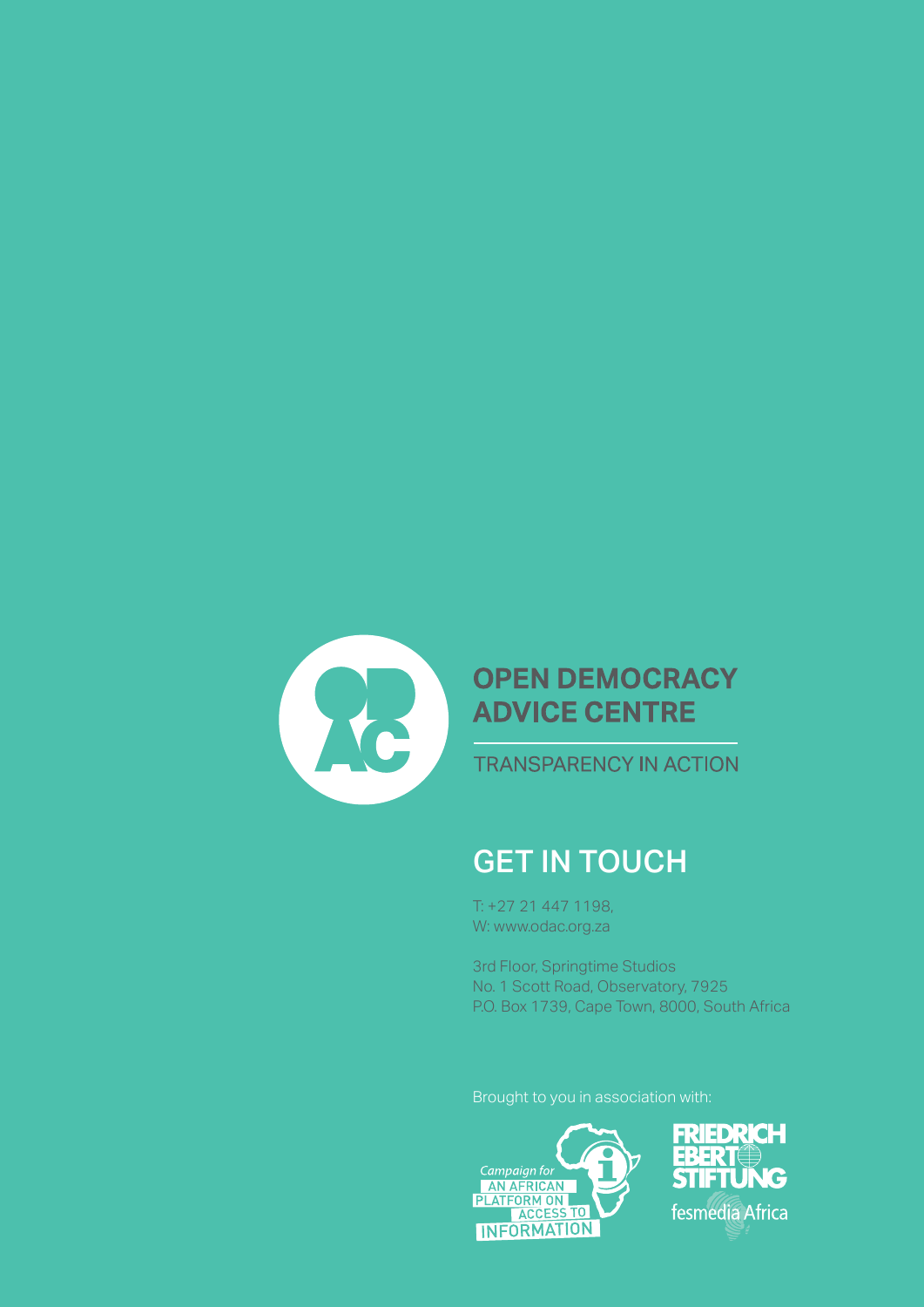**OPEN DEMOCRACY ADVICE CENTRE**

TRANSPARENCY IN ACTION

## GET IN TOUCH

T: +27 21 447 1198,
W: www.odac.org.za

3rd Floor, Springtime Studios
No. 1 Scott Road, Observatory, 7925
P.O. Box 1739, Cape Town, 8000, South Africa

Brought to you in association with:

Campaign for AN AFRICAN PLATFORM ON ACCESS TO INFORMATION

FRIEDRICH EBERT STIFTUNG
fesmedia Africa